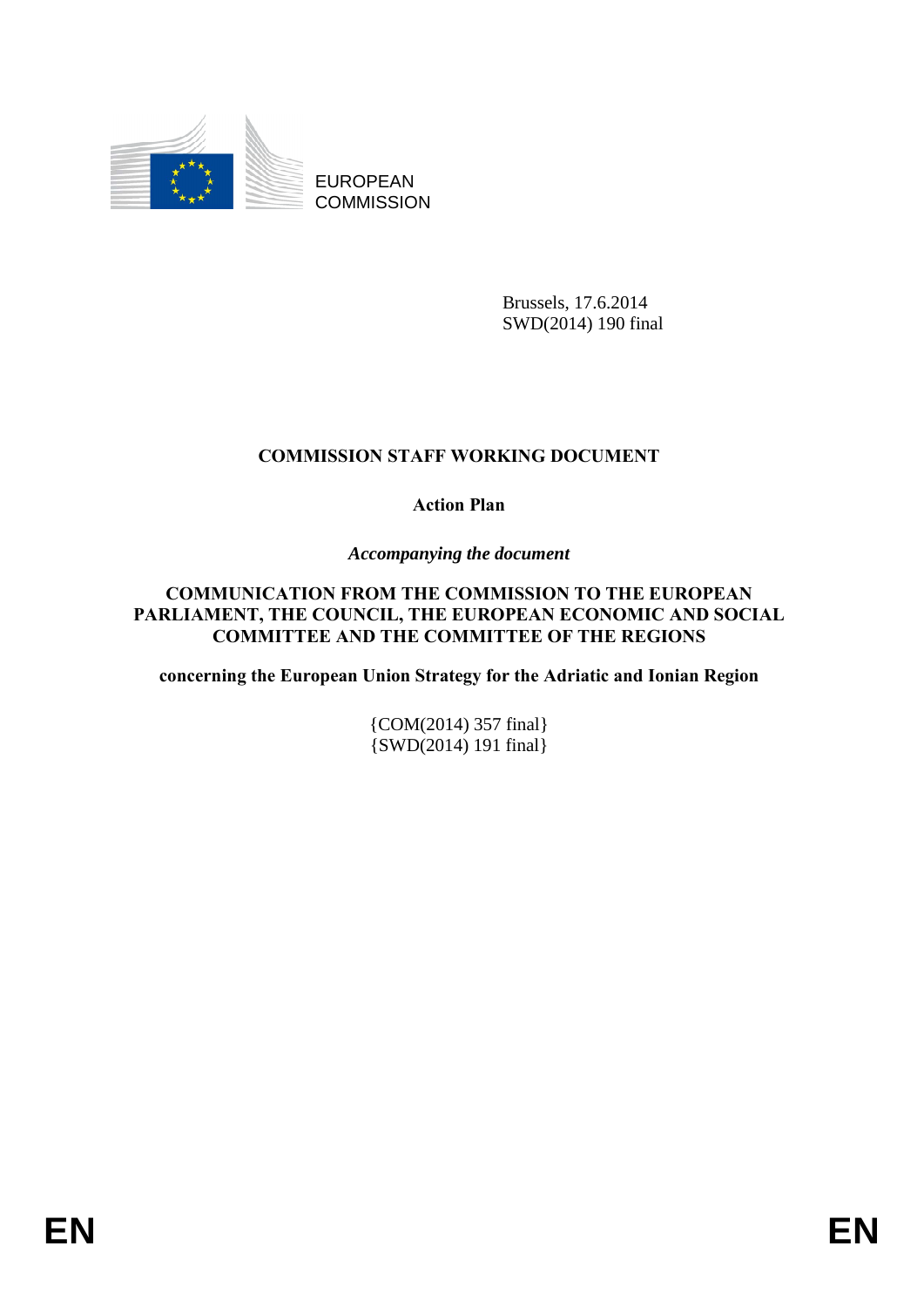EUROPEAN COMMISSION

Brussels, 17.6.2014
SWD(2014) 190 final

# COMMISSION STAFF WORKING DOCUMENT

## Action Plan

*Accompanying the document*

## COMMUNICATION FROM THE COMMISSION TO THE EUROPEAN PARLIAMENT, THE COUNCIL, THE EUROPEAN ECONOMIC AND SOCIAL COMMITTEE AND THE COMMITTEE OF THE REGIONS

**concerning the European Union Strategy for the Adriatic and Ionian Region**

{COM(2014) 357 final}
{SWD(2014) 191 final}

EN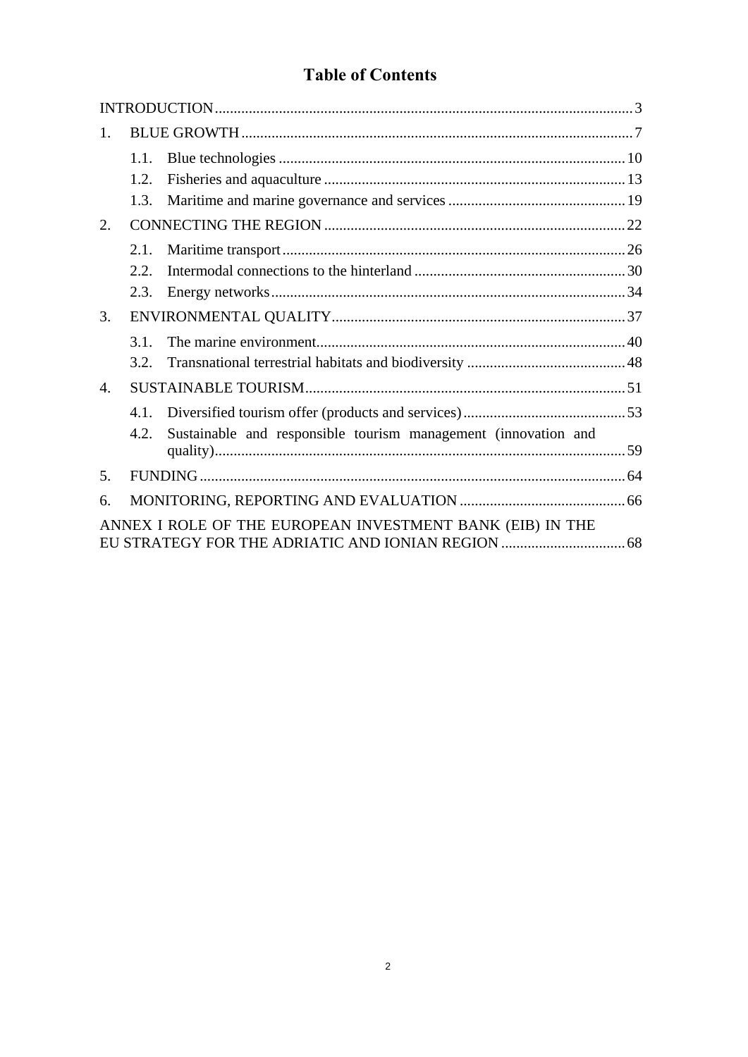# Table of Contents

INTRODUCTION ..... 3

1. BLUE GROWTH ..... 7
   - 1.1. Blue technologies ..... 10
   - 1.2. Fisheries and aquaculture ..... 13
   - 1.3. Maritime and marine governance and services ..... 19
2. CONNECTING THE REGION ..... 22
   - 2.1. Maritime transport ..... 26
   - 2.2. Intermodal connections to the hinterland ..... 30
   - 2.3. Energy networks ..... 34
3. ENVIRONMENTAL QUALITY ..... 37
   - 3.1. The marine environment ..... 40
   - 3.2. Transnational terrestrial habitats and biodiversity ..... 48
4. SUSTAINABLE TOURISM ..... 51
   - 4.1. Diversified tourism offer (products and services) ..... 53
   - 4.2. Sustainable and responsible tourism management (innovation and quality) ..... 59
5. FUNDING ..... 64
6. MONITORING, REPORTING AND EVALUATION ..... 66

ANNEX I ROLE OF THE EUROPEAN INVESTMENT BANK (EIB) IN THE EU STRATEGY FOR THE ADRIATIC AND IONIAN REGION ..... 68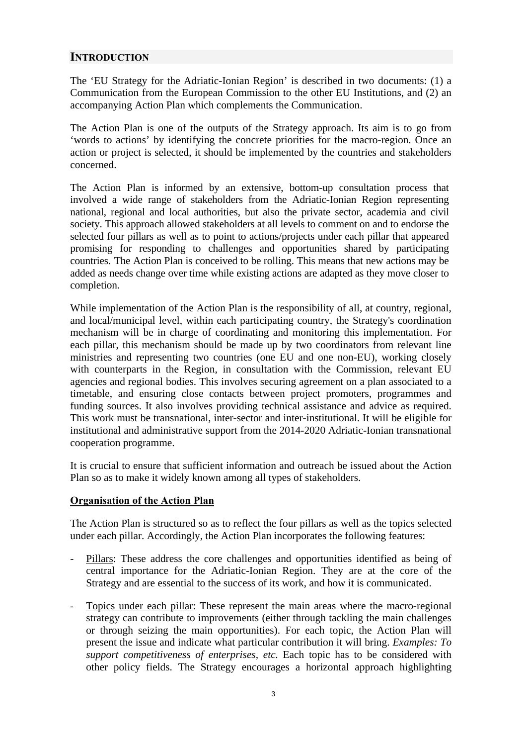## INTRODUCTION

The 'EU Strategy for the Adriatic-Ionian Region' is described in two documents: (1) a Communication from the European Commission to the other EU Institutions, and (2) an accompanying Action Plan which complements the Communication.

The Action Plan is one of the outputs of the Strategy approach. Its aim is to go from 'words to actions' by identifying the concrete priorities for the macro-region. Once an action or project is selected, it should be implemented by the countries and stakeholders concerned.

The Action Plan is informed by an extensive, bottom-up consultation process that involved a wide range of stakeholders from the Adriatic-Ionian Region representing national, regional and local authorities, but also the private sector, academia and civil society. This approach allowed stakeholders at all levels to comment on and to endorse the selected four pillars as well as to point to actions/projects under each pillar that appeared promising for responding to challenges and opportunities shared by participating countries. The Action Plan is conceived to be rolling. This means that new actions may be added as needs change over time while existing actions are adapted as they move closer to completion.

While implementation of the Action Plan is the responsibility of all, at country, regional, and local/municipal level, within each participating country, the Strategy's coordination mechanism will be in charge of coordinating and monitoring this implementation. For each pillar, this mechanism should be made up by two coordinators from relevant line ministries and representing two countries (one EU and one non-EU), working closely with counterparts in the Region, in consultation with the Commission, relevant EU agencies and regional bodies. This involves securing agreement on a plan associated to a timetable, and ensuring close contacts between project promoters, programmes and funding sources. It also involves providing technical assistance and advice as required. This work must be transnational, inter-sector and inter-institutional. It will be eligible for institutional and administrative support from the 2014-2020 Adriatic-Ionian transnational cooperation programme.

It is crucial to ensure that sufficient information and outreach be issued about the Action Plan so as to make it widely known among all types of stakeholders.

### Organisation of the Action Plan

The Action Plan is structured so as to reflect the four pillars as well as the topics selected under each pillar. Accordingly, the Action Plan incorporates the following features:

- Pillars: These address the core challenges and opportunities identified as being of central importance for the Adriatic-Ionian Region. They are at the core of the Strategy and are essential to the success of its work, and how it is communicated.

- Topics under each pillar: These represent the main areas where the macro-regional strategy can contribute to improvements (either through tackling the main challenges or through seizing the main opportunities). For each topic, the Action Plan will present the issue and indicate what particular contribution it will bring. *Examples: To support competitiveness of enterprises, etc.* Each topic has to be considered with other policy fields. The Strategy encourages a horizontal approach highlighting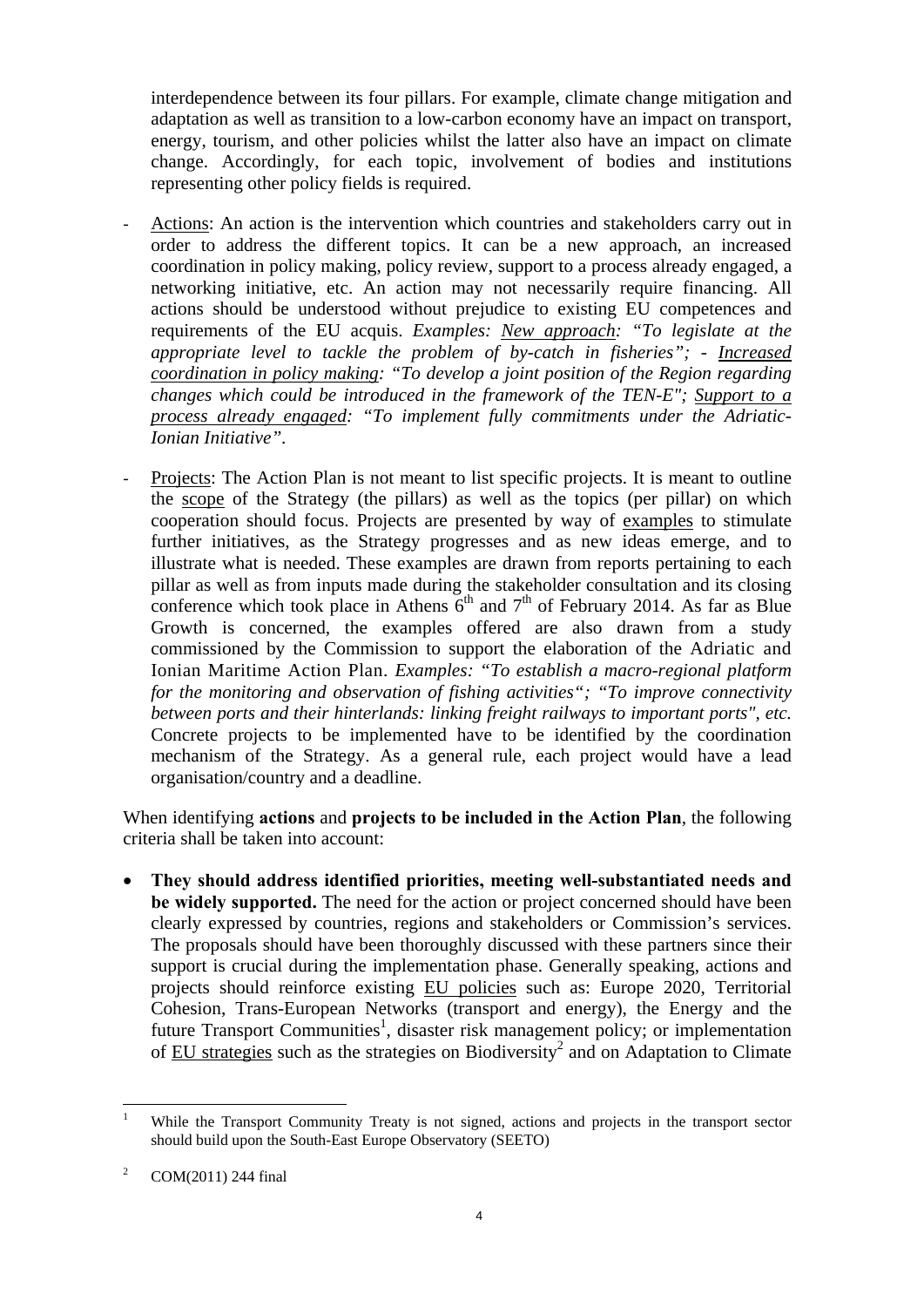interdependence between its four pillars. For example, climate change mitigation and adaptation as well as transition to a low-carbon economy have an impact on transport, energy, tourism, and other policies whilst the latter also have an impact on climate change. Accordingly, for each topic, involvement of bodies and institutions representing other policy fields is required.

- Actions: An action is the intervention which countries and stakeholders carry out in order to address the different topics. It can be a new approach, an increased coordination in policy making, policy review, support to a process already engaged, a networking initiative, etc. An action may not necessarily require financing. All actions should be understood without prejudice to existing EU competences and requirements of the EU acquis. *Examples: New approach: "To legislate at the appropriate level to tackle the problem of by-catch in fisheries"; - Increased coordination in policy making: "To develop a joint position of the Region regarding changes which could be introduced in the framework of the TEN-E"; Support to a process already engaged: "To implement fully commitments under the Adriatic-Ionian Initiative".*

- Projects: The Action Plan is not meant to list specific projects. It is meant to outline the scope of the Strategy (the pillars) as well as the topics (per pillar) on which cooperation should focus. Projects are presented by way of examples to stimulate further initiatives, as the Strategy progresses and as new ideas emerge, and to illustrate what is needed. These examples are drawn from reports pertaining to each pillar as well as from inputs made during the stakeholder consultation and its closing conference which took place in Athens 6th and 7th of February 2014. As far as Blue Growth is concerned, the examples offered are also drawn from a study commissioned by the Commission to support the elaboration of the Adriatic and Ionian Maritime Action Plan. *Examples: "To establish a macro-regional platform for the monitoring and observation of fishing activities"; "To improve connectivity between ports and their hinterlands: linking freight railways to important ports", etc.* Concrete projects to be implemented have to be identified by the coordination mechanism of the Strategy. As a general rule, each project would have a lead organisation/country and a deadline.

When identifying **actions** and **projects to be included in the Action Plan**, the following criteria shall be taken into account:

- **They should address identified priorities, meeting well-substantiated needs and be widely supported.** The need for the action or project concerned should have been clearly expressed by countries, regions and stakeholders or Commission's services. The proposals should have been thoroughly discussed with these partners since their support is crucial during the implementation phase. Generally speaking, actions and projects should reinforce existing EU policies such as: Europe 2020, Territorial Cohesion, Trans-European Networks (transport and energy), the Energy and the future Transport Communities[1], disaster risk management policy; or implementation of EU strategies such as the strategies on Biodiversity[2] and on Adaptation to Climate

[1] While the Transport Community Treaty is not signed, actions and projects in the transport sector should build upon the South-East Europe Observatory (SEETO)

[2] COM(2011) 244 final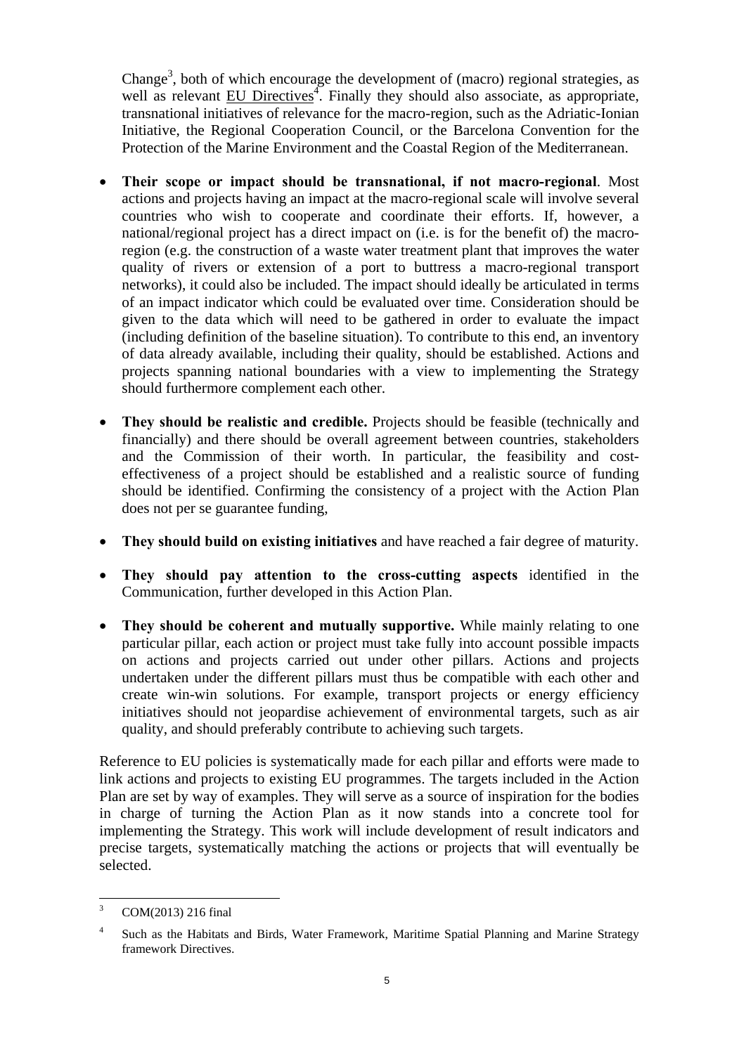Change[3], both of which encourage the development of (macro) regional strategies, as well as relevant EU Directives[4]. Finally they should also associate, as appropriate, transnational initiatives of relevance for the macro-region, such as the Adriatic-Ionian Initiative, the Regional Cooperation Council, or the Barcelona Convention for the Protection of the Marine Environment and the Coastal Region of the Mediterranean.

- **Their scope or impact should be transnational, if not macro-regional**. Most actions and projects having an impact at the macro-regional scale will involve several countries who wish to cooperate and coordinate their efforts. If, however, a national/regional project has a direct impact on (i.e. is for the benefit of) the macro-region (e.g. the construction of a waste water treatment plant that improves the water quality of rivers or extension of a port to buttress a macro-regional transport networks), it could also be included. The impact should ideally be articulated in terms of an impact indicator which could be evaluated over time. Consideration should be given to the data which will need to be gathered in order to evaluate the impact (including definition of the baseline situation). To contribute to this end, an inventory of data already available, including their quality, should be established. Actions and projects spanning national boundaries with a view to implementing the Strategy should furthermore complement each other.

- **They should be realistic and credible.** Projects should be feasible (technically and financially) and there should be overall agreement between countries, stakeholders and the Commission of their worth. In particular, the feasibility and cost-effectiveness of a project should be established and a realistic source of funding should be identified. Confirming the consistency of a project with the Action Plan does not per se guarantee funding,

- **They should build on existing initiatives** and have reached a fair degree of maturity.

- **They should pay attention to the cross-cutting aspects** identified in the Communication, further developed in this Action Plan.

- **They should be coherent and mutually supportive.** While mainly relating to one particular pillar, each action or project must take fully into account possible impacts on actions and projects carried out under other pillars. Actions and projects undertaken under the different pillars must thus be compatible with each other and create win-win solutions. For example, transport projects or energy efficiency initiatives should not jeopardise achievement of environmental targets, such as air quality, and should preferably contribute to achieving such targets.

Reference to EU policies is systematically made for each pillar and efforts were made to link actions and projects to existing EU programmes. The targets included in the Action Plan are set by way of examples. They will serve as a source of inspiration for the bodies in charge of turning the Action Plan as it now stands into a concrete tool for implementing the Strategy. This work will include development of result indicators and precise targets, systematically matching the actions or projects that will eventually be selected.

---

[3] COM(2013) 216 final

[4] Such as the Habitats and Birds, Water Framework, Maritime Spatial Planning and Marine Strategy framework Directives.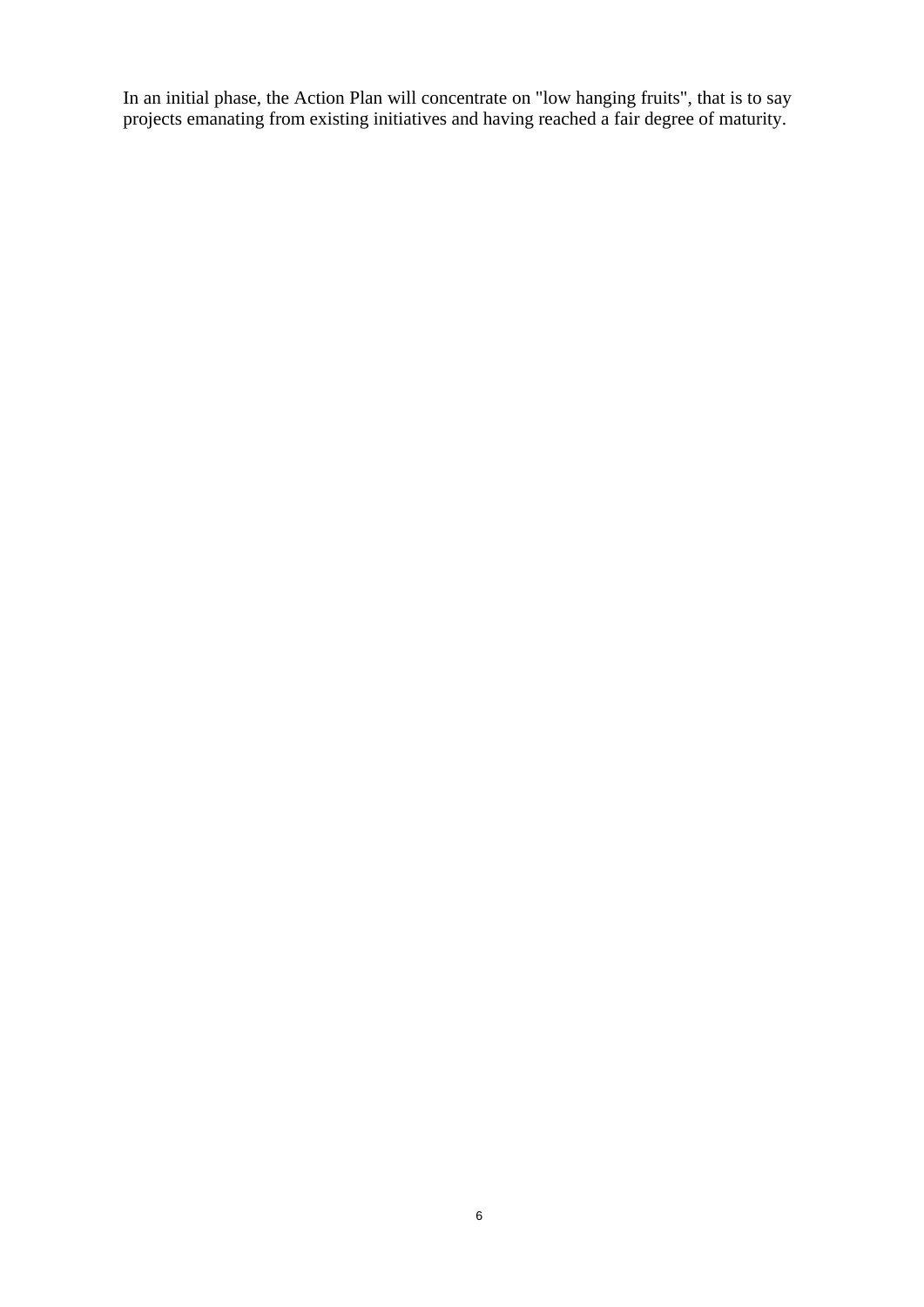In an initial phase, the Action Plan will concentrate on "low hanging fruits", that is to say projects emanating from existing initiatives and having reached a fair degree of maturity.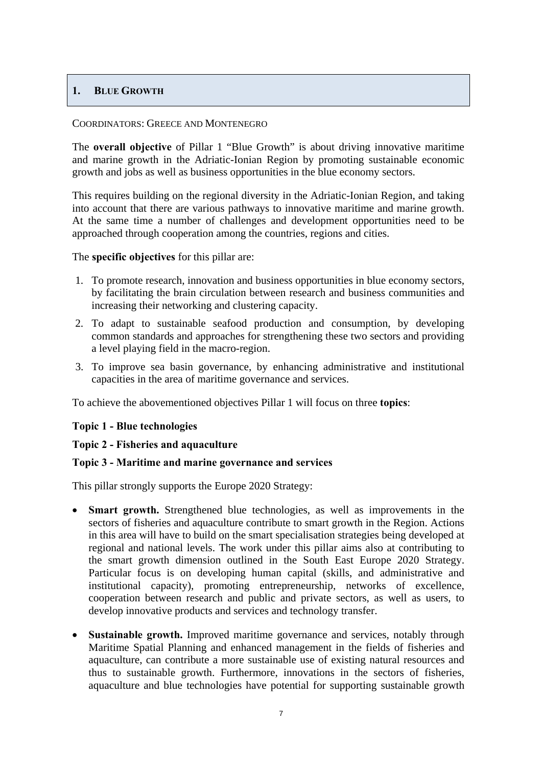# 1. Blue Growth

COORDINATORS: GREECE AND MONTENEGRO

The **overall objective** of Pillar 1 "Blue Growth" is about driving innovative maritime and marine growth in the Adriatic-Ionian Region by promoting sustainable economic growth and jobs as well as business opportunities in the blue economy sectors.

This requires building on the regional diversity in the Adriatic-Ionian Region, and taking into account that there are various pathways to innovative maritime and marine growth. At the same time a number of challenges and development opportunities need to be approached through cooperation among the countries, regions and cities.

The **specific objectives** for this pillar are:

1. To promote research, innovation and business opportunities in blue economy sectors, by facilitating the brain circulation between research and business communities and increasing their networking and clustering capacity.
2. To adapt to sustainable seafood production and consumption, by developing common standards and approaches for strengthening these two sectors and providing a level playing field in the macro-region.
3. To improve sea basin governance, by enhancing administrative and institutional capacities in the area of maritime governance and services.

To achieve the abovementioned objectives Pillar 1 will focus on three **topics**:

**Topic 1 - Blue technologies**

**Topic 2 - Fisheries and aquaculture**

**Topic 3 - Maritime and marine governance and services**

This pillar strongly supports the Europe 2020 Strategy:

- **Smart growth.** Strengthened blue technologies, as well as improvements in the sectors of fisheries and aquaculture contribute to smart growth in the Region. Actions in this area will have to build on the smart specialisation strategies being developed at regional and national levels. The work under this pillar aims also at contributing to the smart growth dimension outlined in the South East Europe 2020 Strategy. Particular focus is on developing human capital (skills, and administrative and institutional capacity), promoting entrepreneurship, networks of excellence, cooperation between research and public and private sectors, as well as users, to develop innovative products and services and technology transfer.
- **Sustainable growth.** Improved maritime governance and services, notably through Maritime Spatial Planning and enhanced management in the fields of fisheries and aquaculture, can contribute a more sustainable use of existing natural resources and thus to sustainable growth. Furthermore, innovations in the sectors of fisheries, aquaculture and blue technologies have potential for supporting sustainable growth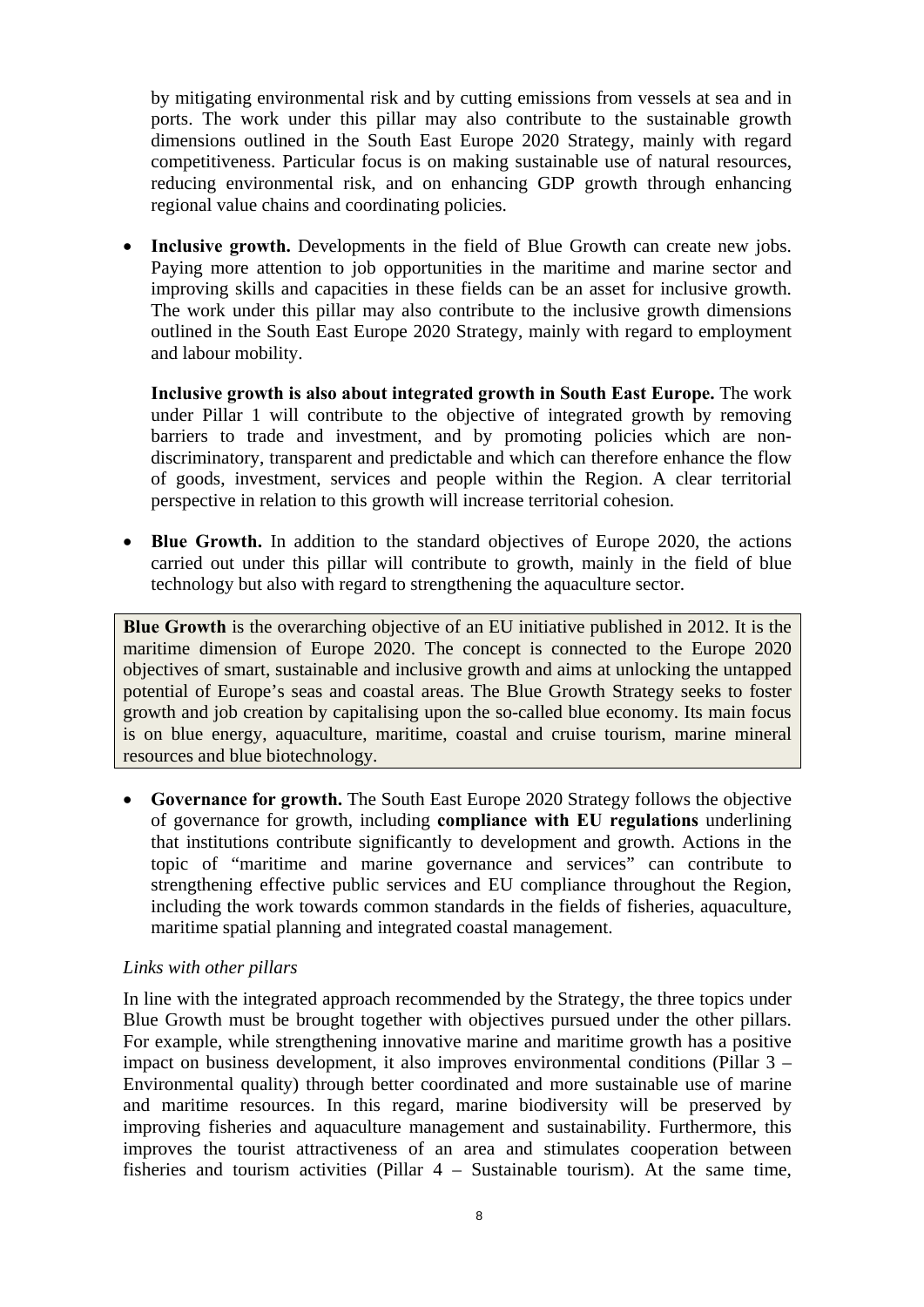by mitigating environmental risk and by cutting emissions from vessels at sea and in ports. The work under this pillar may also contribute to the sustainable growth dimensions outlined in the South East Europe 2020 Strategy, mainly with regard competitiveness. Particular focus is on making sustainable use of natural resources, reducing environmental risk, and on enhancing GDP growth through enhancing regional value chains and coordinating policies.

- **Inclusive growth.** Developments in the field of Blue Growth can create new jobs. Paying more attention to job opportunities in the maritime and marine sector and improving skills and capacities in these fields can be an asset for inclusive growth. The work under this pillar may also contribute to the inclusive growth dimensions outlined in the South East Europe 2020 Strategy, mainly with regard to employment and labour mobility.

  **Inclusive growth is also about integrated growth in South East Europe.** The work under Pillar 1 will contribute to the objective of integrated growth by removing barriers to trade and investment, and by promoting policies which are non-discriminatory, transparent and predictable and which can therefore enhance the flow of goods, investment, services and people within the Region. A clear territorial perspective in relation to this growth will increase territorial cohesion.

- **Blue Growth.** In addition to the standard objectives of Europe 2020, the actions carried out under this pillar will contribute to growth, mainly in the field of blue technology but also with regard to strengthening the aquaculture sector.

> **Blue Growth** is the overarching objective of an EU initiative published in 2012. It is the maritime dimension of Europe 2020. The concept is connected to the Europe 2020 objectives of smart, sustainable and inclusive growth and aims at unlocking the untapped potential of Europe's seas and coastal areas. The Blue Growth Strategy seeks to foster growth and job creation by capitalising upon the so-called blue economy. Its main focus is on blue energy, aquaculture, maritime, coastal and cruise tourism, marine mineral resources and blue biotechnology.

- **Governance for growth.** The South East Europe 2020 Strategy follows the objective of governance for growth, including **compliance with EU regulations** underlining that institutions contribute significantly to development and growth. Actions in the topic of "maritime and marine governance and services" can contribute to strengthening effective public services and EU compliance throughout the Region, including the work towards common standards in the fields of fisheries, aquaculture, maritime spatial planning and integrated coastal management.

*Links with other pillars*

In line with the integrated approach recommended by the Strategy, the three topics under Blue Growth must be brought together with objectives pursued under the other pillars. For example, while strengthening innovative marine and maritime growth has a positive impact on business development, it also improves environmental conditions (Pillar 3 – Environmental quality) through better coordinated and more sustainable use of marine and maritime resources. In this regard, marine biodiversity will be preserved by improving fisheries and aquaculture management and sustainability. Furthermore, this improves the tourist attractiveness of an area and stimulates cooperation between fisheries and tourism activities (Pillar 4 – Sustainable tourism). At the same time,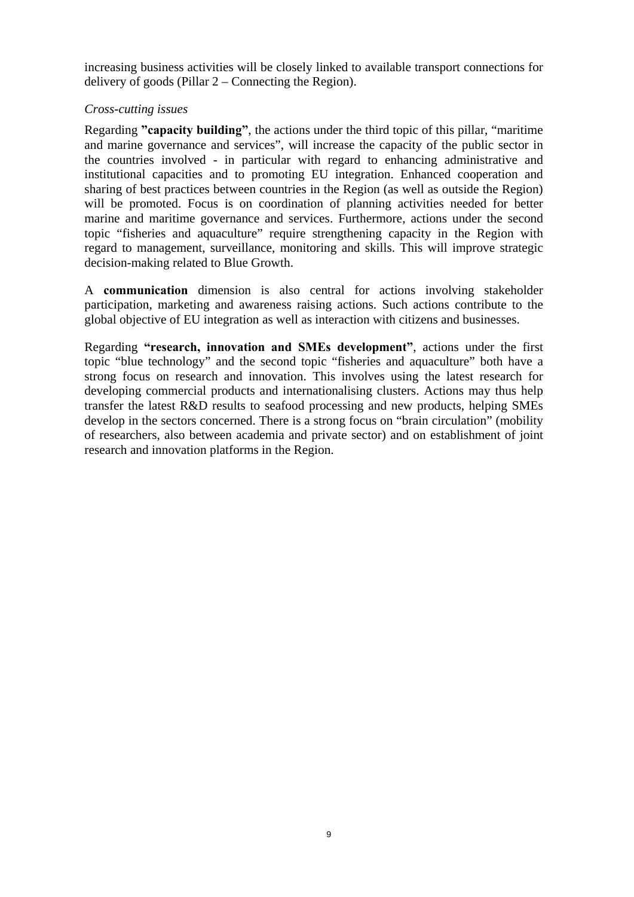increasing business activities will be closely linked to available transport connections for delivery of goods (Pillar 2 – Connecting the Region).

*Cross-cutting issues*

Regarding **"capacity building"**, the actions under the third topic of this pillar, "maritime and marine governance and services", will increase the capacity of the public sector in the countries involved - in particular with regard to enhancing administrative and institutional capacities and to promoting EU integration. Enhanced cooperation and sharing of best practices between countries in the Region (as well as outside the Region) will be promoted. Focus is on coordination of planning activities needed for better marine and maritime governance and services. Furthermore, actions under the second topic "fisheries and aquaculture" require strengthening capacity in the Region with regard to management, surveillance, monitoring and skills. This will improve strategic decision-making related to Blue Growth.

A **communication** dimension is also central for actions involving stakeholder participation, marketing and awareness raising actions. Such actions contribute to the global objective of EU integration as well as interaction with citizens and businesses.

Regarding **"research, innovation and SMEs development"**, actions under the first topic "blue technology" and the second topic "fisheries and aquaculture" both have a strong focus on research and innovation. This involves using the latest research for developing commercial products and internationalising clusters. Actions may thus help transfer the latest R&D results to seafood processing and new products, helping SMEs develop in the sectors concerned. There is a strong focus on "brain circulation" (mobility of researchers, also between academia and private sector) and on establishment of joint research and innovation platforms in the Region.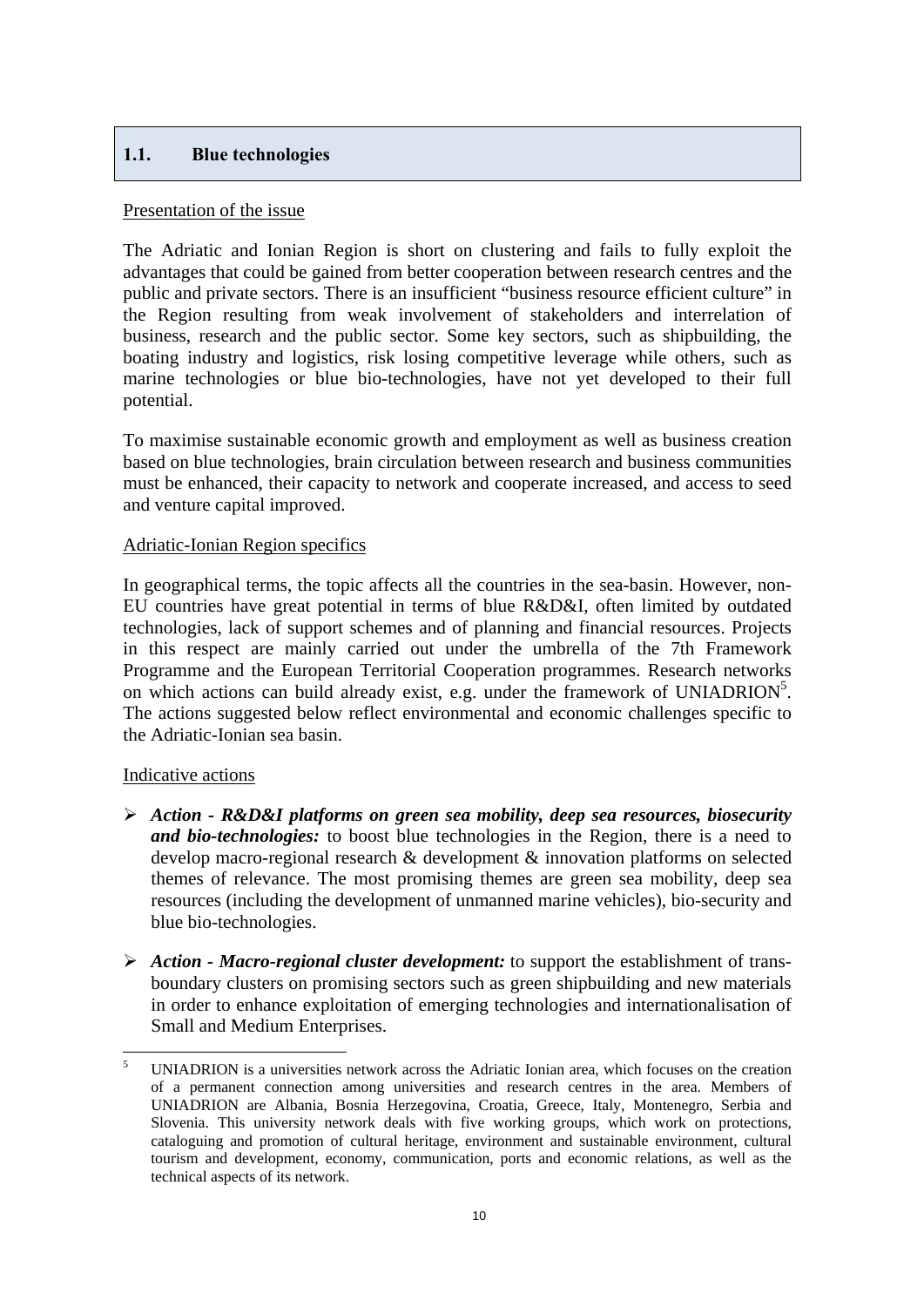## 1.1. Blue technologies

Presentation of the issue

The Adriatic and Ionian Region is short on clustering and fails to fully exploit the advantages that could be gained from better cooperation between research centres and the public and private sectors. There is an insufficient "business resource efficient culture" in the Region resulting from weak involvement of stakeholders and interrelation of business, research and the public sector. Some key sectors, such as shipbuilding, the boating industry and logistics, risk losing competitive leverage while others, such as marine technologies or blue bio-technologies, have not yet developed to their full potential.

To maximise sustainable economic growth and employment as well as business creation based on blue technologies, brain circulation between research and business communities must be enhanced, their capacity to network and cooperate increased, and access to seed and venture capital improved.

Adriatic-Ionian Region specifics

In geographical terms, the topic affects all the countries in the sea-basin. However, non-EU countries have great potential in terms of blue R&D&I, often limited by outdated technologies, lack of support schemes and of planning and financial resources. Projects in this respect are mainly carried out under the umbrella of the 7th Framework Programme and the European Territorial Cooperation programmes. Research networks on which actions can build already exist, e.g. under the framework of UNIADRION[5]. The actions suggested below reflect environmental and economic challenges specific to the Adriatic-Ionian sea basin.

Indicative actions

- ***Action - R&D&I platforms on green sea mobility, deep sea resources, biosecurity and bio-technologies:*** to boost blue technologies in the Region, there is a need to develop macro-regional research & development & innovation platforms on selected themes of relevance. The most promising themes are green sea mobility, deep sea resources (including the development of unmanned marine vehicles), bio-security and blue bio-technologies.
- ***Action - Macro-regional cluster development:*** to support the establishment of trans-boundary clusters on promising sectors such as green shipbuilding and new materials in order to enhance exploitation of emerging technologies and internationalisation of Small and Medium Enterprises.

[5] UNIADRION is a universities network across the Adriatic Ionian area, which focuses on the creation of a permanent connection among universities and research centres in the area. Members of UNIADRION are Albania, Bosnia Herzegovina, Croatia, Greece, Italy, Montenegro, Serbia and Slovenia. This university network deals with five working groups, which work on protections, cataloguing and promotion of cultural heritage, environment and sustainable environment, cultural tourism and development, economy, communication, ports and economic relations, as well as the technical aspects of its network.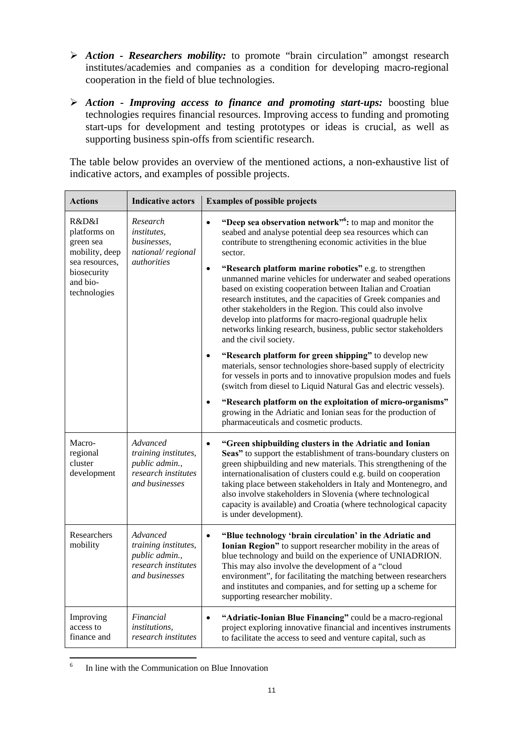- ***Action - Researchers mobility:*** to promote "brain circulation" amongst research institutes/academies and companies as a condition for developing macro-regional cooperation in the field of blue technologies.

- ***Action - Improving access to finance and promoting start-ups:*** boosting blue technologies requires financial resources. Improving access to funding and promoting start-ups for development and testing prototypes or ideas is crucial, as well as supporting business spin-offs from scientific research.

The table below provides an overview of the mentioned actions, a non-exhaustive list of indicative actors, and examples of possible projects.

| **Actions** | **Indicative actors** | **Examples of possible projects** |
|---|---|---|
| R&D&I platforms on green sea mobility, deep sea resources, biosecurity and bio-technologies | *Research institutes, businesses, national/ regional authorities* | • **"Deep sea observation network"[6]:** to map and monitor the seabed and analyse potential deep sea resources which can contribute to strengthening economic activities in the blue sector.<br>• **"Research platform marine robotics"** e.g. to strengthen unmanned marine vehicles for underwater and seabed operations based on existing cooperation between Italian and Croatian research institutes, and the capacities of Greek companies and other stakeholders in the Region. This could also involve develop into platforms for macro-regional quadruple helix networks linking research, business, public sector stakeholders and the civil society.<br>• **"Research platform for green shipping"** to develop new materials, sensor technologies shore-based supply of electricity for vessels in ports and to innovative propulsion modes and fuels (switch from diesel to Liquid Natural Gas and electric vessels).<br>• **"Research platform on the exploitation of micro-organisms"** growing in the Adriatic and Ionian seas for the production of pharmaceuticals and cosmetic products. |
| Macro-regional cluster development | *Advanced training institutes, public admin., research institutes and businesses* | • **"Green shipbuilding clusters in the Adriatic and Ionian Seas"** to support the establishment of trans-boundary clusters on green shipbuilding and new materials. This strengthening of the internationalisation of clusters could e.g. build on cooperation taking place between stakeholders in Italy and Montenegro, and also involve stakeholders in Slovenia (where technological capacity is available) and Croatia (where technological capacity is under development). |
| Researchers mobility | *Advanced training institutes, public admin., research institutes and businesses* | • **"Blue technology 'brain circulation' in the Adriatic and Ionian Region"** to support researcher mobility in the areas of blue technology and build on the experience of UNIADRION. This may also involve the development of a "cloud environment", for facilitating the matching between researchers and institutes and companies, and for setting up a scheme for supporting researcher mobility. |
| Improving access to finance and | *Financial institutions, research institutes* | • **"Adriatic-Ionian Blue Financing"** could be a macro-regional project exploring innovative financial and incentives instruments to facilitate the access to seed and venture capital, such as |

[6] In line with the Communication on Blue Innovation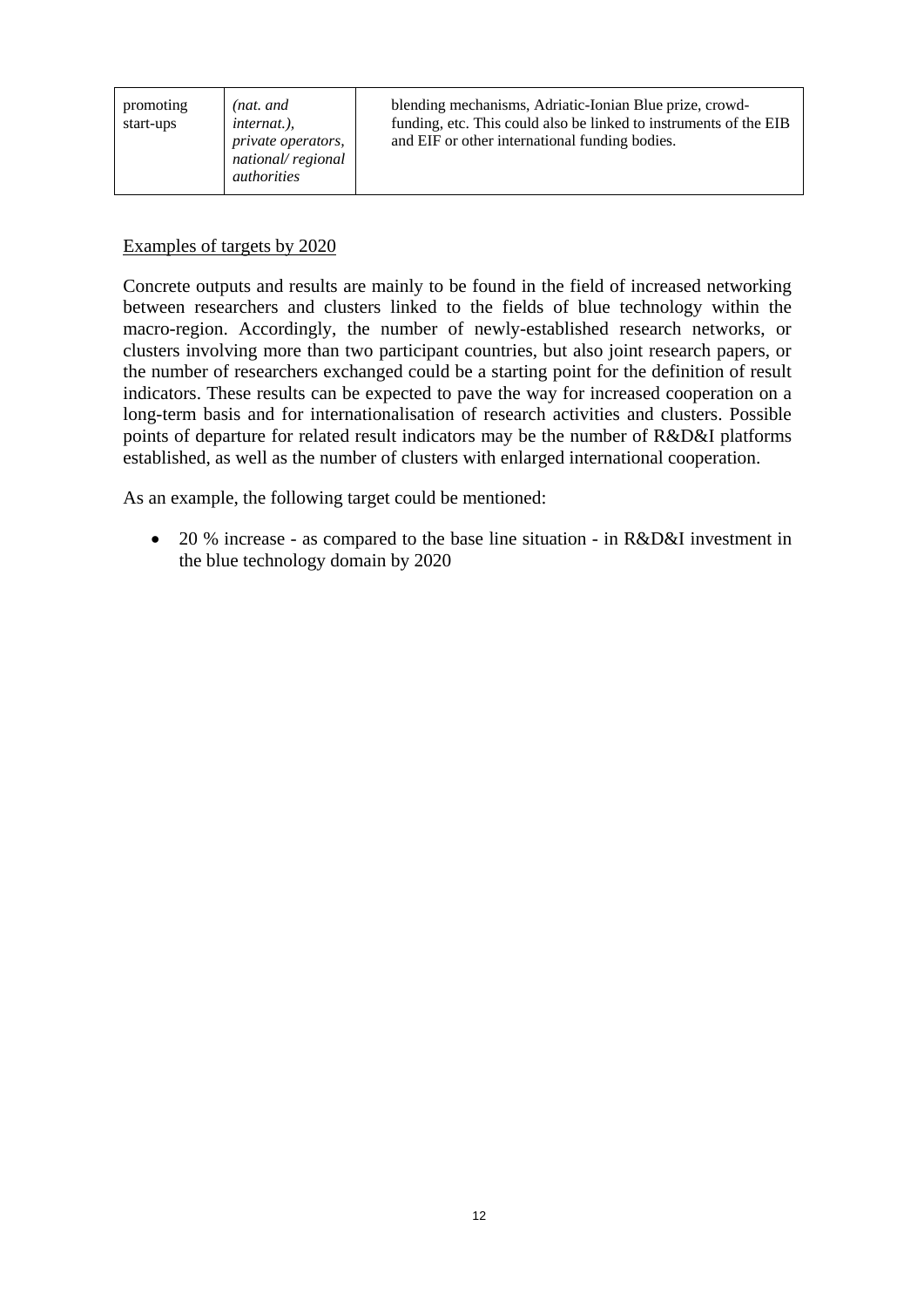| promoting start-ups | *(nat. and internat.), private operators, national/ regional authorities* | blending mechanisms, Adriatic-Ionian Blue prize, crowd-funding, etc. This could also be linked to instruments of the EIB and EIF or other international funding bodies. |
|---|---|---|

Examples of targets by 2020

Concrete outputs and results are mainly to be found in the field of increased networking between researchers and clusters linked to the fields of blue technology within the macro-region. Accordingly, the number of newly-established research networks, or clusters involving more than two participant countries, but also joint research papers, or the number of researchers exchanged could be a starting point for the definition of result indicators. These results can be expected to pave the way for increased cooperation on a long-term basis and for internationalisation of research activities and clusters. Possible points of departure for related result indicators may be the number of R&D&I platforms established, as well as the number of clusters with enlarged international cooperation.

As an example, the following target could be mentioned:

- 20 % increase - as compared to the base line situation - in R&D&I investment in the blue technology domain by 2020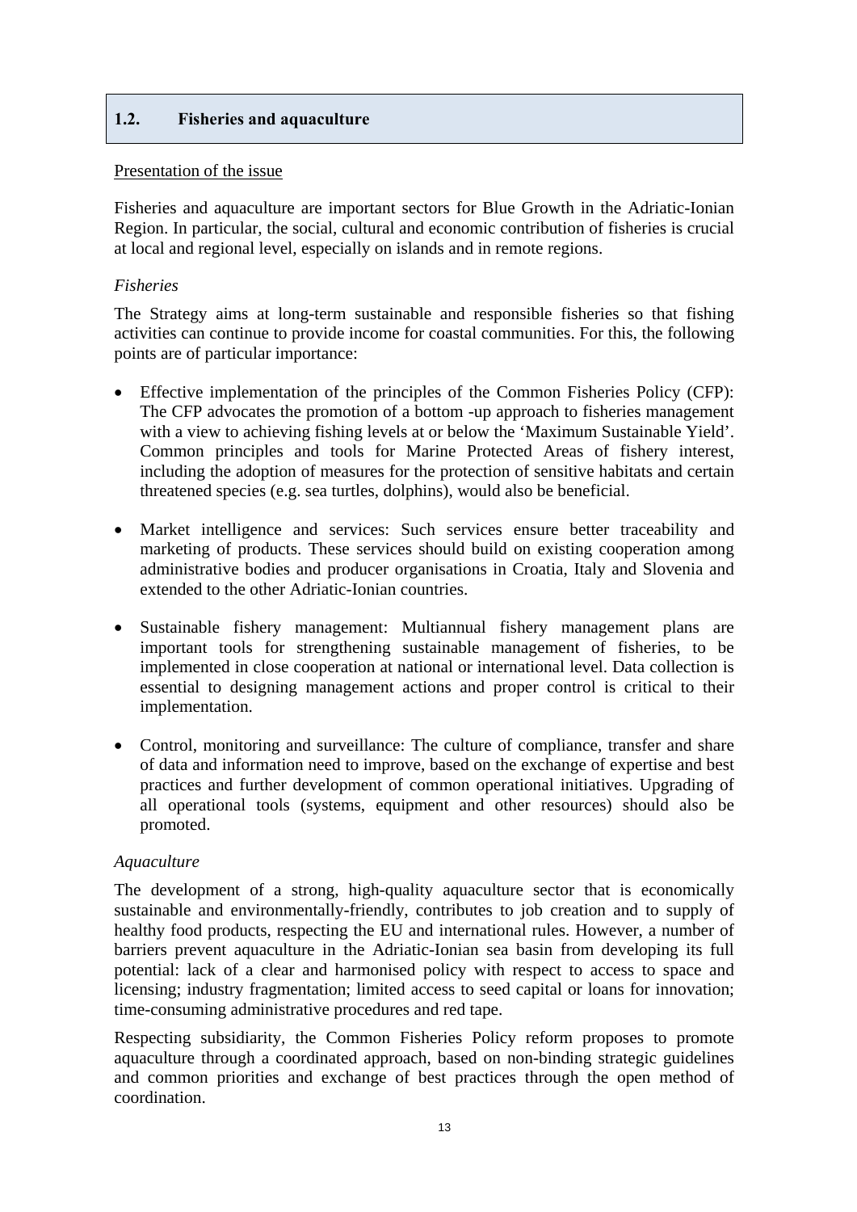## 1.2. Fisheries and aquaculture

Presentation of the issue

Fisheries and aquaculture are important sectors for Blue Growth in the Adriatic-Ionian Region. In particular, the social, cultural and economic contribution of fisheries is crucial at local and regional level, especially on islands and in remote regions.

*Fisheries*

The Strategy aims at long-term sustainable and responsible fisheries so that fishing activities can continue to provide income for coastal communities. For this, the following points are of particular importance:

- Effective implementation of the principles of the Common Fisheries Policy (CFP): The CFP advocates the promotion of a bottom -up approach to fisheries management with a view to achieving fishing levels at or below the 'Maximum Sustainable Yield'. Common principles and tools for Marine Protected Areas of fishery interest, including the adoption of measures for the protection of sensitive habitats and certain threatened species (e.g. sea turtles, dolphins), would also be beneficial.

- Market intelligence and services: Such services ensure better traceability and marketing of products. These services should build on existing cooperation among administrative bodies and producer organisations in Croatia, Italy and Slovenia and extended to the other Adriatic-Ionian countries.

- Sustainable fishery management: Multiannual fishery management plans are important tools for strengthening sustainable management of fisheries, to be implemented in close cooperation at national or international level. Data collection is essential to designing management actions and proper control is critical to their implementation.

- Control, monitoring and surveillance: The culture of compliance, transfer and share of data and information need to improve, based on the exchange of expertise and best practices and further development of common operational initiatives. Upgrading of all operational tools (systems, equipment and other resources) should also be promoted.

*Aquaculture*

The development of a strong, high-quality aquaculture sector that is economically sustainable and environmentally-friendly, contributes to job creation and to supply of healthy food products, respecting the EU and international rules. However, a number of barriers prevent aquaculture in the Adriatic-Ionian sea basin from developing its full potential: lack of a clear and harmonised policy with respect to access to space and licensing; industry fragmentation; limited access to seed capital or loans for innovation; time-consuming administrative procedures and red tape.

Respecting subsidiarity, the Common Fisheries Policy reform proposes to promote aquaculture through a coordinated approach, based on non-binding strategic guidelines and common priorities and exchange of best practices through the open method of coordination.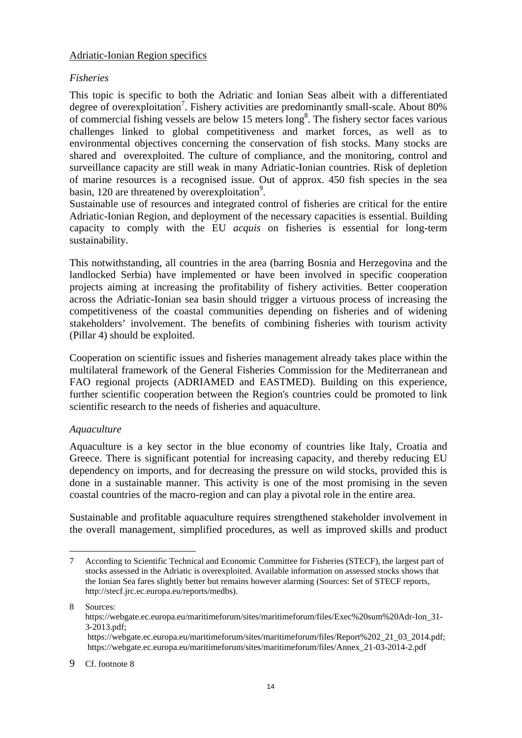Adriatic-Ionian Region specifics

*Fisheries*

This topic is specific to both the Adriatic and Ionian Seas albeit with a differentiated degree of overexploitation[7]. Fishery activities are predominantly small-scale. About 80% of commercial fishing vessels are below 15 meters long[8]. The fishery sector faces various challenges linked to global competitiveness and market forces, as well as to environmental objectives concerning the conservation of fish stocks. Many stocks are shared and overexploited. The culture of compliance, and the monitoring, control and surveillance capacity are still weak in many Adriatic-Ionian countries. Risk of depletion of marine resources is a recognised issue. Out of approx. 450 fish species in the sea basin, 120 are threatened by overexploitation[9].

Sustainable use of resources and integrated control of fisheries are critical for the entire Adriatic-Ionian Region, and deployment of the necessary capacities is essential. Building capacity to comply with the EU *acquis* on fisheries is essential for long-term sustainability.

This notwithstanding, all countries in the area (barring Bosnia and Herzegovina and the landlocked Serbia) have implemented or have been involved in specific cooperation projects aiming at increasing the profitability of fishery activities. Better cooperation across the Adriatic-Ionian sea basin should trigger a virtuous process of increasing the competitiveness of the coastal communities depending on fisheries and of widening stakeholders' involvement. The benefits of combining fisheries with tourism activity (Pillar 4) should be exploited.

Cooperation on scientific issues and fisheries management already takes place within the multilateral framework of the General Fisheries Commission for the Mediterranean and FAO regional projects (ADRIAMED and EASTMED). Building on this experience, further scientific cooperation between the Region's countries could be promoted to link scientific research to the needs of fisheries and aquaculture.

*Aquaculture*

Aquaculture is a key sector in the blue economy of countries like Italy, Croatia and Greece. There is significant potential for increasing capacity, and thereby reducing EU dependency on imports, and for decreasing the pressure on wild stocks, provided this is done in a sustainable manner. This activity is one of the most promising in the seven coastal countries of the macro-region and can play a pivotal role in the entire area.

Sustainable and profitable aquaculture requires strengthened stakeholder involvement in the overall management, simplified procedures, as well as improved skills and product

---

7 According to Scientific Technical and Economic Committee for Fisheries (STECF), the largest part of stocks assessed in the Adriatic is overexploited. Available information on assessed stocks shows that the Ionian Sea fares slightly better but remains however alarming (Sources: Set of STECF reports, http://stecf.jrc.ec.europa.eu/reports/medbs).

8 Sources: https://webgate.ec.europa.eu/maritimeforum/sites/maritimeforum/files/Exec%20sum%20Adr-Ion_31-3-2013.pdf; https://webgate.ec.europa.eu/maritimeforum/sites/maritimeforum/files/Report%202_21_03_2014.pdf; https://webgate.ec.europa.eu/maritimeforum/sites/maritimeforum/files/Annex_21-03-2014-2.pdf

9 Cf. footnote 8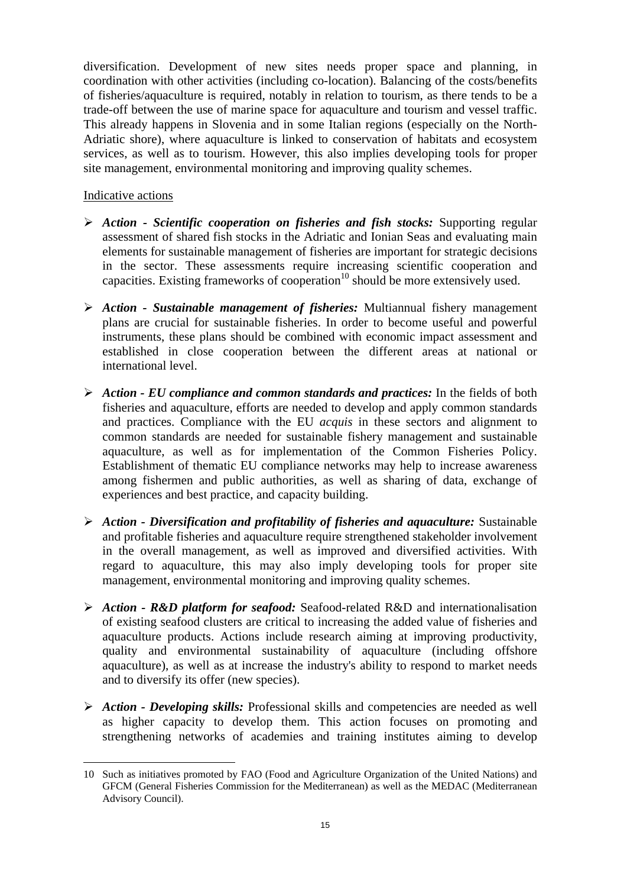diversification. Development of new sites needs proper space and planning, in coordination with other activities (including co-location). Balancing of the costs/benefits of fisheries/aquaculture is required, notably in relation to tourism, as there tends to be a trade-off between the use of marine space for aquaculture and tourism and vessel traffic. This already happens in Slovenia and in some Italian regions (especially on the North-Adriatic shore), where aquaculture is linked to conservation of habitats and ecosystem services, as well as to tourism. However, this also implies developing tools for proper site management, environmental monitoring and improving quality schemes.

Indicative actions

- ***Action - Scientific cooperation on fisheries and fish stocks:*** Supporting regular assessment of shared fish stocks in the Adriatic and Ionian Seas and evaluating main elements for sustainable management of fisheries are important for strategic decisions in the sector. These assessments require increasing scientific cooperation and capacities. Existing frameworks of cooperation[10] should be more extensively used.

- ***Action - Sustainable management of fisheries:*** Multiannual fishery management plans are crucial for sustainable fisheries. In order to become useful and powerful instruments, these plans should be combined with economic impact assessment and established in close cooperation between the different areas at national or international level.

- ***Action - EU compliance and common standards and practices:*** In the fields of both fisheries and aquaculture, efforts are needed to develop and apply common standards and practices. Compliance with the EU *acquis* in these sectors and alignment to common standards are needed for sustainable fishery management and sustainable aquaculture, as well as for implementation of the Common Fisheries Policy. Establishment of thematic EU compliance networks may help to increase awareness among fishermen and public authorities, as well as sharing of data, exchange of experiences and best practice, and capacity building.

- ***Action - Diversification and profitability of fisheries and aquaculture:*** Sustainable and profitable fisheries and aquaculture require strengthened stakeholder involvement in the overall management, as well as improved and diversified activities. With regard to aquaculture, this may also imply developing tools for proper site management, environmental monitoring and improving quality schemes.

- ***Action - R&D platform for seafood:*** Seafood-related R&D and internationalisation of existing seafood clusters are critical to increasing the added value of fisheries and aquaculture products. Actions include research aiming at improving productivity, quality and environmental sustainability of aquaculture (including offshore aquaculture), as well as at increase the industry's ability to respond to market needs and to diversify its offer (new species).

- ***Action - Developing skills:*** Professional skills and competencies are needed as well as higher capacity to develop them. This action focuses on promoting and strengthening networks of academies and training institutes aiming to develop

---

10 Such as initiatives promoted by FAO (Food and Agriculture Organization of the United Nations) and GFCM (General Fisheries Commission for the Mediterranean) as well as the MEDAC (Mediterranean Advisory Council).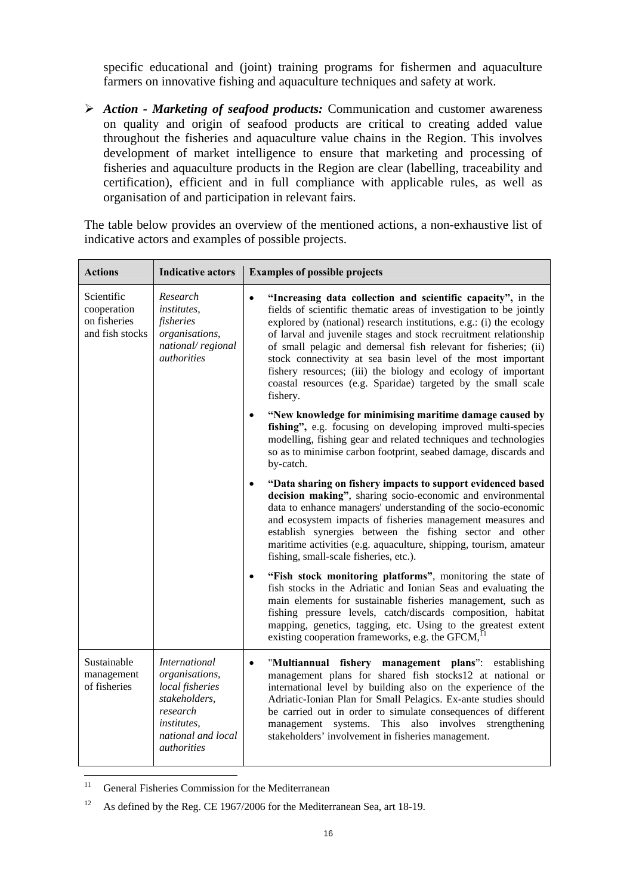specific educational and (joint) training programs for fishermen and aquaculture farmers on innovative fishing and aquaculture techniques and safety at work.

- ***Action - Marketing of seafood products:*** Communication and customer awareness on quality and origin of seafood products are critical to creating added value throughout the fisheries and aquaculture value chains in the Region. This involves development of market intelligence to ensure that marketing and processing of fisheries and aquaculture products in the Region are clear (labelling, traceability and certification), efficient and in full compliance with applicable rules, as well as organisation of and participation in relevant fairs.

The table below provides an overview of the mentioned actions, a non-exhaustive list of indicative actors and examples of possible projects.

| **Actions** | **Indicative actors** | **Examples of possible projects** |
|---|---|---|
| Scientific cooperation on fisheries and fish stocks | *Research institutes, fisheries organisations, national/ regional authorities* | • **"Increasing data collection and scientific capacity",** in the fields of scientific thematic areas of investigation to be jointly explored by (national) research institutions, e.g.: (i) the ecology of larval and juvenile stages and stock recruitment relationship of small pelagic and demersal fish relevant for fisheries; (ii) stock connectivity at sea basin level of the most important fishery resources; (iii) the biology and ecology of important coastal resources (e.g. Sparidae) targeted by the small scale fishery. <br> • **"New knowledge for minimising maritime damage caused by fishing",** e.g. focusing on developing improved multi-species modelling, fishing gear and related techniques and technologies so as to minimise carbon footprint, seabed damage, discards and by-catch. <br> • **"Data sharing on fishery impacts to support evidenced based decision making"**, sharing socio-economic and environmental data to enhance managers' understanding of the socio-economic and ecosystem impacts of fisheries management measures and establish synergies between the fishing sector and other maritime activities (e.g. aquaculture, shipping, tourism, amateur fishing, small-scale fisheries, etc.). <br> • **"Fish stock monitoring platforms"**, monitoring the state of fish stocks in the Adriatic and Ionian Seas and evaluating the main elements for sustainable fisheries management, such as fishing pressure levels, catch/discards composition, habitat mapping, genetics, tagging, etc. Using to the greatest extent existing cooperation frameworks, e.g. the GFCM,[11] |
| Sustainable management of fisheries | *International organisations, local fisheries stakeholders, research institutes, national and local authorities* | • "**Multiannual fishery management plans**": establishing management plans for shared fish stocks12 at national or international level by building also on the experience of the Adriatic-Ionian Plan for Small Pelagics. Ex-ante studies should be carried out in order to simulate consequences of different management systems. This also involves strengthening stakeholders' involvement in fisheries management. |

[11] General Fisheries Commission for the Mediterranean

[12] As defined by the Reg. CE 1967/2006 for the Mediterranean Sea, art 18-19.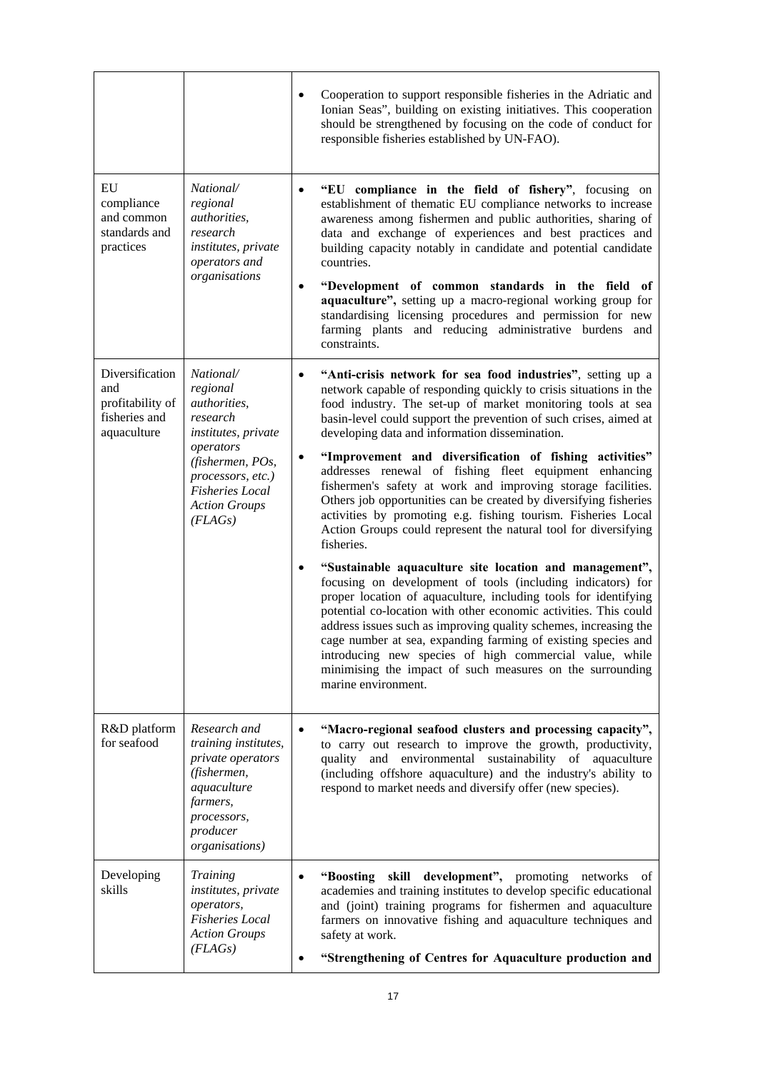| | | |
|---|---|---|
| | | • Cooperation to support responsible fisheries in the Adriatic and Ionian Seas", building on existing initiatives. This cooperation should be strengthened by focusing on the code of conduct for responsible fisheries established by UN-FAO). |
| EU compliance and common standards and practices | *National/ regional authorities, research institutes, private operators and organisations* | • **"EU compliance in the field of fishery"**, focusing on establishment of thematic EU compliance networks to increase awareness among fishermen and public authorities, sharing of data and exchange of experiences and best practices and building capacity notably in candidate and potential candidate countries.<br>• **"Development of common standards in the field of aquaculture"**, setting up a macro-regional working group for standardising licensing procedures and permission for new farming plants and reducing administrative burdens and constraints. |
| Diversification and profitability of fisheries and aquaculture | *National/ regional authorities, research institutes, private operators (fishermen, POs, processors, etc.) Fisheries Local Action Groups (FLAGs)* | • **"Anti-crisis network for sea food industries"**, setting up a network capable of responding quickly to crisis situations in the food industry. The set-up of market monitoring tools at sea basin-level could support the prevention of such crises, aimed at developing data and information dissemination.<br>• **"Improvement and diversification of fishing activities"** addresses renewal of fishing fleet equipment enhancing fishermen's safety at work and improving storage facilities. Others job opportunities can be created by diversifying fisheries activities by promoting e.g. fishing tourism. Fisheries Local Action Groups could represent the natural tool for diversifying fisheries.<br>• **"Sustainable aquaculture site location and management"**, focusing on development of tools (including indicators) for proper location of aquaculture, including tools for identifying potential co-location with other economic activities. This could address issues such as improving quality schemes, increasing the cage number at sea, expanding farming of existing species and introducing new species of high commercial value, while minimising the impact of such measures on the surrounding marine environment. |
| R&D platform for seafood | *Research and training institutes, private operators (fishermen, aquaculture farmers, processors, producer organisations)* | • **"Macro-regional seafood clusters and processing capacity"**, to carry out research to improve the growth, productivity, quality and environmental sustainability of aquaculture (including offshore aquaculture) and the industry's ability to respond to market needs and diversify offer (new species). |
| Developing skills | *Training institutes, private operators, Fisheries Local Action Groups (FLAGs)* | • **"Boosting skill development"**, promoting networks of academies and training institutes to develop specific educational and (joint) training programs for fishermen and aquaculture farmers on innovative fishing and aquaculture techniques and safety at work.<br>• **"Strengthening of Centres for Aquaculture production and** |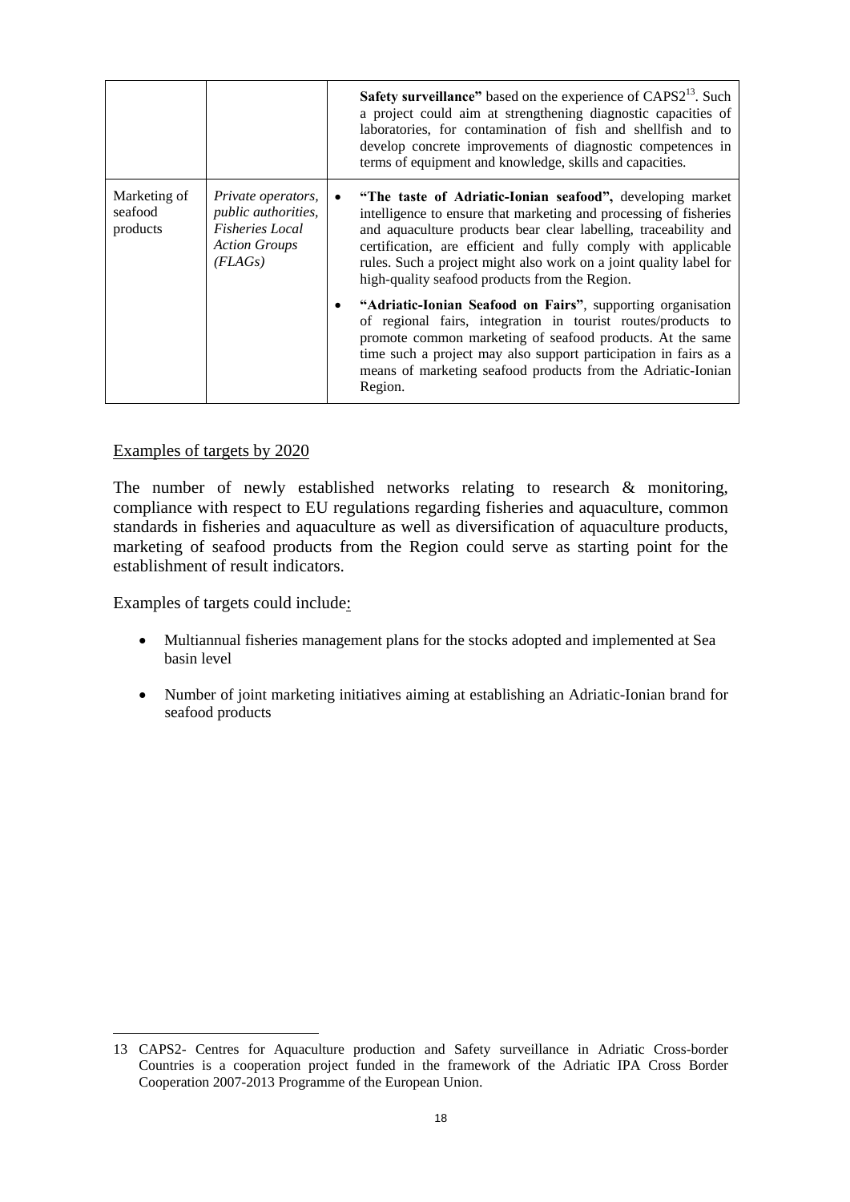| | | |
|---|---|---|
| | | **Safety surveillance"** based on the experience of CAPS2[13]. Such a project could aim at strengthening diagnostic capacities of laboratories, for contamination of fish and shellfish and to develop concrete improvements of diagnostic competences in terms of equipment and knowledge, skills and capacities. |
| Marketing of seafood products | *Private operators, public authorities, Fisheries Local Action Groups (FLAGs)* | • **"The taste of Adriatic-Ionian seafood",** developing market intelligence to ensure that marketing and processing of fisheries and aquaculture products bear clear labelling, traceability and certification, are efficient and fully comply with applicable rules. Such a project might also work on a joint quality label for high-quality seafood products from the Region.<br>• **"Adriatic-Ionian Seafood on Fairs"**, supporting organisation of regional fairs, integration in tourist routes/products to promote common marketing of seafood products. At the same time such a project may also support participation in fairs as a means of marketing seafood products from the Adriatic-Ionian Region. |

<u>Examples of targets by 2020</u>

The number of newly established networks relating to research & monitoring, compliance with respect to EU regulations regarding fisheries and aquaculture, common standards in fisheries and aquaculture as well as diversification of aquaculture products, marketing of seafood products from the Region could serve as starting point for the establishment of result indicators.

Examples of targets could include:

- Multiannual fisheries management plans for the stocks adopted and implemented at Sea basin level
- Number of joint marketing initiatives aiming at establishing an Adriatic-Ionian brand for seafood products

13 CAPS2- Centres for Aquaculture production and Safety surveillance in Adriatic Cross-border Countries is a cooperation project funded in the framework of the Adriatic IPA Cross Border Cooperation 2007-2013 Programme of the European Union.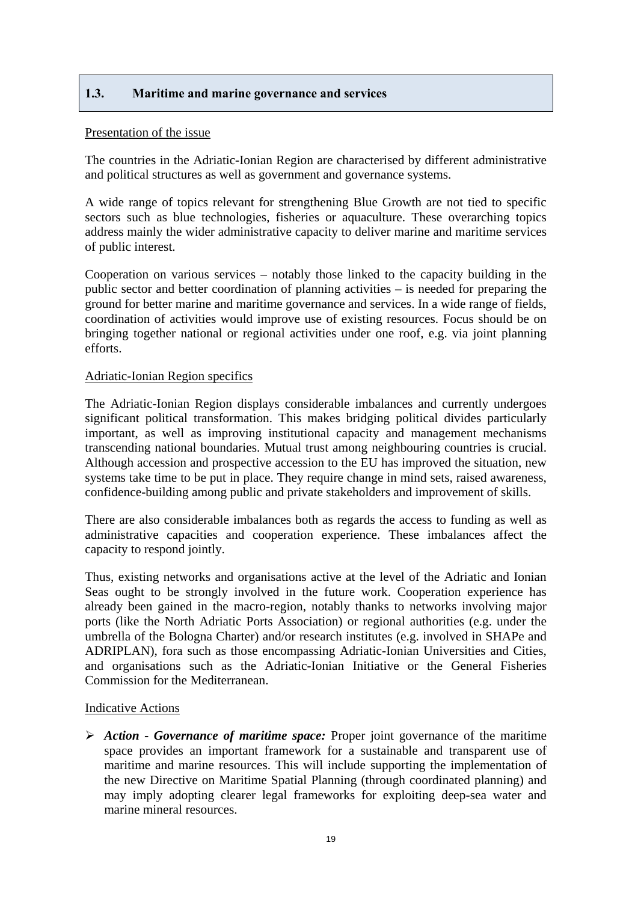## 1.3. Maritime and marine governance and services

Presentation of the issue

The countries in the Adriatic-Ionian Region are characterised by different administrative and political structures as well as government and governance systems.

A wide range of topics relevant for strengthening Blue Growth are not tied to specific sectors such as blue technologies, fisheries or aquaculture. These overarching topics address mainly the wider administrative capacity to deliver marine and maritime services of public interest.

Cooperation on various services – notably those linked to the capacity building in the public sector and better coordination of planning activities – is needed for preparing the ground for better marine and maritime governance and services. In a wide range of fields, coordination of activities would improve use of existing resources. Focus should be on bringing together national or regional activities under one roof, e.g. via joint planning efforts.

Adriatic-Ionian Region specifics

The Adriatic-Ionian Region displays considerable imbalances and currently undergoes significant political transformation. This makes bridging political divides particularly important, as well as improving institutional capacity and management mechanisms transcending national boundaries. Mutual trust among neighbouring countries is crucial. Although accession and prospective accession to the EU has improved the situation, new systems take time to be put in place. They require change in mind sets, raised awareness, confidence-building among public and private stakeholders and improvement of skills.

There are also considerable imbalances both as regards the access to funding as well as administrative capacities and cooperation experience. These imbalances affect the capacity to respond jointly.

Thus, existing networks and organisations active at the level of the Adriatic and Ionian Seas ought to be strongly involved in the future work. Cooperation experience has already been gained in the macro-region, notably thanks to networks involving major ports (like the North Adriatic Ports Association) or regional authorities (e.g. under the umbrella of the Bologna Charter) and/or research institutes (e.g. involved in SHAPe and ADRIPLAN), fora such as those encompassing Adriatic-Ionian Universities and Cities, and organisations such as the Adriatic-Ionian Initiative or the General Fisheries Commission for the Mediterranean.

Indicative Actions

- ***Action - Governance of maritime space:*** Proper joint governance of the maritime space provides an important framework for a sustainable and transparent use of maritime and marine resources. This will include supporting the implementation of the new Directive on Maritime Spatial Planning (through coordinated planning) and may imply adopting clearer legal frameworks for exploiting deep-sea water and marine mineral resources.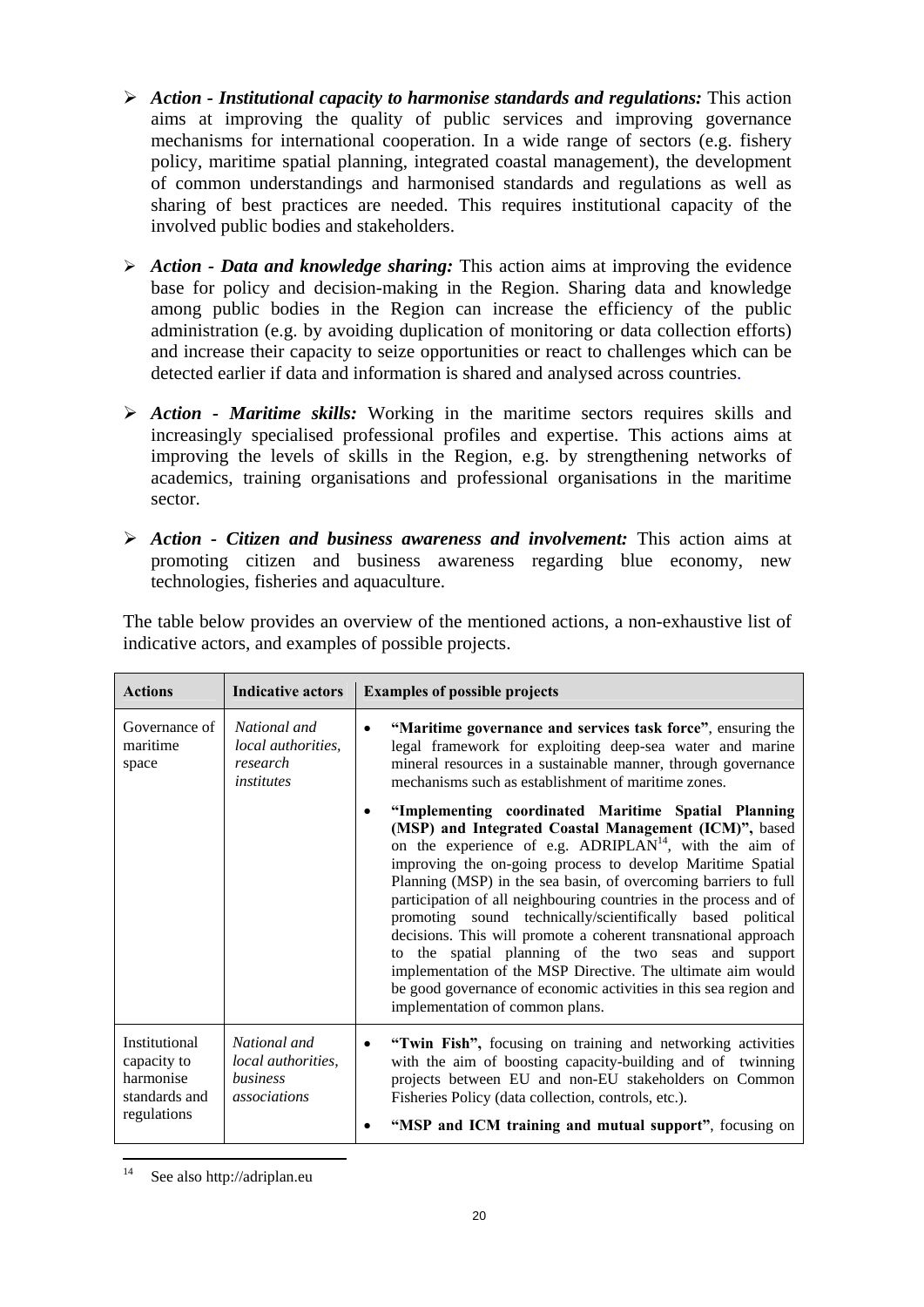- ***Action - Institutional capacity to harmonise standards and regulations:*** This action aims at improving the quality of public services and improving governance mechanisms for international cooperation. In a wide range of sectors (e.g. fishery policy, maritime spatial planning, integrated coastal management), the development of common understandings and harmonised standards and regulations as well as sharing of best practices are needed. This requires institutional capacity of the involved public bodies and stakeholders.

- ***Action - Data and knowledge sharing:*** This action aims at improving the evidence base for policy and decision-making in the Region. Sharing data and knowledge among public bodies in the Region can increase the efficiency of the public administration (e.g. by avoiding duplication of monitoring or data collection efforts) and increase their capacity to seize opportunities or react to challenges which can be detected earlier if data and information is shared and analysed across countries.

- ***Action - Maritime skills:*** Working in the maritime sectors requires skills and increasingly specialised professional profiles and expertise. This actions aims at improving the levels of skills in the Region, e.g. by strengthening networks of academics, training organisations and professional organisations in the maritime sector.

- ***Action - Citizen and business awareness and involvement:*** This action aims at promoting citizen and business awareness regarding blue economy, new technologies, fisheries and aquaculture.

The table below provides an overview of the mentioned actions, a non-exhaustive list of indicative actors, and examples of possible projects.

| Actions | Indicative actors | Examples of possible projects |
|---|---|---|
| Governance of maritime space | *National and local authorities, research institutes* | • **"Maritime governance and services task force"**, ensuring the legal framework for exploiting deep-sea water and marine mineral resources in a sustainable manner, through governance mechanisms such as establishment of maritime zones.<br>• **"Implementing coordinated Maritime Spatial Planning (MSP) and Integrated Coastal Management (ICM)",** based on the experience of e.g. ADRIPLAN[14], with the aim of improving the on-going process to develop Maritime Spatial Planning (MSP) in the sea basin, of overcoming barriers to full participation of all neighbouring countries in the process and of promoting sound technically/scientifically based political decisions. This will promote a coherent transnational approach to the spatial planning of the two seas and support implementation of the MSP Directive. The ultimate aim would be good governance of economic activities in this sea region and implementation of common plans. |
| Institutional capacity to harmonise standards and regulations | *National and local authorities, business associations* | • **"Twin Fish",** focusing on training and networking activities with the aim of boosting capacity-building and of twinning projects between EU and non-EU stakeholders on Common Fisheries Policy (data collection, controls, etc.).<br>• **"MSP and ICM training and mutual support"**, focusing on |

[14] See also http://adriplan.eu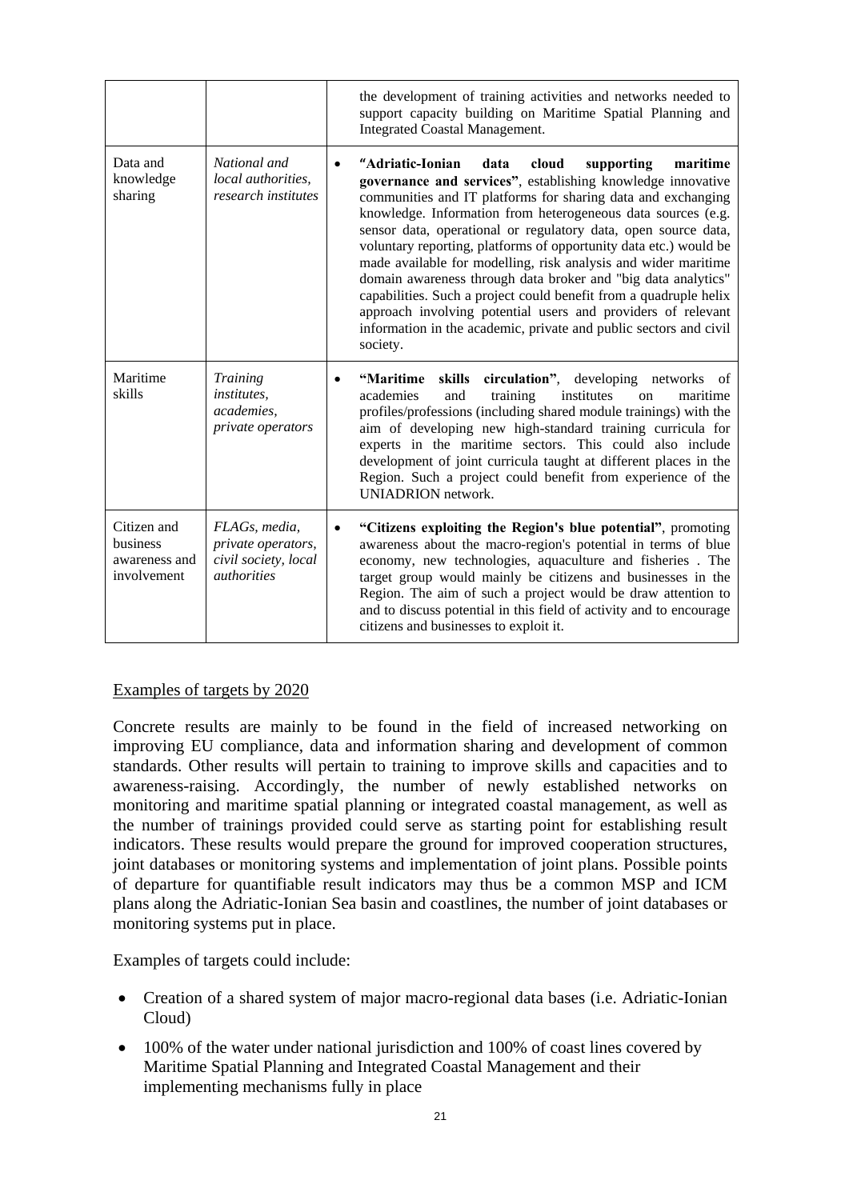| | | |
|---|---|---|
| | | the development of training activities and networks needed to support capacity building on Maritime Spatial Planning and Integrated Coastal Management. |
| Data and knowledge sharing | *National and local authorities, research institutes* | • **"Adriatic-Ionian data cloud supporting maritime governance and services"**, establishing knowledge innovative communities and IT platforms for sharing data and exchanging knowledge. Information from heterogeneous data sources (e.g. sensor data, operational or regulatory data, open source data, voluntary reporting, platforms of opportunity data etc.) would be made available for modelling, risk analysis and wider maritime domain awareness through data broker and "big data analytics" capabilities. Such a project could benefit from a quadruple helix approach involving potential users and providers of relevant information in the academic, private and public sectors and civil society. |
| Maritime skills | *Training institutes, academies, private operators* | • **"Maritime skills circulation"**, developing networks of academies and training institutes on maritime profiles/professions (including shared module trainings) with the aim of developing new high-standard training curricula for experts in the maritime sectors. This could also include development of joint curricula taught at different places in the Region. Such a project could benefit from experience of the UNIADRION network. |
| Citizen and business awareness and involvement | *FLAGs, media, private operators, civil society, local authorities* | • **"Citizens exploiting the Region's blue potential"**, promoting awareness about the macro-region's potential in terms of blue economy, new technologies, aquaculture and fisheries . The target group would mainly be citizens and businesses in the Region. The aim of such a project would be draw attention to and to discuss potential in this field of activity and to encourage citizens and businesses to exploit it. |

Examples of targets by 2020

Concrete results are mainly to be found in the field of increased networking on improving EU compliance, data and information sharing and development of common standards. Other results will pertain to training to improve skills and capacities and to awareness-raising. Accordingly, the number of newly established networks on monitoring and maritime spatial planning or integrated coastal management, as well as the number of trainings provided could serve as starting point for establishing result indicators. These results would prepare the ground for improved cooperation structures, joint databases or monitoring systems and implementation of joint plans. Possible points of departure for quantifiable result indicators may thus be a common MSP and ICM plans along the Adriatic-Ionian Sea basin and coastlines, the number of joint databases or monitoring systems put in place.

Examples of targets could include:

- Creation of a shared system of major macro-regional data bases (i.e. Adriatic-Ionian Cloud)
- 100% of the water under national jurisdiction and 100% of coast lines covered by Maritime Spatial Planning and Integrated Coastal Management and their implementing mechanisms fully in place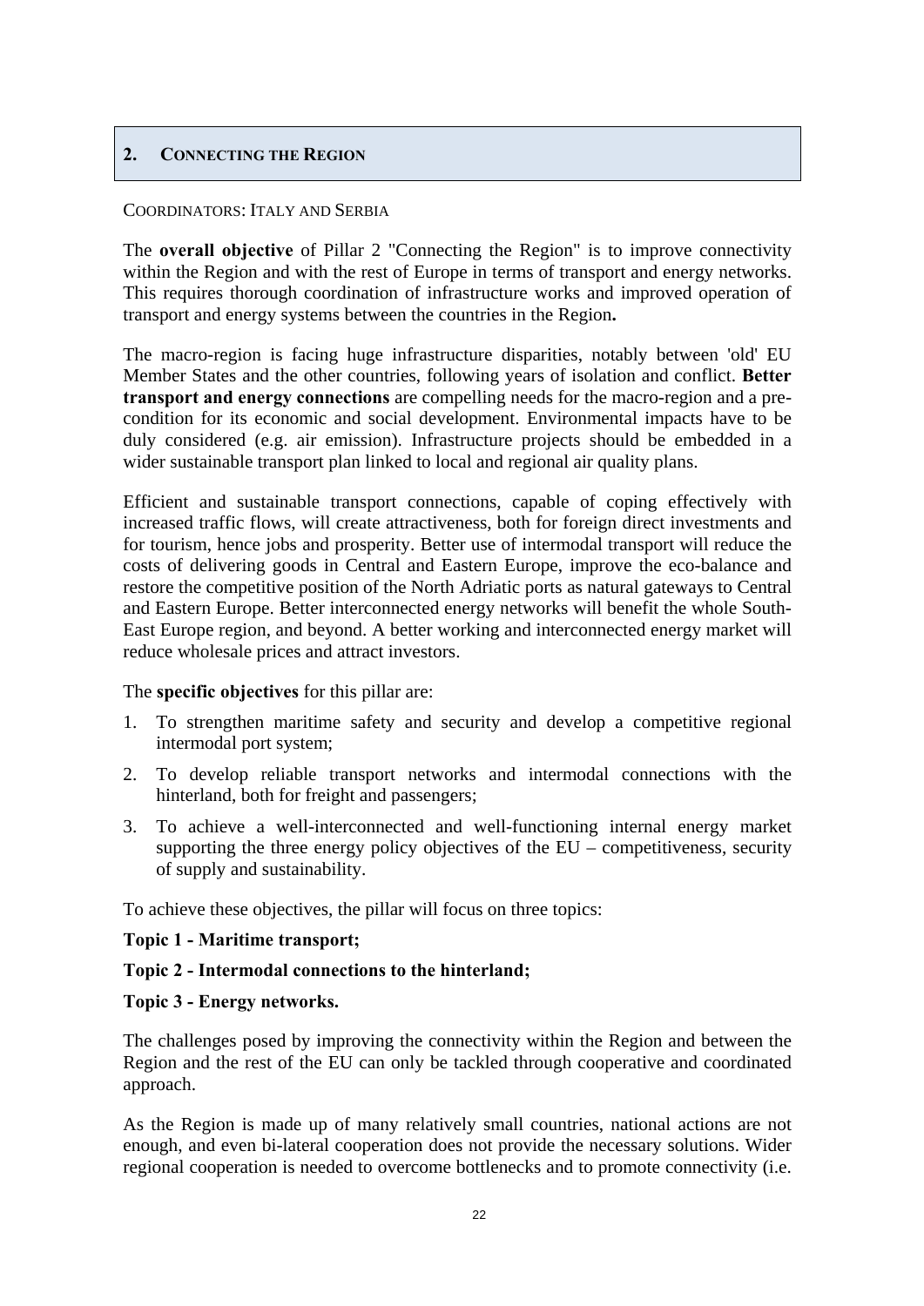## 2. Connecting the Region

COORDINATORS: ITALY AND SERBIA

The **overall objective** of Pillar 2 "Connecting the Region" is to improve connectivity within the Region and with the rest of Europe in terms of transport and energy networks. This requires thorough coordination of infrastructure works and improved operation of transport and energy systems between the countries in the Region**.**

The macro-region is facing huge infrastructure disparities, notably between 'old' EU Member States and the other countries, following years of isolation and conflict. **Better transport and energy connections** are compelling needs for the macro-region and a pre-condition for its economic and social development. Environmental impacts have to be duly considered (e.g. air emission). Infrastructure projects should be embedded in a wider sustainable transport plan linked to local and regional air quality plans.

Efficient and sustainable transport connections, capable of coping effectively with increased traffic flows, will create attractiveness, both for foreign direct investments and for tourism, hence jobs and prosperity. Better use of intermodal transport will reduce the costs of delivering goods in Central and Eastern Europe, improve the eco-balance and restore the competitive position of the North Adriatic ports as natural gateways to Central and Eastern Europe. Better interconnected energy networks will benefit the whole South-East Europe region, and beyond. A better working and interconnected energy market will reduce wholesale prices and attract investors.

The **specific objectives** for this pillar are:

1. To strengthen maritime safety and security and develop a competitive regional intermodal port system;
2. To develop reliable transport networks and intermodal connections with the hinterland, both for freight and passengers;
3. To achieve a well-interconnected and well-functioning internal energy market supporting the three energy policy objectives of the EU – competitiveness, security of supply and sustainability.

To achieve these objectives, the pillar will focus on three topics:

**Topic 1 - Maritime transport;**

**Topic 2 - Intermodal connections to the hinterland;**

**Topic 3 - Energy networks.**

The challenges posed by improving the connectivity within the Region and between the Region and the rest of the EU can only be tackled through cooperative and coordinated approach.

As the Region is made up of many relatively small countries, national actions are not enough, and even bi-lateral cooperation does not provide the necessary solutions. Wider regional cooperation is needed to overcome bottlenecks and to promote connectivity (i.e.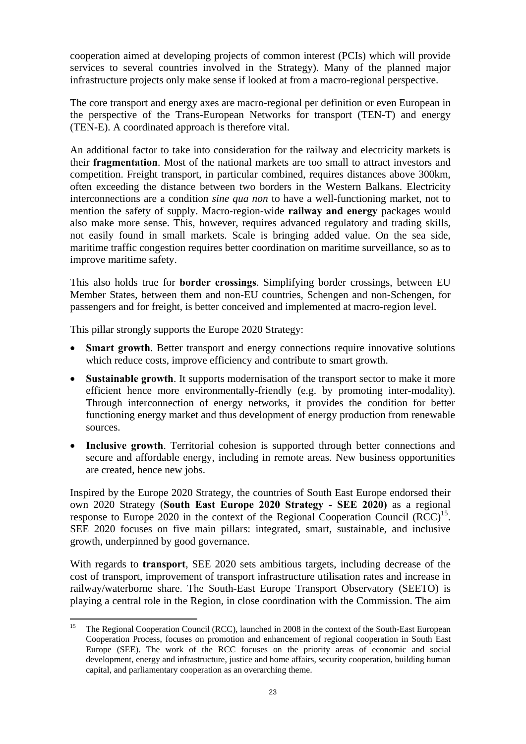cooperation aimed at developing projects of common interest (PCIs) which will provide services to several countries involved in the Strategy). Many of the planned major infrastructure projects only make sense if looked at from a macro-regional perspective.

The core transport and energy axes are macro-regional per definition or even European in the perspective of the Trans-European Networks for transport (TEN-T) and energy (TEN-E). A coordinated approach is therefore vital.

An additional factor to take into consideration for the railway and electricity markets is their **fragmentation**. Most of the national markets are too small to attract investors and competition. Freight transport, in particular combined, requires distances above 300km, often exceeding the distance between two borders in the Western Balkans. Electricity interconnections are a condition *sine qua non* to have a well-functioning market, not to mention the safety of supply. Macro-region-wide **railway and energy** packages would also make more sense. This, however, requires advanced regulatory and trading skills, not easily found in small markets. Scale is bringing added value. On the sea side, maritime traffic congestion requires better coordination on maritime surveillance, so as to improve maritime safety.

This also holds true for **border crossings**. Simplifying border crossings, between EU Member States, between them and non-EU countries, Schengen and non-Schengen, for passengers and for freight, is better conceived and implemented at macro-region level.

This pillar strongly supports the Europe 2020 Strategy:

- **Smart growth**. Better transport and energy connections require innovative solutions which reduce costs, improve efficiency and contribute to smart growth.
- **Sustainable growth**. It supports modernisation of the transport sector to make it more efficient hence more environmentally-friendly (e.g. by promoting inter-modality). Through interconnection of energy networks, it provides the condition for better functioning energy market and thus development of energy production from renewable sources.
- **Inclusive growth**. Territorial cohesion is supported through better connections and secure and affordable energy, including in remote areas. New business opportunities are created, hence new jobs.

Inspired by the Europe 2020 Strategy, the countries of South East Europe endorsed their own 2020 Strategy (**South East Europe 2020 Strategy - SEE 2020)** as a regional response to Europe 2020 in the context of the Regional Cooperation Council (RCC)[15]. SEE 2020 focuses on five main pillars: integrated, smart, sustainable, and inclusive growth, underpinned by good governance.

With regards to **transport**, SEE 2020 sets ambitious targets, including decrease of the cost of transport, improvement of transport infrastructure utilisation rates and increase in railway/waterborne share. The South-East Europe Transport Observatory (SEETO) is playing a central role in the Region, in close coordination with the Commission. The aim

[15] The Regional Cooperation Council (RCC), launched in 2008 in the context of the South-East European Cooperation Process, focuses on promotion and enhancement of regional cooperation in South East Europe (SEE). The work of the RCC focuses on the priority areas of economic and social development, energy and infrastructure, justice and home affairs, security cooperation, building human capital, and parliamentary cooperation as an overarching theme.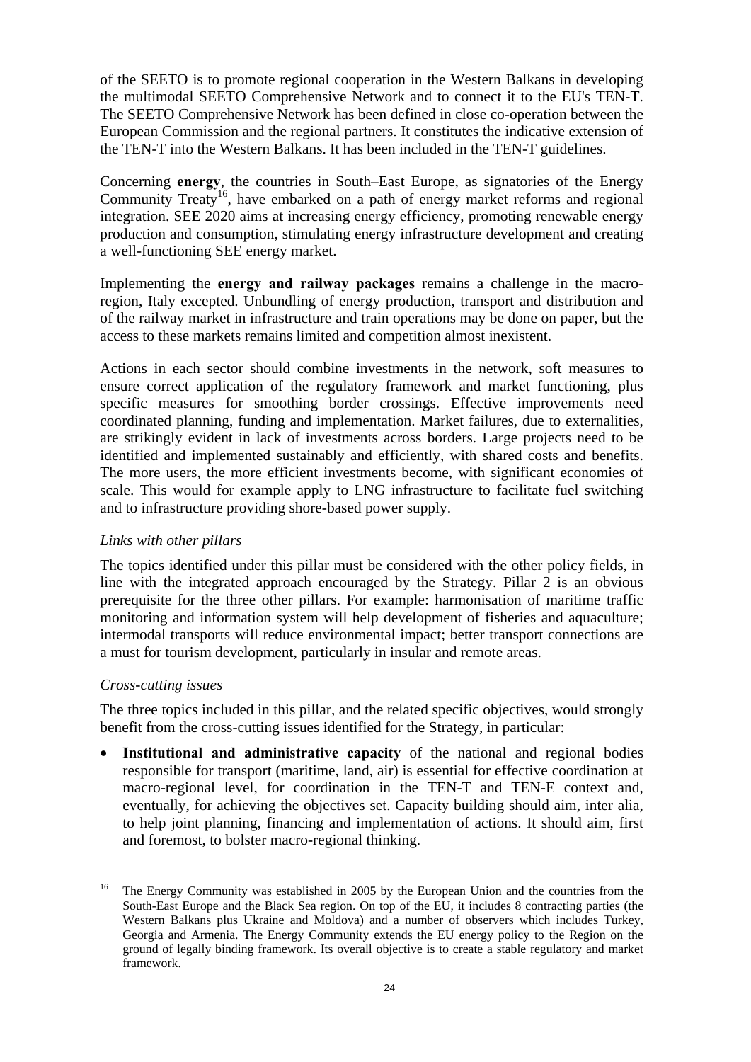of the SEETO is to promote regional cooperation in the Western Balkans in developing the multimodal SEETO Comprehensive Network and to connect it to the EU's TEN-T. The SEETO Comprehensive Network has been defined in close co-operation between the European Commission and the regional partners. It constitutes the indicative extension of the TEN-T into the Western Balkans. It has been included in the TEN-T guidelines.

Concerning **energy**, the countries in South–East Europe, as signatories of the Energy Community Treaty[16], have embarked on a path of energy market reforms and regional integration. SEE 2020 aims at increasing energy efficiency, promoting renewable energy production and consumption, stimulating energy infrastructure development and creating a well-functioning SEE energy market.

Implementing the **energy and railway packages** remains a challenge in the macro-region, Italy excepted. Unbundling of energy production, transport and distribution and of the railway market in infrastructure and train operations may be done on paper, but the access to these markets remains limited and competition almost inexistent.

Actions in each sector should combine investments in the network, soft measures to ensure correct application of the regulatory framework and market functioning, plus specific measures for smoothing border crossings. Effective improvements need coordinated planning, funding and implementation. Market failures, due to externalities, are strikingly evident in lack of investments across borders. Large projects need to be identified and implemented sustainably and efficiently, with shared costs and benefits. The more users, the more efficient investments become, with significant economies of scale. This would for example apply to LNG infrastructure to facilitate fuel switching and to infrastructure providing shore-based power supply.

*Links with other pillars*

The topics identified under this pillar must be considered with the other policy fields, in line with the integrated approach encouraged by the Strategy. Pillar 2 is an obvious prerequisite for the three other pillars. For example: harmonisation of maritime traffic monitoring and information system will help development of fisheries and aquaculture; intermodal transports will reduce environmental impact; better transport connections are a must for tourism development, particularly in insular and remote areas.

*Cross-cutting issues*

The three topics included in this pillar, and the related specific objectives, would strongly benefit from the cross-cutting issues identified for the Strategy, in particular:

- **Institutional and administrative capacity** of the national and regional bodies responsible for transport (maritime, land, air) is essential for effective coordination at macro-regional level, for coordination in the TEN-T and TEN-E context and, eventually, for achieving the objectives set. Capacity building should aim, inter alia, to help joint planning, financing and implementation of actions. It should aim, first and foremost, to bolster macro-regional thinking.

[16] The Energy Community was established in 2005 by the European Union and the countries from the South-East Europe and the Black Sea region. On top of the EU, it includes 8 contracting parties (the Western Balkans plus Ukraine and Moldova) and a number of observers which includes Turkey, Georgia and Armenia. The Energy Community extends the EU energy policy to the Region on the ground of legally binding framework. Its overall objective is to create a stable regulatory and market framework.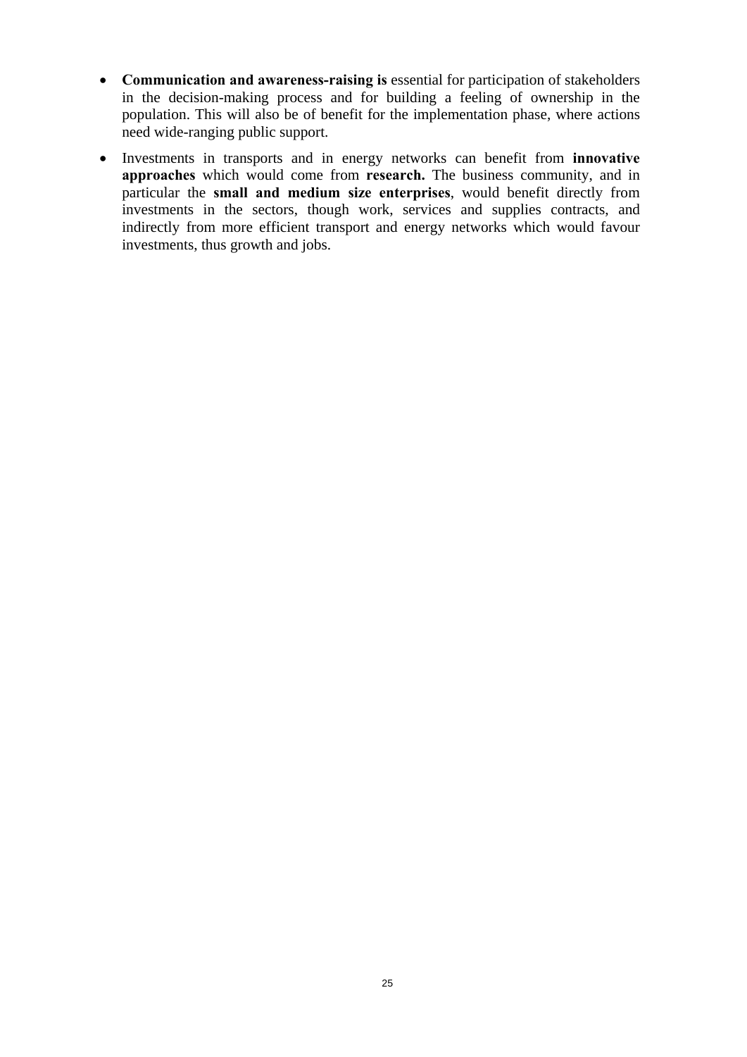- **Communication and awareness-raising is** essential for participation of stakeholders in the decision-making process and for building a feeling of ownership in the population. This will also be of benefit for the implementation phase, where actions need wide-ranging public support.
- Investments in transports and in energy networks can benefit from **innovative approaches** which would come from **research.** The business community, and in particular the **small and medium size enterprises**, would benefit directly from investments in the sectors, though work, services and supplies contracts, and indirectly from more efficient transport and energy networks which would favour investments, thus growth and jobs.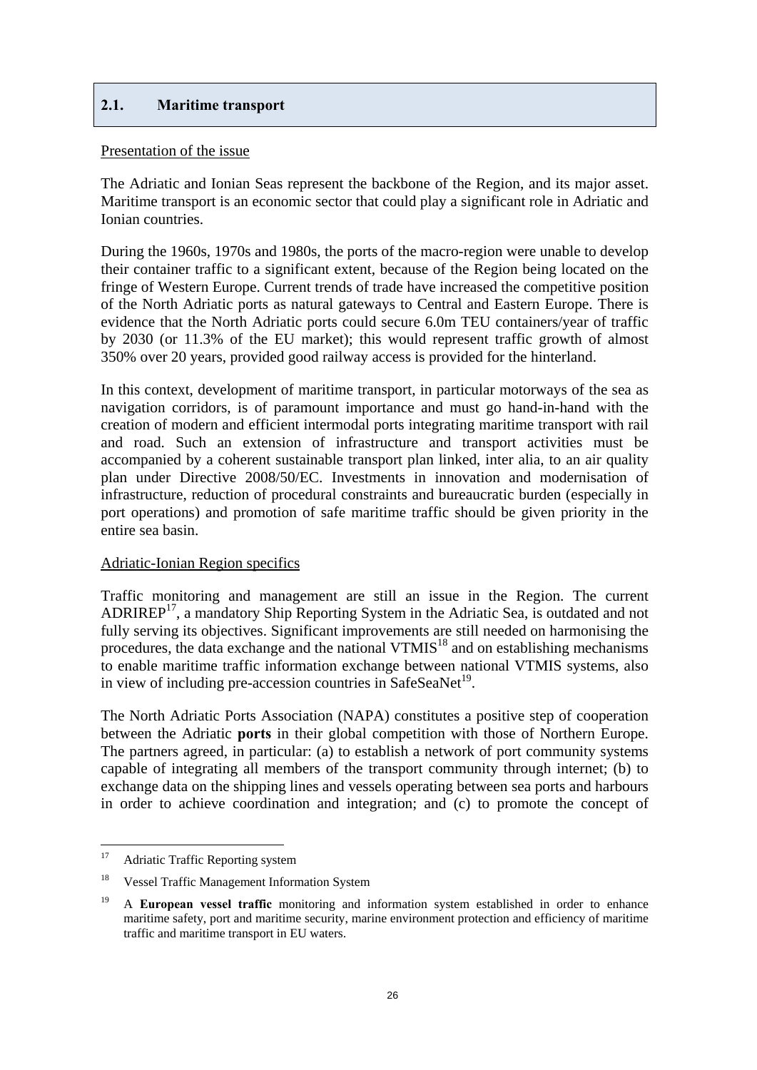## 2.1. Maritime transport

Presentation of the issue

The Adriatic and Ionian Seas represent the backbone of the Region, and its major asset. Maritime transport is an economic sector that could play a significant role in Adriatic and Ionian countries.

During the 1960s, 1970s and 1980s, the ports of the macro-region were unable to develop their container traffic to a significant extent, because of the Region being located on the fringe of Western Europe. Current trends of trade have increased the competitive position of the North Adriatic ports as natural gateways to Central and Eastern Europe. There is evidence that the North Adriatic ports could secure 6.0m TEU containers/year of traffic by 2030 (or 11.3% of the EU market); this would represent traffic growth of almost 350% over 20 years, provided good railway access is provided for the hinterland.

In this context, development of maritime transport, in particular motorways of the sea as navigation corridors, is of paramount importance and must go hand-in-hand with the creation of modern and efficient intermodal ports integrating maritime transport with rail and road. Such an extension of infrastructure and transport activities must be accompanied by a coherent sustainable transport plan linked, inter alia, to an air quality plan under Directive 2008/50/EC. Investments in innovation and modernisation of infrastructure, reduction of procedural constraints and bureaucratic burden (especially in port operations) and promotion of safe maritime traffic should be given priority in the entire sea basin.

Adriatic-Ionian Region specifics

Traffic monitoring and management are still an issue in the Region. The current ADRIREP[17], a mandatory Ship Reporting System in the Adriatic Sea, is outdated and not fully serving its objectives. Significant improvements are still needed on harmonising the procedures, the data exchange and the national VTMIS[18] and on establishing mechanisms to enable maritime traffic information exchange between national VTMIS systems, also in view of including pre-accession countries in SafeSeaNet[19].

The North Adriatic Ports Association (NAPA) constitutes a positive step of cooperation between the Adriatic **ports** in their global competition with those of Northern Europe. The partners agreed, in particular: (a) to establish a network of port community systems capable of integrating all members of the transport community through internet; (b) to exchange data on the shipping lines and vessels operating between sea ports and harbours in order to achieve coordination and integration; and (c) to promote the concept of

[17] Adriatic Traffic Reporting system

[18] Vessel Traffic Management Information System

[19] A **European vessel traffic** monitoring and information system established in order to enhance maritime safety, port and maritime security, marine environment protection and efficiency of maritime traffic and maritime transport in EU waters.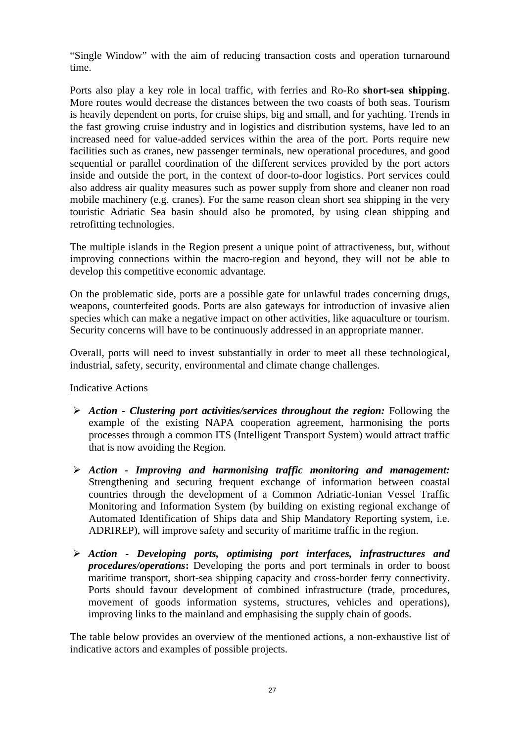"Single Window" with the aim of reducing transaction costs and operation turnaround time.

Ports also play a key role in local traffic, with ferries and Ro-Ro **short-sea shipping**. More routes would decrease the distances between the two coasts of both seas. Tourism is heavily dependent on ports, for cruise ships, big and small, and for yachting. Trends in the fast growing cruise industry and in logistics and distribution systems, have led to an increased need for value-added services within the area of the port. Ports require new facilities such as cranes, new passenger terminals, new operational procedures, and good sequential or parallel coordination of the different services provided by the port actors inside and outside the port, in the context of door-to-door logistics. Port services could also address air quality measures such as power supply from shore and cleaner non road mobile machinery (e.g. cranes). For the same reason clean short sea shipping in the very touristic Adriatic Sea basin should also be promoted, by using clean shipping and retrofitting technologies.

The multiple islands in the Region present a unique point of attractiveness, but, without improving connections within the macro-region and beyond, they will not be able to develop this competitive economic advantage.

On the problematic side, ports are a possible gate for unlawful trades concerning drugs, weapons, counterfeited goods. Ports are also gateways for introduction of invasive alien species which can make a negative impact on other activities, like aquaculture or tourism. Security concerns will have to be continuously addressed in an appropriate manner.

Overall, ports will need to invest substantially in order to meet all these technological, industrial, safety, security, environmental and climate change challenges.

Indicative Actions

- ***Action - Clustering port activities/services throughout the region:*** Following the example of the existing NAPA cooperation agreement, harmonising the ports processes through a common ITS (Intelligent Transport System) would attract traffic that is now avoiding the Region.
- ***Action - Improving and harmonising traffic monitoring and management:*** Strengthening and securing frequent exchange of information between coastal countries through the development of a Common Adriatic-Ionian Vessel Traffic Monitoring and Information System (by building on existing regional exchange of Automated Identification of Ships data and Ship Mandatory Reporting system, i.e. ADRIREP), will improve safety and security of maritime traffic in the region.
- ***Action - Developing ports, optimising port interfaces, infrastructures and procedures/operations*:** Developing the ports and port terminals in order to boost maritime transport, short-sea shipping capacity and cross-border ferry connectivity. Ports should favour development of combined infrastructure (trade, procedures, movement of goods information systems, structures, vehicles and operations), improving links to the mainland and emphasising the supply chain of goods.

The table below provides an overview of the mentioned actions, a non-exhaustive list of indicative actors and examples of possible projects.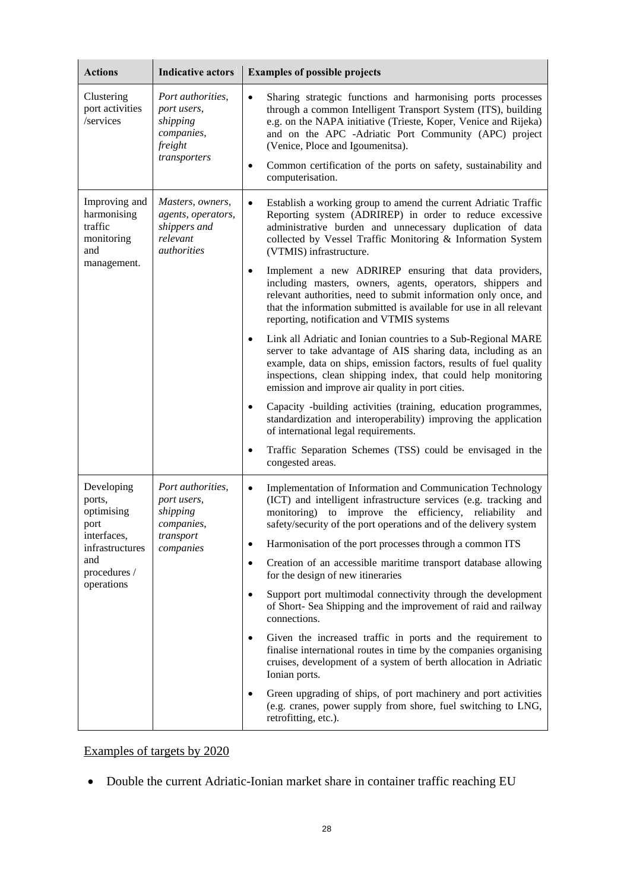| Actions | Indicative actors | Examples of possible projects |
|---|---|---|
| Clustering port activities /services | *Port authorities, port users, shipping companies, freight transporters* | • Sharing strategic functions and harmonising ports processes through a common Intelligent Transport System (ITS), building e.g. on the NAPA initiative (Trieste, Koper, Venice and Rijeka) and on the APC -Adriatic Port Community (APC) project (Venice, Ploce and Igoumenitsa).<br>• Common certification of the ports on safety, sustainability and computerisation. |
| Improving and harmonising traffic monitoring and management. | *Masters, owners, agents, operators, shippers and relevant authorities* | • Establish a working group to amend the current Adriatic Traffic Reporting system (ADRIREP) in order to reduce excessive administrative burden and unnecessary duplication of data collected by Vessel Traffic Monitoring & Information System (VTMIS) infrastructure.<br>• Implement a new ADRIREP ensuring that data providers, including masters, owners, agents, operators, shippers and relevant authorities, need to submit information only once, and that the information submitted is available for use in all relevant reporting, notification and VTMIS systems<br>• Link all Adriatic and Ionian countries to a Sub-Regional MARE server to take advantage of AIS sharing data, including as an example, data on ships, emission factors, results of fuel quality inspections, clean shipping index, that could help monitoring emission and improve air quality in port cities.<br>• Capacity -building activities (training, education programmes, standardization and interoperability) improving the application of international legal requirements.<br>• Traffic Separation Schemes (TSS) could be envisaged in the congested areas. |
| Developing ports, optimising port interfaces, infrastructures and procedures / operations | *Port authorities, port users, shipping companies, transport companies* | • Implementation of Information and Communication Technology (ICT) and intelligent infrastructure services (e.g. tracking and monitoring) to improve the efficiency, reliability and safety/security of the port operations and of the delivery system<br>• Harmonisation of the port processes through a common ITS<br>• Creation of an accessible maritime transport database allowing for the design of new itineraries<br>• Support port multimodal connectivity through the development of Short- Sea Shipping and the improvement of raid and railway connections.<br>• Given the increased traffic in ports and the requirement to finalise international routes in time by the companies organising cruises, development of a system of berth allocation in Adriatic Ionian ports.<br>• Green upgrading of ships, of port machinery and port activities (e.g. cranes, power supply from shore, fuel switching to LNG, retrofitting, etc.). |

<u>Examples of targets by 2020</u>

- Double the current Adriatic-Ionian market share in container traffic reaching EU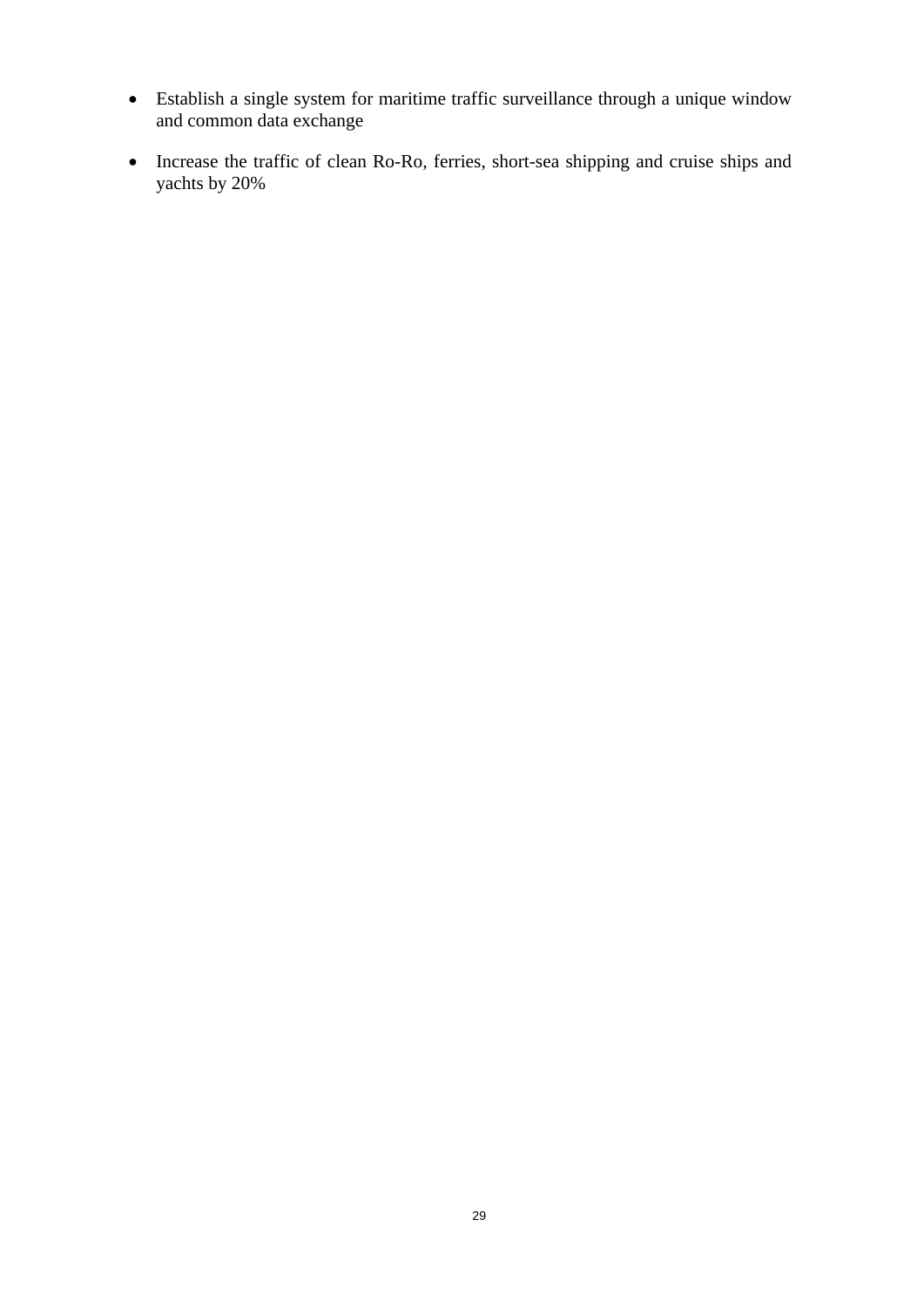- Establish a single system for maritime traffic surveillance through a unique window and common data exchange

- Increase the traffic of clean Ro-Ro, ferries, short-sea shipping and cruise ships and yachts by 20%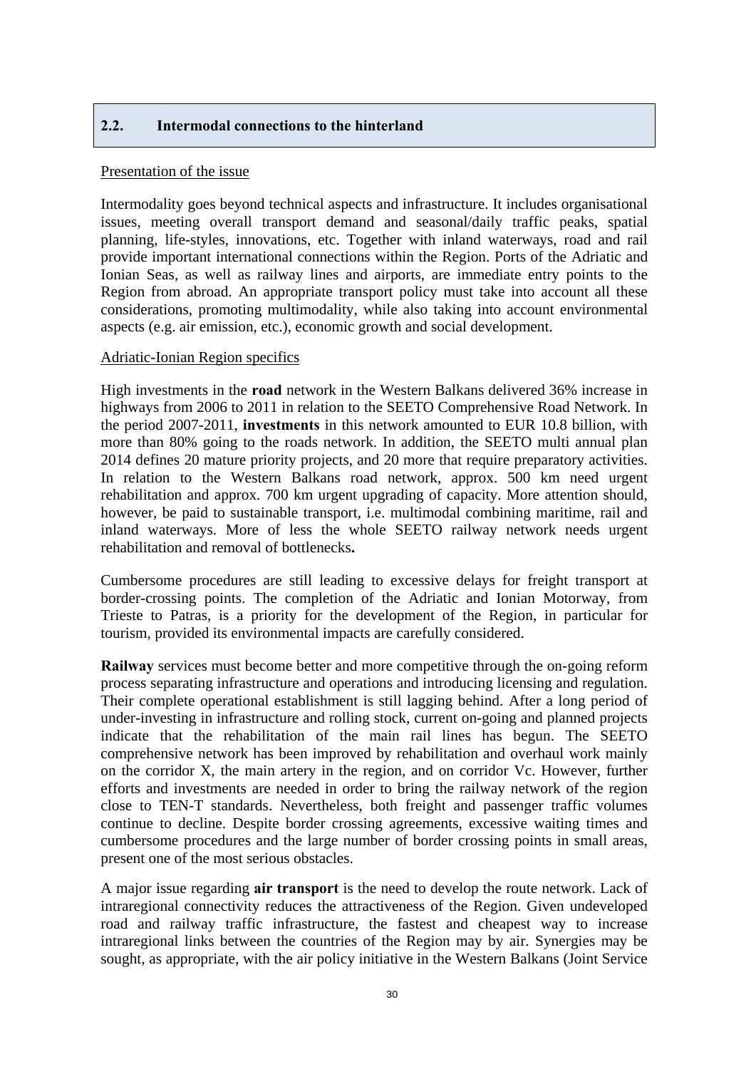## 2.2. Intermodal connections to the hinterland

Presentation of the issue

Intermodality goes beyond technical aspects and infrastructure. It includes organisational issues, meeting overall transport demand and seasonal/daily traffic peaks, spatial planning, life-styles, innovations, etc. Together with inland waterways, road and rail provide important international connections within the Region. Ports of the Adriatic and Ionian Seas, as well as railway lines and airports, are immediate entry points to the Region from abroad. An appropriate transport policy must take into account all these considerations, promoting multimodality, while also taking into account environmental aspects (e.g. air emission, etc.), economic growth and social development.

Adriatic-Ionian Region specifics

High investments in the **road** network in the Western Balkans delivered 36% increase in highways from 2006 to 2011 in relation to the SEETO Comprehensive Road Network. In the period 2007-2011, **investments** in this network amounted to EUR 10.8 billion, with more than 80% going to the roads network. In addition, the SEETO multi annual plan 2014 defines 20 mature priority projects, and 20 more that require preparatory activities. In relation to the Western Balkans road network, approx. 500 km need urgent rehabilitation and approx. 700 km urgent upgrading of capacity. More attention should, however, be paid to sustainable transport, i.e. multimodal combining maritime, rail and inland waterways. More of less the whole SEETO railway network needs urgent rehabilitation and removal of bottlenecks**.**

Cumbersome procedures are still leading to excessive delays for freight transport at border-crossing points. The completion of the Adriatic and Ionian Motorway, from Trieste to Patras, is a priority for the development of the Region, in particular for tourism, provided its environmental impacts are carefully considered.

**Railway** services must become better and more competitive through the on-going reform process separating infrastructure and operations and introducing licensing and regulation. Their complete operational establishment is still lagging behind. After a long period of under-investing in infrastructure and rolling stock, current on-going and planned projects indicate that the rehabilitation of the main rail lines has begun. The SEETO comprehensive network has been improved by rehabilitation and overhaul work mainly on the corridor X, the main artery in the region, and on corridor Vc. However, further efforts and investments are needed in order to bring the railway network of the region close to TEN-T standards. Nevertheless, both freight and passenger traffic volumes continue to decline. Despite border crossing agreements, excessive waiting times and cumbersome procedures and the large number of border crossing points in small areas, present one of the most serious obstacles.

A major issue regarding **air transport** is the need to develop the route network. Lack of intraregional connectivity reduces the attractiveness of the Region. Given undeveloped road and railway traffic infrastructure, the fastest and cheapest way to increase intraregional links between the countries of the Region may by air. Synergies may be sought, as appropriate, with the air policy initiative in the Western Balkans (Joint Service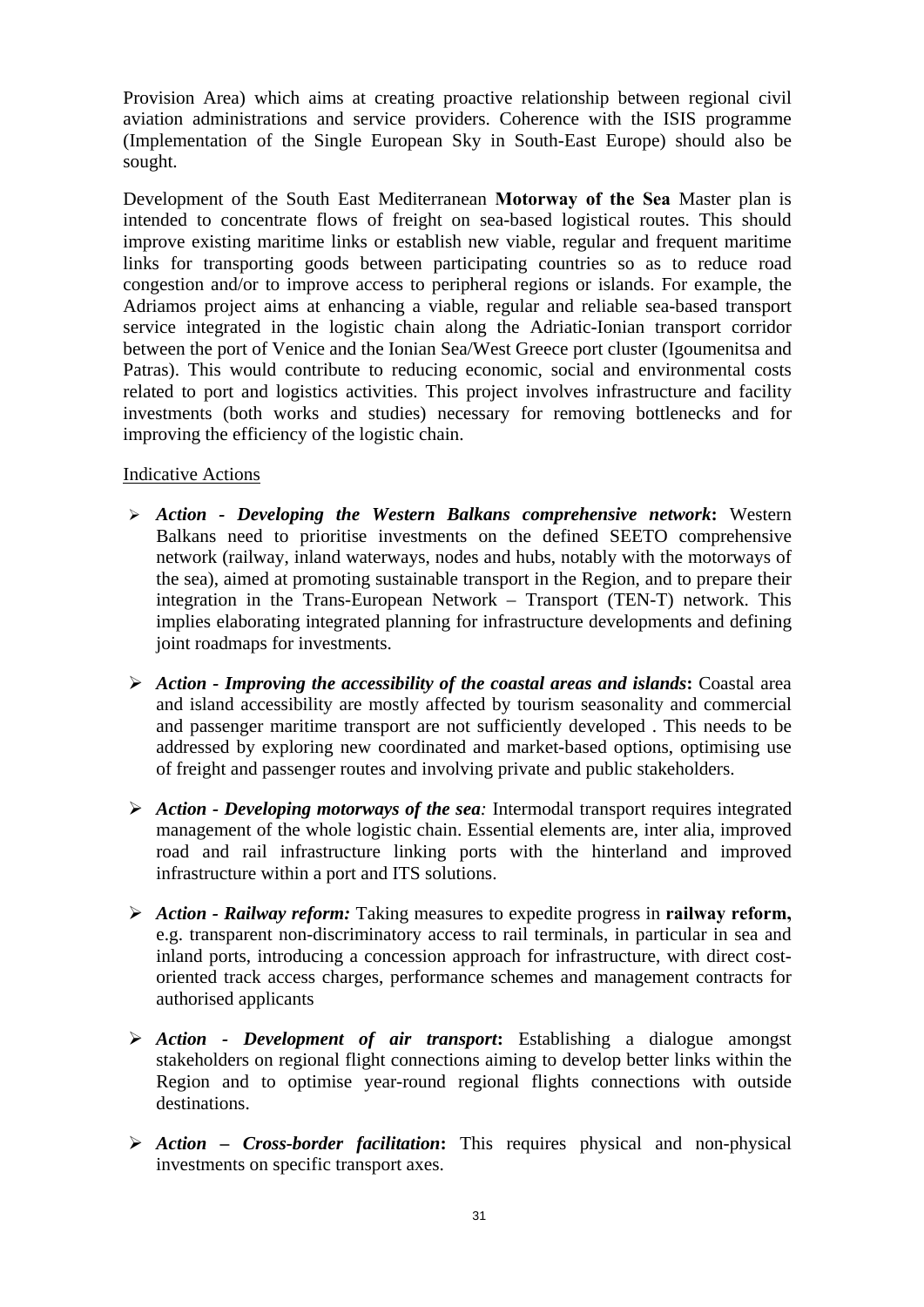Provision Area) which aims at creating proactive relationship between regional civil aviation administrations and service providers. Coherence with the ISIS programme (Implementation of the Single European Sky in South-East Europe) should also be sought.

Development of the South East Mediterranean **Motorway of the Sea** Master plan is intended to concentrate flows of freight on sea-based logistical routes. This should improve existing maritime links or establish new viable, regular and frequent maritime links for transporting goods between participating countries so as to reduce road congestion and/or to improve access to peripheral regions or islands. For example, the Adriamos project aims at enhancing a viable, regular and reliable sea-based transport service integrated in the logistic chain along the Adriatic-Ionian transport corridor between the port of Venice and the Ionian Sea/West Greece port cluster (Igoumenitsa and Patras). This would contribute to reducing economic, social and environmental costs related to port and logistics activities. This project involves infrastructure and facility investments (both works and studies) necessary for removing bottlenecks and for improving the efficiency of the logistic chain.

Indicative Actions

- ***Action - Developing the Western Balkans comprehensive network*:** Western Balkans need to prioritise investments on the defined SEETO comprehensive network (railway, inland waterways, nodes and hubs, notably with the motorways of the sea), aimed at promoting sustainable transport in the Region, and to prepare their integration in the Trans-European Network – Transport (TEN-T) network. This implies elaborating integrated planning for infrastructure developments and defining joint roadmaps for investments.

- ***Action - Improving the accessibility of the coastal areas and islands*:** Coastal area and island accessibility are mostly affected by tourism seasonality and commercial and passenger maritime transport are not sufficiently developed . This needs to be addressed by exploring new coordinated and market-based options, optimising use of freight and passenger routes and involving private and public stakeholders.

- ***Action - Developing motorways of the sea:*** Intermodal transport requires integrated management of the whole logistic chain. Essential elements are, inter alia, improved road and rail infrastructure linking ports with the hinterland and improved infrastructure within a port and ITS solutions.

- ***Action - Railway reform:*** Taking measures to expedite progress in **railway reform,** e.g. transparent non-discriminatory access to rail terminals, in particular in sea and inland ports, introducing a concession approach for infrastructure, with direct cost-oriented track access charges, performance schemes and management contracts for authorised applicants

- ***Action - Development of air transport*:** Establishing a dialogue amongst stakeholders on regional flight connections aiming to develop better links within the Region and to optimise year-round regional flights connections with outside destinations.

- ***Action – Cross-border facilitation*:** This requires physical and non-physical investments on specific transport axes.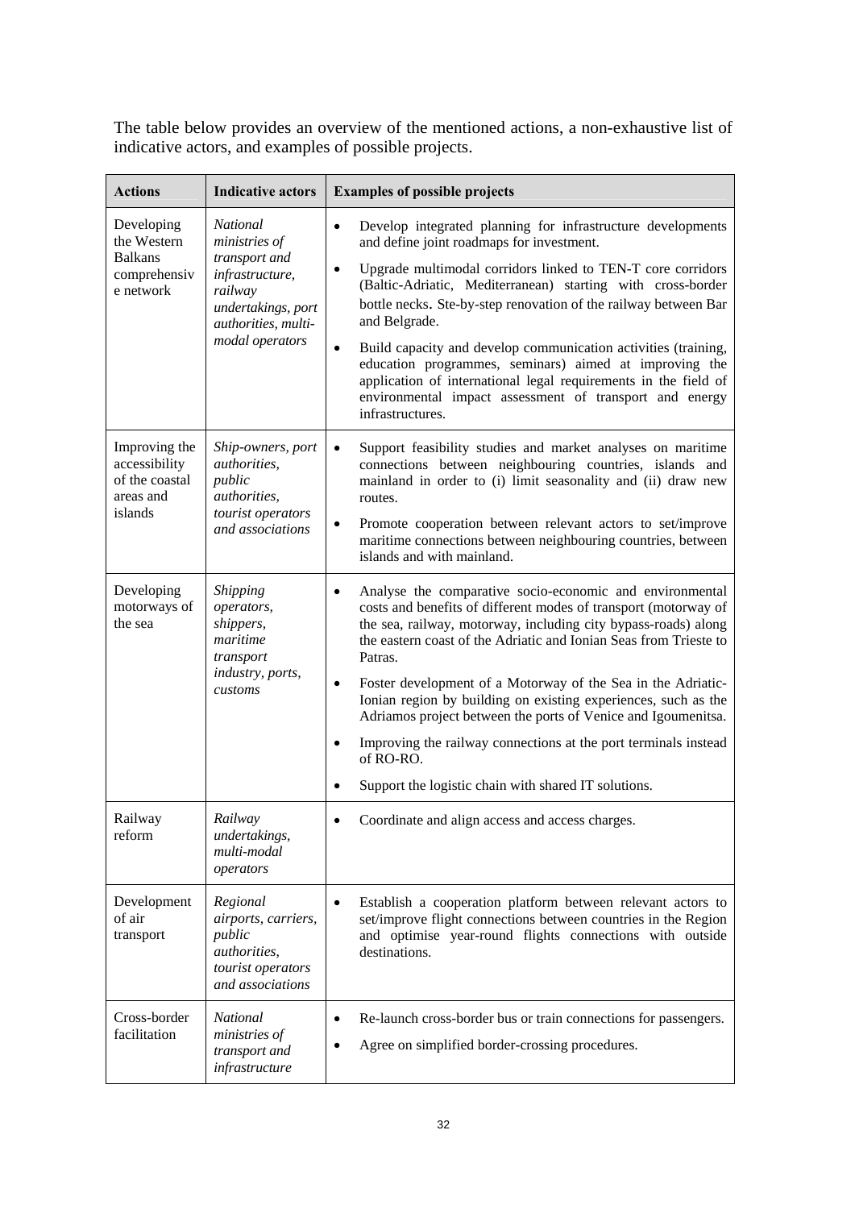The table below provides an overview of the mentioned actions, a non-exhaustive list of indicative actors, and examples of possible projects.

| Actions | Indicative actors | Examples of possible projects |
|---|---|---|
| Developing the Western Balkans comprehensive network | *National ministries of transport and infrastructure, railway undertakings, port authorities, multi-modal operators* | • Develop integrated planning for infrastructure developments and define joint roadmaps for investment.<br>• Upgrade multimodal corridors linked to TEN-T core corridors (Baltic-Adriatic, Mediterranean) starting with cross-border bottle necks. Ste-by-step renovation of the railway between Bar and Belgrade.<br>• Build capacity and develop communication activities (training, education programmes, seminars) aimed at improving the application of international legal requirements in the field of environmental impact assessment of transport and energy infrastructures. |
| Improving the accessibility of the coastal areas and islands | *Ship-owners, port authorities, public authorities, tourist operators and associations* | • Support feasibility studies and market analyses on maritime connections between neighbouring countries, islands and mainland in order to (i) limit seasonality and (ii) draw new routes.<br>• Promote cooperation between relevant actors to set/improve maritime connections between neighbouring countries, between islands and with mainland. |
| Developing motorways of the sea | *Shipping operators, shippers, maritime transport industry, ports, customs* | • Analyse the comparative socio-economic and environmental costs and benefits of different modes of transport (motorway of the sea, railway, motorway, including city bypass-roads) along the eastern coast of the Adriatic and Ionian Seas from Trieste to Patras.<br>• Foster development of a Motorway of the Sea in the Adriatic-Ionian region by building on existing experiences, such as the Adriamos project between the ports of Venice and Igoumenitsa.<br>• Improving the railway connections at the port terminals instead of RO-RO.<br>• Support the logistic chain with shared IT solutions. |
| Railway reform | *Railway undertakings, multi-modal operators* | • Coordinate and align access and access charges. |
| Development of air transport | *Regional airports, carriers, public authorities, tourist operators and associations* | • Establish a cooperation platform between relevant actors to set/improve flight connections between countries in the Region and optimise year-round flights connections with outside destinations. |
| Cross-border facilitation | *National ministries of transport and infrastructure* | • Re-launch cross-border bus or train connections for passengers.<br>• Agree on simplified border-crossing procedures. |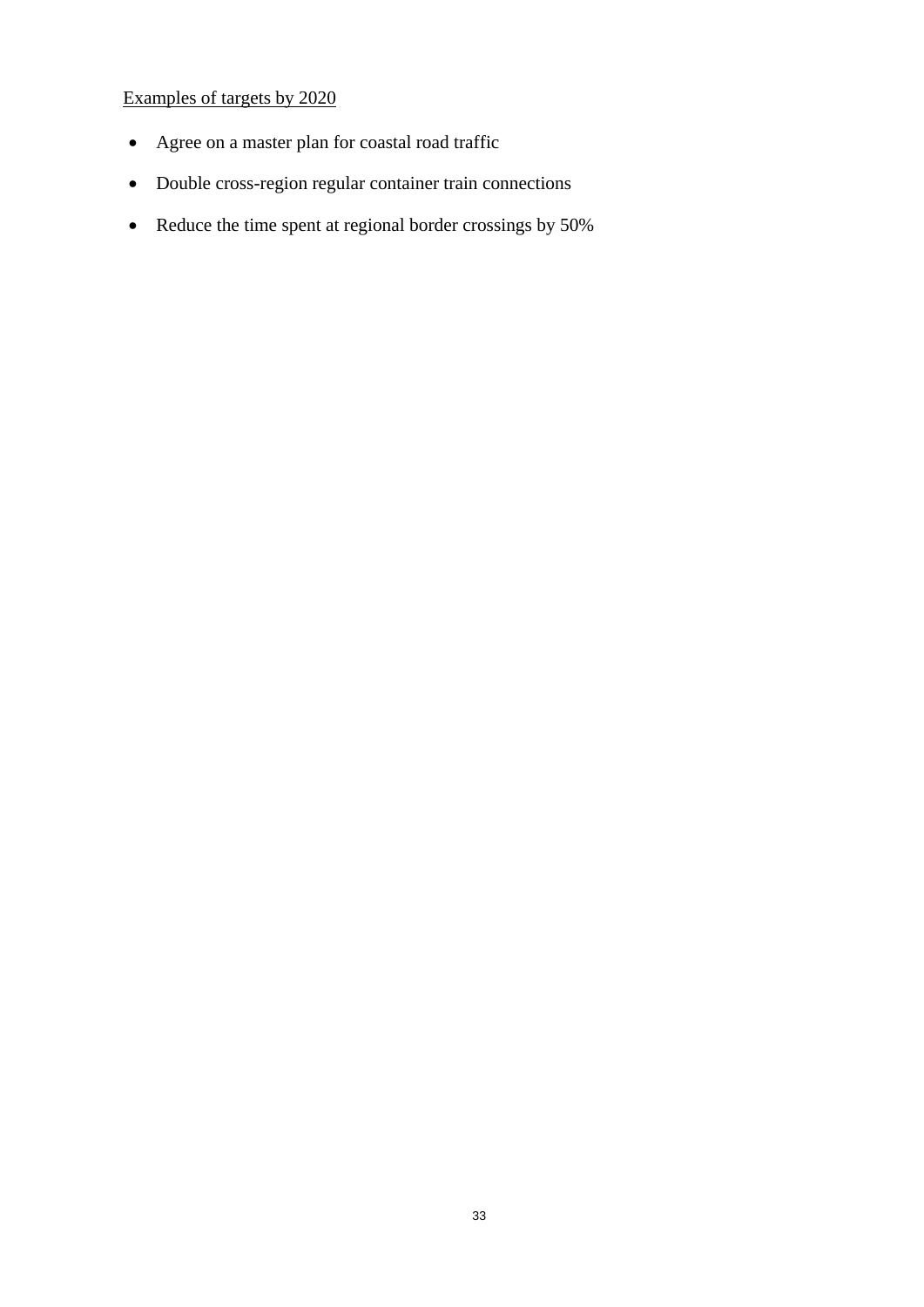<u>Examples of targets by 2020</u>

- Agree on a master plan for coastal road traffic
- Double cross-region regular container train connections
- Reduce the time spent at regional border crossings by 50%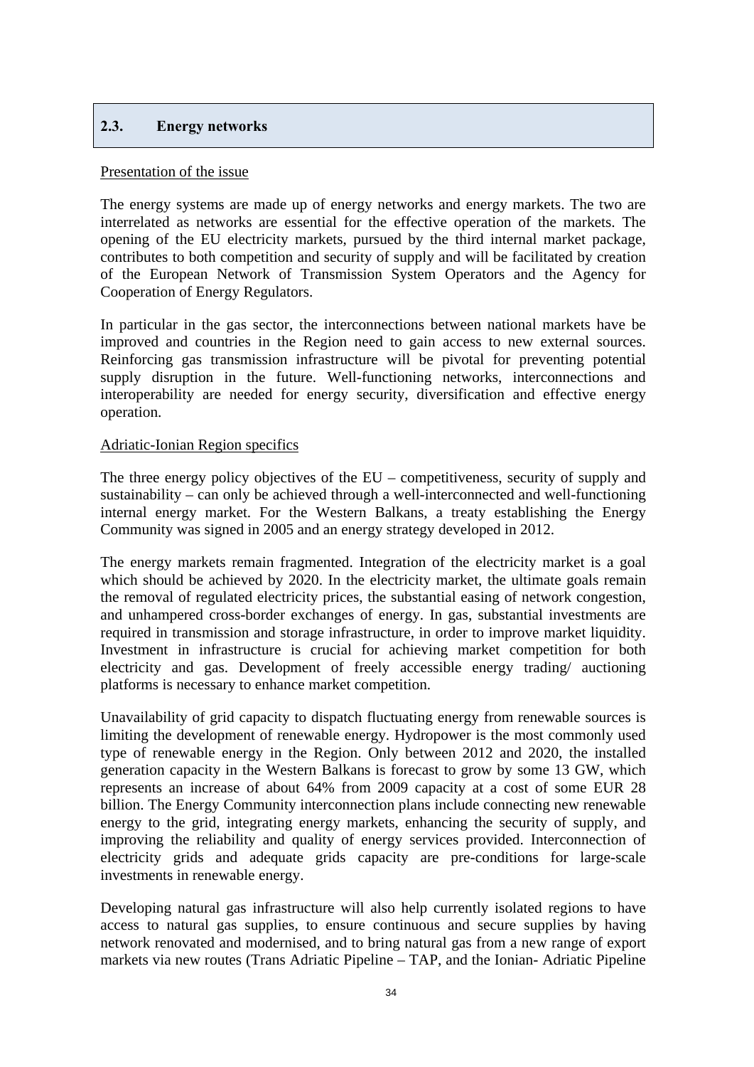## 2.3. Energy networks

Presentation of the issue

The energy systems are made up of energy networks and energy markets. The two are interrelated as networks are essential for the effective operation of the markets. The opening of the EU electricity markets, pursued by the third internal market package, contributes to both competition and security of supply and will be facilitated by creation of the European Network of Transmission System Operators and the Agency for Cooperation of Energy Regulators.

In particular in the gas sector, the interconnections between national markets have be improved and countries in the Region need to gain access to new external sources. Reinforcing gas transmission infrastructure will be pivotal for preventing potential supply disruption in the future. Well-functioning networks, interconnections and interoperability are needed for energy security, diversification and effective energy operation.

Adriatic-Ionian Region specifics

The three energy policy objectives of the EU – competitiveness, security of supply and sustainability – can only be achieved through a well-interconnected and well-functioning internal energy market. For the Western Balkans, a treaty establishing the Energy Community was signed in 2005 and an energy strategy developed in 2012.

The energy markets remain fragmented. Integration of the electricity market is a goal which should be achieved by 2020. In the electricity market, the ultimate goals remain the removal of regulated electricity prices, the substantial easing of network congestion, and unhampered cross-border exchanges of energy. In gas, substantial investments are required in transmission and storage infrastructure, in order to improve market liquidity. Investment in infrastructure is crucial for achieving market competition for both electricity and gas. Development of freely accessible energy trading/ auctioning platforms is necessary to enhance market competition.

Unavailability of grid capacity to dispatch fluctuating energy from renewable sources is limiting the development of renewable energy. Hydropower is the most commonly used type of renewable energy in the Region. Only between 2012 and 2020, the installed generation capacity in the Western Balkans is forecast to grow by some 13 GW, which represents an increase of about 64% from 2009 capacity at a cost of some EUR 28 billion. The Energy Community interconnection plans include connecting new renewable energy to the grid, integrating energy markets, enhancing the security of supply, and improving the reliability and quality of energy services provided. Interconnection of electricity grids and adequate grids capacity are pre-conditions for large-scale investments in renewable energy.

Developing natural gas infrastructure will also help currently isolated regions to have access to natural gas supplies, to ensure continuous and secure supplies by having network renovated and modernised, and to bring natural gas from a new range of export markets via new routes (Trans Adriatic Pipeline – TAP, and the Ionian- Adriatic Pipeline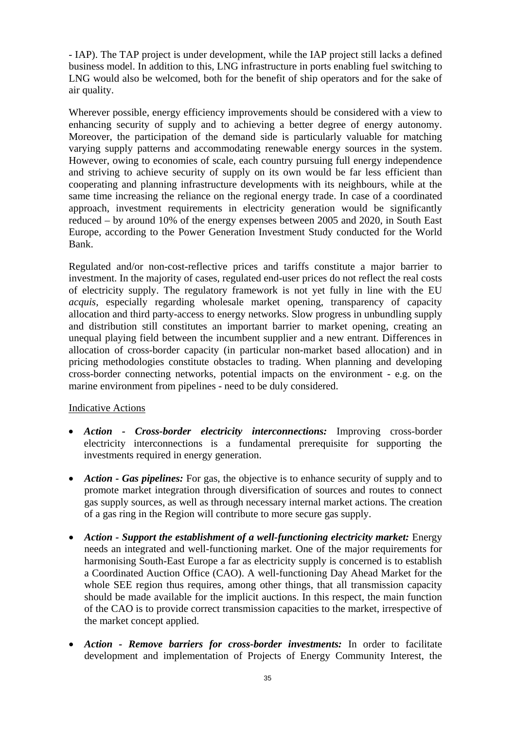- IAP). The TAP project is under development, while the IAP project still lacks a defined business model. In addition to this, LNG infrastructure in ports enabling fuel switching to LNG would also be welcomed, both for the benefit of ship operators and for the sake of air quality.

Wherever possible, energy efficiency improvements should be considered with a view to enhancing security of supply and to achieving a better degree of energy autonomy. Moreover, the participation of the demand side is particularly valuable for matching varying supply patterns and accommodating renewable energy sources in the system. However, owing to economies of scale, each country pursuing full energy independence and striving to achieve security of supply on its own would be far less efficient than cooperating and planning infrastructure developments with its neighbours, while at the same time increasing the reliance on the regional energy trade. In case of a coordinated approach, investment requirements in electricity generation would be significantly reduced – by around 10% of the energy expenses between 2005 and 2020, in South East Europe, according to the Power Generation Investment Study conducted for the World Bank.

Regulated and/or non-cost-reflective prices and tariffs constitute a major barrier to investment. In the majority of cases, regulated end-user prices do not reflect the real costs of electricity supply. The regulatory framework is not yet fully in line with the EU *acquis*, especially regarding wholesale market opening, transparency of capacity allocation and third party-access to energy networks. Slow progress in unbundling supply and distribution still constitutes an important barrier to market opening, creating an unequal playing field between the incumbent supplier and a new entrant. Differences in allocation of cross-border capacity (in particular non-market based allocation) and in pricing methodologies constitute obstacles to trading. When planning and developing cross-border connecting networks, potential impacts on the environment - e.g. on the marine environment from pipelines - need to be duly considered.

Indicative Actions

- ***Action - Cross-border electricity interconnections:*** Improving cross-border electricity interconnections is a fundamental prerequisite for supporting the investments required in energy generation.
- ***Action - Gas pipelines:*** For gas, the objective is to enhance security of supply and to promote market integration through diversification of sources and routes to connect gas supply sources, as well as through necessary internal market actions. The creation of a gas ring in the Region will contribute to more secure gas supply.
- ***Action - Support the establishment of a well-functioning electricity market:*** Energy needs an integrated and well-functioning market. One of the major requirements for harmonising South-East Europe a far as electricity supply is concerned is to establish a Coordinated Auction Office (CAO). A well-functioning Day Ahead Market for the whole SEE region thus requires, among other things, that all transmission capacity should be made available for the implicit auctions. In this respect, the main function of the CAO is to provide correct transmission capacities to the market, irrespective of the market concept applied.
- ***Action - Remove barriers for cross-border investments:*** In order to facilitate development and implementation of Projects of Energy Community Interest, the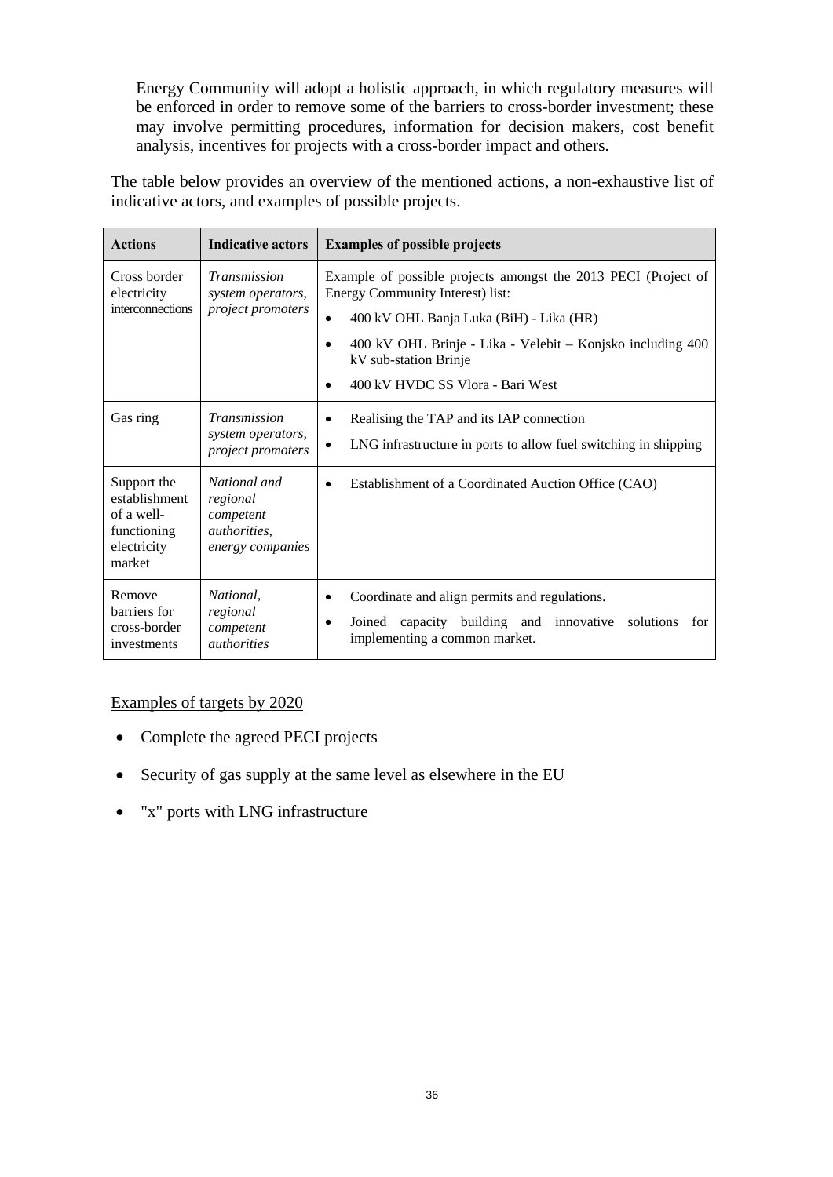Energy Community will adopt a holistic approach, in which regulatory measures will be enforced in order to remove some of the barriers to cross-border investment; these may involve permitting procedures, information for decision makers, cost benefit analysis, incentives for projects with a cross-border impact and others.

The table below provides an overview of the mentioned actions, a non-exhaustive list of indicative actors, and examples of possible projects.

| Actions | Indicative actors | Examples of possible projects |
| --- | --- | --- |
| Cross border electricity interconnections | *Transmission system operators, project promoters* | Example of possible projects amongst the 2013 PECI (Project of Energy Community Interest) list:<br>• 400 kV OHL Banja Luka (BiH) - Lika (HR)<br>• 400 kV OHL Brinje - Lika - Velebit – Konjsko including 400 kV sub-station Brinje<br>• 400 kV HVDC SS Vlora - Bari West |
| Gas ring | *Transmission system operators, project promoters* | • Realising the TAP and its IAP connection<br>• LNG infrastructure in ports to allow fuel switching in shipping |
| Support the establishment of a well-functioning electricity market | *National and regional competent authorities, energy companies* | • Establishment of a Coordinated Auction Office (CAO) |
| Remove barriers for cross-border investments | *National, regional competent authorities* | • Coordinate and align permits and regulations.<br>• Joined capacity building and innovative solutions for implementing a common market. |

<u>Examples of targets by 2020</u>

- Complete the agreed PECI projects
- Security of gas supply at the same level as elsewhere in the EU
- "x" ports with LNG infrastructure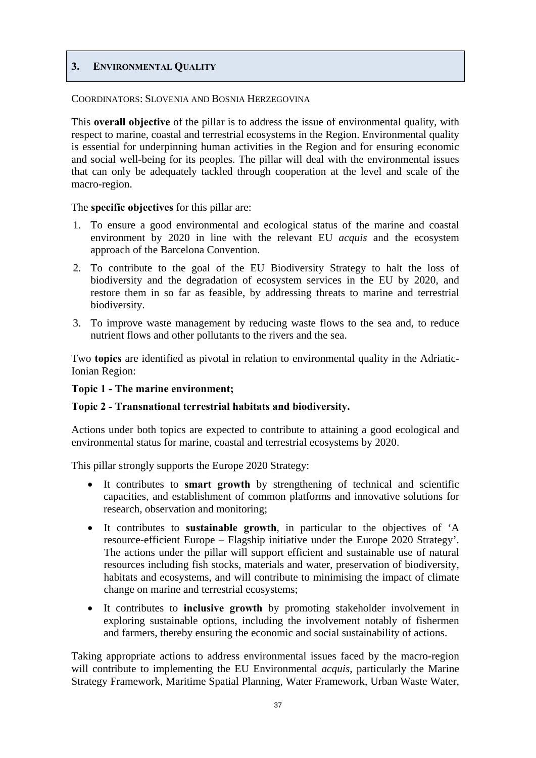## 3. Environmental Quality

COORDINATORS: SLOVENIA AND BOSNIA HERZEGOVINA

This **overall objective** of the pillar is to address the issue of environmental quality, with respect to marine, coastal and terrestrial ecosystems in the Region. Environmental quality is essential for underpinning human activities in the Region and for ensuring economic and social well-being for its peoples. The pillar will deal with the environmental issues that can only be adequately tackled through cooperation at the level and scale of the macro-region.

The **specific objectives** for this pillar are:

1. To ensure a good environmental and ecological status of the marine and coastal environment by 2020 in line with the relevant EU *acquis* and the ecosystem approach of the Barcelona Convention.
2. To contribute to the goal of the EU Biodiversity Strategy to halt the loss of biodiversity and the degradation of ecosystem services in the EU by 2020, and restore them in so far as feasible, by addressing threats to marine and terrestrial biodiversity.
3. To improve waste management by reducing waste flows to the sea and, to reduce nutrient flows and other pollutants to the rivers and the sea.

Two **topics** are identified as pivotal in relation to environmental quality in the Adriatic-Ionian Region:

**Topic 1 - The marine environment;**

**Topic 2 - Transnational terrestrial habitats and biodiversity.**

Actions under both topics are expected to contribute to attaining a good ecological and environmental status for marine, coastal and terrestrial ecosystems by 2020.

This pillar strongly supports the Europe 2020 Strategy:

- It contributes to **smart growth** by strengthening of technical and scientific capacities, and establishment of common platforms and innovative solutions for research, observation and monitoring;
- It contributes to **sustainable growth**, in particular to the objectives of 'A resource-efficient Europe – Flagship initiative under the Europe 2020 Strategy'. The actions under the pillar will support efficient and sustainable use of natural resources including fish stocks, materials and water, preservation of biodiversity, habitats and ecosystems, and will contribute to minimising the impact of climate change on marine and terrestrial ecosystems;
- It contributes to **inclusive growth** by promoting stakeholder involvement in exploring sustainable options, including the involvement notably of fishermen and farmers, thereby ensuring the economic and social sustainability of actions.

Taking appropriate actions to address environmental issues faced by the macro-region will contribute to implementing the EU Environmental *acquis*, particularly the Marine Strategy Framework, Maritime Spatial Planning, Water Framework, Urban Waste Water,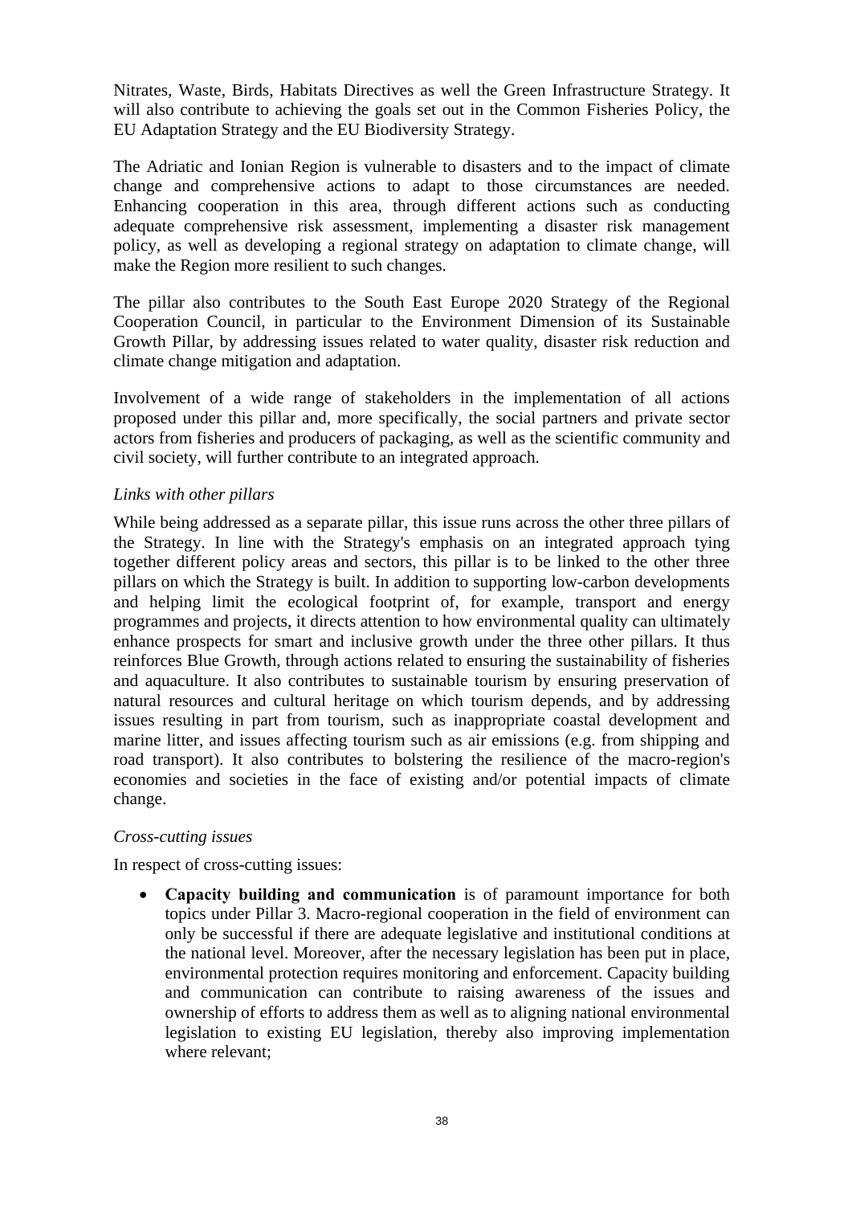Nitrates, Waste, Birds, Habitats Directives as well the Green Infrastructure Strategy. It will also contribute to achieving the goals set out in the Common Fisheries Policy, the EU Adaptation Strategy and the EU Biodiversity Strategy.

The Adriatic and Ionian Region is vulnerable to disasters and to the impact of climate change and comprehensive actions to adapt to those circumstances are needed. Enhancing cooperation in this area, through different actions such as conducting adequate comprehensive risk assessment, implementing a disaster risk management policy, as well as developing a regional strategy on adaptation to climate change, will make the Region more resilient to such changes.

The pillar also contributes to the South East Europe 2020 Strategy of the Regional Cooperation Council, in particular to the Environment Dimension of its Sustainable Growth Pillar, by addressing issues related to water quality, disaster risk reduction and climate change mitigation and adaptation.

Involvement of a wide range of stakeholders in the implementation of all actions proposed under this pillar and, more specifically, the social partners and private sector actors from fisheries and producers of packaging, as well as the scientific community and civil society, will further contribute to an integrated approach.

*Links with other pillars*

While being addressed as a separate pillar, this issue runs across the other three pillars of the Strategy. In line with the Strategy's emphasis on an integrated approach tying together different policy areas and sectors, this pillar is to be linked to the other three pillars on which the Strategy is built. In addition to supporting low-carbon developments and helping limit the ecological footprint of, for example, transport and energy programmes and projects, it directs attention to how environmental quality can ultimately enhance prospects for smart and inclusive growth under the three other pillars. It thus reinforces Blue Growth, through actions related to ensuring the sustainability of fisheries and aquaculture. It also contributes to sustainable tourism by ensuring preservation of natural resources and cultural heritage on which tourism depends, and by addressing issues resulting in part from tourism, such as inappropriate coastal development and marine litter, and issues affecting tourism such as air emissions (e.g. from shipping and road transport). It also contributes to bolstering the resilience of the macro-region's economies and societies in the face of existing and/or potential impacts of climate change.

*Cross-cutting issues*

In respect of cross-cutting issues:

- **Capacity building and communication** is of paramount importance for both topics under Pillar 3. Macro-regional cooperation in the field of environment can only be successful if there are adequate legislative and institutional conditions at the national level. Moreover, after the necessary legislation has been put in place, environmental protection requires monitoring and enforcement. Capacity building and communication can contribute to raising awareness of the issues and ownership of efforts to address them as well as to aligning national environmental legislation to existing EU legislation, thereby also improving implementation where relevant;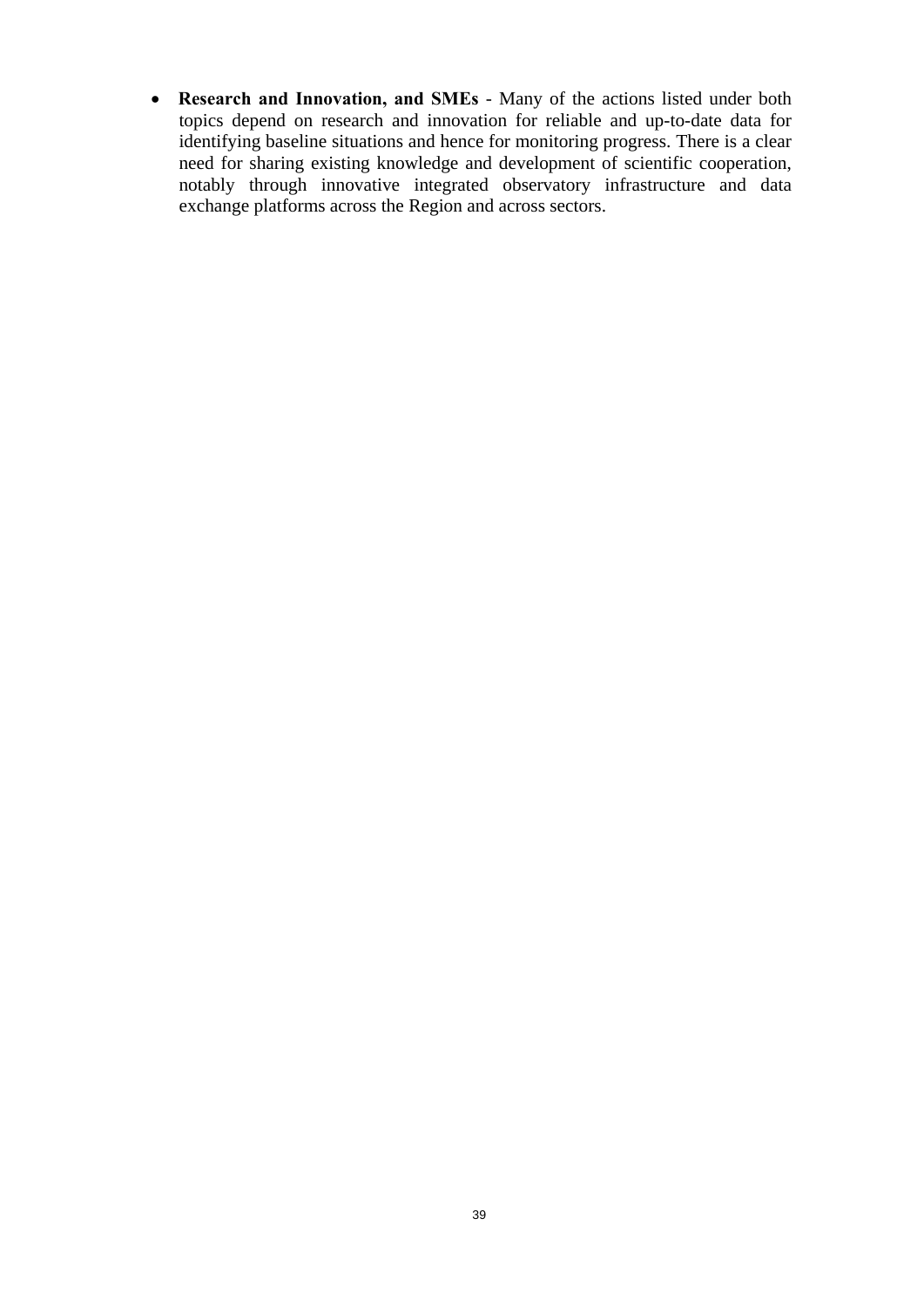- **Research and Innovation, and SMEs** - Many of the actions listed under both topics depend on research and innovation for reliable and up-to-date data for identifying baseline situations and hence for monitoring progress. There is a clear need for sharing existing knowledge and development of scientific cooperation, notably through innovative integrated observatory infrastructure and data exchange platforms across the Region and across sectors.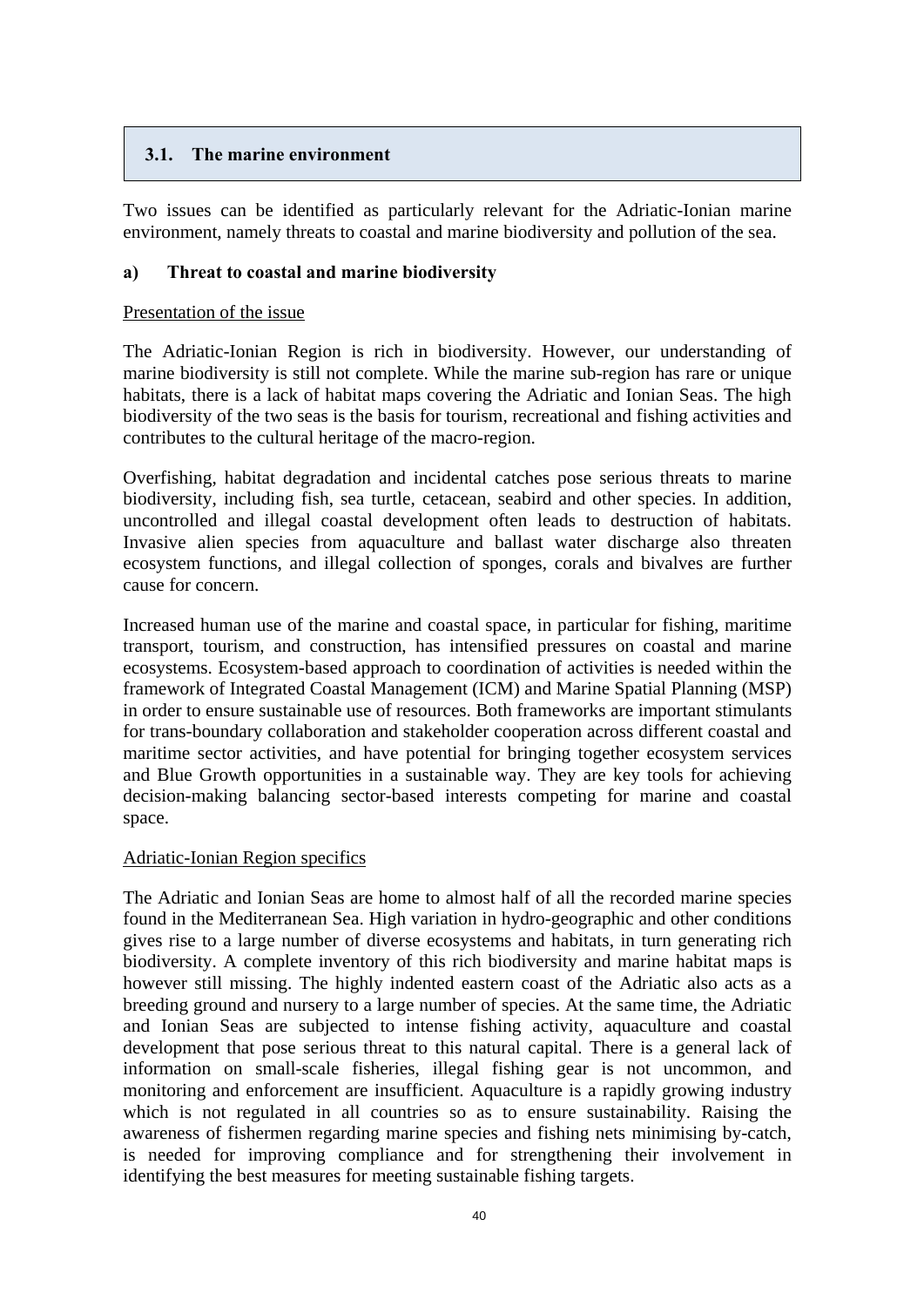## 3.1. The marine environment

Two issues can be identified as particularly relevant for the Adriatic-Ionian marine environment, namely threats to coastal and marine biodiversity and pollution of the sea.

### a) Threat to coastal and marine biodiversity

Presentation of the issue

The Adriatic-Ionian Region is rich in biodiversity. However, our understanding of marine biodiversity is still not complete. While the marine sub-region has rare or unique habitats, there is a lack of habitat maps covering the Adriatic and Ionian Seas. The high biodiversity of the two seas is the basis for tourism, recreational and fishing activities and contributes to the cultural heritage of the macro-region.

Overfishing, habitat degradation and incidental catches pose serious threats to marine biodiversity, including fish, sea turtle, cetacean, seabird and other species. In addition, uncontrolled and illegal coastal development often leads to destruction of habitats. Invasive alien species from aquaculture and ballast water discharge also threaten ecosystem functions, and illegal collection of sponges, corals and bivalves are further cause for concern.

Increased human use of the marine and coastal space, in particular for fishing, maritime transport, tourism, and construction, has intensified pressures on coastal and marine ecosystems. Ecosystem-based approach to coordination of activities is needed within the framework of Integrated Coastal Management (ICM) and Marine Spatial Planning (MSP) in order to ensure sustainable use of resources. Both frameworks are important stimulants for trans-boundary collaboration and stakeholder cooperation across different coastal and maritime sector activities, and have potential for bringing together ecosystem services and Blue Growth opportunities in a sustainable way. They are key tools for achieving decision-making balancing sector-based interests competing for marine and coastal space.

Adriatic-Ionian Region specifics

The Adriatic and Ionian Seas are home to almost half of all the recorded marine species found in the Mediterranean Sea. High variation in hydro-geographic and other conditions gives rise to a large number of diverse ecosystems and habitats, in turn generating rich biodiversity. A complete inventory of this rich biodiversity and marine habitat maps is however still missing. The highly indented eastern coast of the Adriatic also acts as a breeding ground and nursery to a large number of species. At the same time, the Adriatic and Ionian Seas are subjected to intense fishing activity, aquaculture and coastal development that pose serious threat to this natural capital. There is a general lack of information on small-scale fisheries, illegal fishing gear is not uncommon, and monitoring and enforcement are insufficient. Aquaculture is a rapidly growing industry which is not regulated in all countries so as to ensure sustainability. Raising the awareness of fishermen regarding marine species and fishing nets minimising by-catch, is needed for improving compliance and for strengthening their involvement in identifying the best measures for meeting sustainable fishing targets.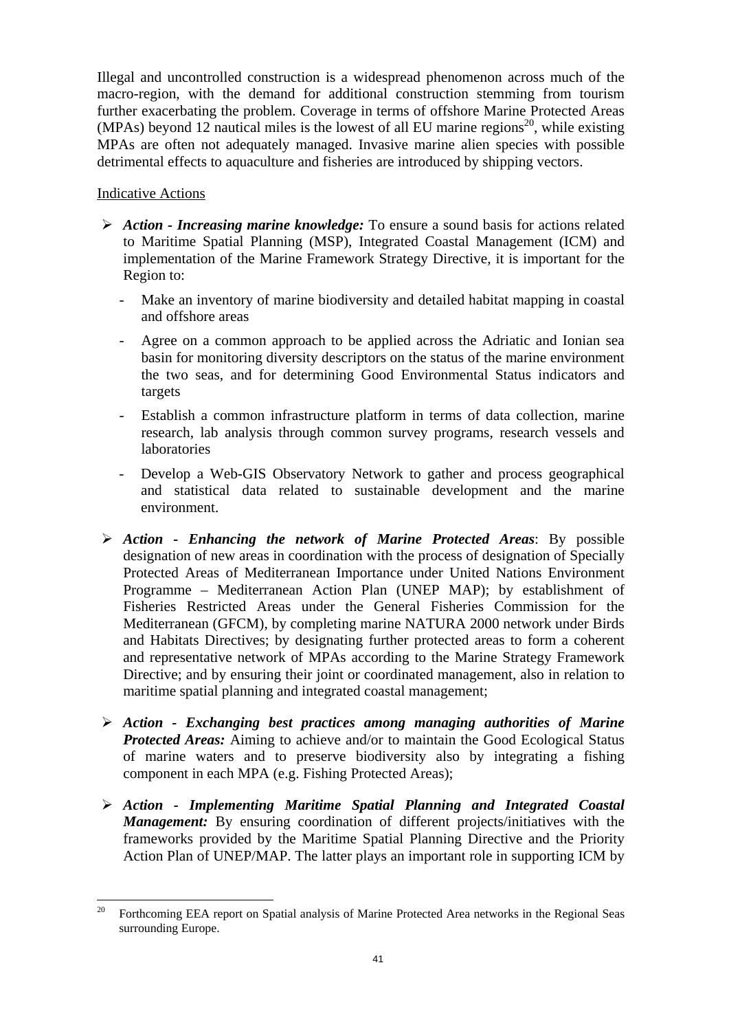Illegal and uncontrolled construction is a widespread phenomenon across much of the macro-region, with the demand for additional construction stemming from tourism further exacerbating the problem. Coverage in terms of offshore Marine Protected Areas (MPAs) beyond 12 nautical miles is the lowest of all EU marine regions[20], while existing MPAs are often not adequately managed. Invasive marine alien species with possible detrimental effects to aquaculture and fisheries are introduced by shipping vectors.

Indicative Actions

- ***Action - Increasing marine knowledge:*** To ensure a sound basis for actions related to Maritime Spatial Planning (MSP), Integrated Coastal Management (ICM) and implementation of the Marine Framework Strategy Directive, it is important for the Region to:
  - Make an inventory of marine biodiversity and detailed habitat mapping in coastal and offshore areas
  - Agree on a common approach to be applied across the Adriatic and Ionian sea basin for monitoring diversity descriptors on the status of the marine environment the two seas, and for determining Good Environmental Status indicators and targets
  - Establish a common infrastructure platform in terms of data collection, marine research, lab analysis through common survey programs, research vessels and laboratories
  - Develop a Web-GIS Observatory Network to gather and process geographical and statistical data related to sustainable development and the marine environment.
- ***Action - Enhancing the network of Marine Protected Areas***: By possible designation of new areas in coordination with the process of designation of Specially Protected Areas of Mediterranean Importance under United Nations Environment Programme – Mediterranean Action Plan (UNEP MAP); by establishment of Fisheries Restricted Areas under the General Fisheries Commission for the Mediterranean (GFCM), by completing marine NATURA 2000 network under Birds and Habitats Directives; by designating further protected areas to form a coherent and representative network of MPAs according to the Marine Strategy Framework Directive; and by ensuring their joint or coordinated management, also in relation to maritime spatial planning and integrated coastal management;
- ***Action - Exchanging best practices among managing authorities of Marine Protected Areas:*** Aiming to achieve and/or to maintain the Good Ecological Status of marine waters and to preserve biodiversity also by integrating a fishing component in each MPA (e.g. Fishing Protected Areas);
- ***Action - Implementing Maritime Spatial Planning and Integrated Coastal Management:*** By ensuring coordination of different projects/initiatives with the frameworks provided by the Maritime Spatial Planning Directive and the Priority Action Plan of UNEP/MAP. The latter plays an important role in supporting ICM by

[20] Forthcoming EEA report on Spatial analysis of Marine Protected Area networks in the Regional Seas surrounding Europe.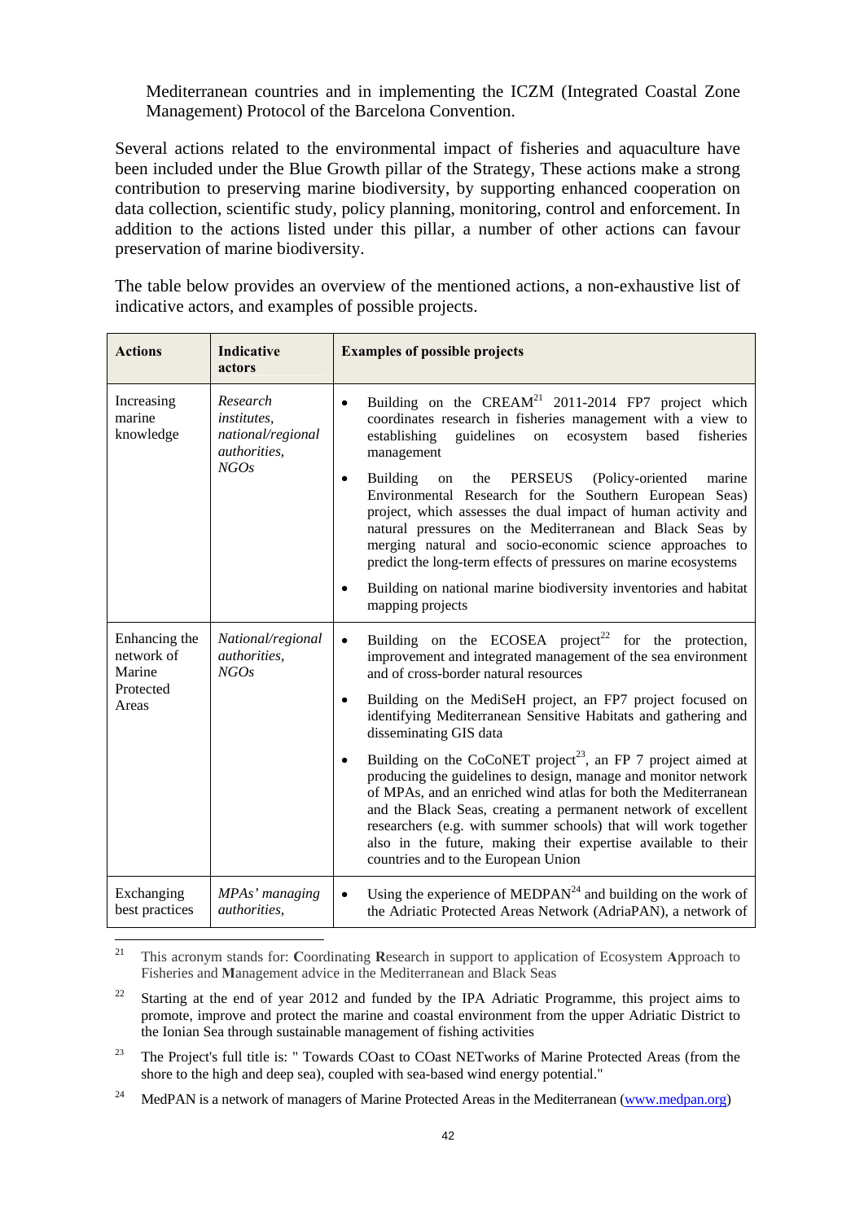Mediterranean countries and in implementing the ICZM (Integrated Coastal Zone Management) Protocol of the Barcelona Convention.

Several actions related to the environmental impact of fisheries and aquaculture have been included under the Blue Growth pillar of the Strategy, These actions make a strong contribution to preserving marine biodiversity, by supporting enhanced cooperation on data collection, scientific study, policy planning, monitoring, control and enforcement. In addition to the actions listed under this pillar, a number of other actions can favour preservation of marine biodiversity.

The table below provides an overview of the mentioned actions, a non-exhaustive list of indicative actors, and examples of possible projects.

| **Actions** | **Indicative actors** | **Examples of possible projects** |
|---|---|---|
| Increasing marine knowledge | *Research institutes, national/regional authorities, NGOs* | • Building on the CREAM[21] 2011-2014 FP7 project which coordinates research in fisheries management with a view to establishing guidelines on ecosystem based fisheries management<br>• Building on the PERSEUS (Policy-oriented marine Environmental Research for the Southern European Seas) project, which assesses the dual impact of human activity and natural pressures on the Mediterranean and Black Seas by merging natural and socio-economic science approaches to predict the long-term effects of pressures on marine ecosystems<br>• Building on national marine biodiversity inventories and habitat mapping projects |
| Enhancing the network of Marine Protected Areas | *National/regional authorities, NGOs* | • Building on the ECOSEA project[22] for the protection, improvement and integrated management of the sea environment and of cross-border natural resources<br>• Building on the MediSeH project, an FP7 project focused on identifying Mediterranean Sensitive Habitats and gathering and disseminating GIS data<br>• Building on the CoCoNET project[23], an FP 7 project aimed at producing the guidelines to design, manage and monitor network of MPAs, and an enriched wind atlas for both the Mediterranean and the Black Seas, creating a permanent network of excellent researchers (e.g. with summer schools) that will work together also in the future, making their expertise available to their countries and to the European Union |
| Exchanging best practices | *MPAs' managing authorities,* | • Using the experience of MEDPAN[24] and building on the work of the Adriatic Protected Areas Network (AdriaPAN), a network of |

[21] This acronym stands for: **C**oordinating **R**esearch in support to application of Ecosystem **A**pproach to Fisheries and **M**anagement advice in the Mediterranean and Black Seas

[22] Starting at the end of year 2012 and funded by the IPA Adriatic Programme, this project aims to promote, improve and protect the marine and coastal environment from the upper Adriatic District to the Ionian Sea through sustainable management of fishing activities

[23] The Project's full title is: " Towards COast to COast NETworks of Marine Protected Areas (from the shore to the high and deep sea), coupled with sea-based wind energy potential."

[24] MedPAN is a network of managers of Marine Protected Areas in the Mediterranean (www.medpan.org)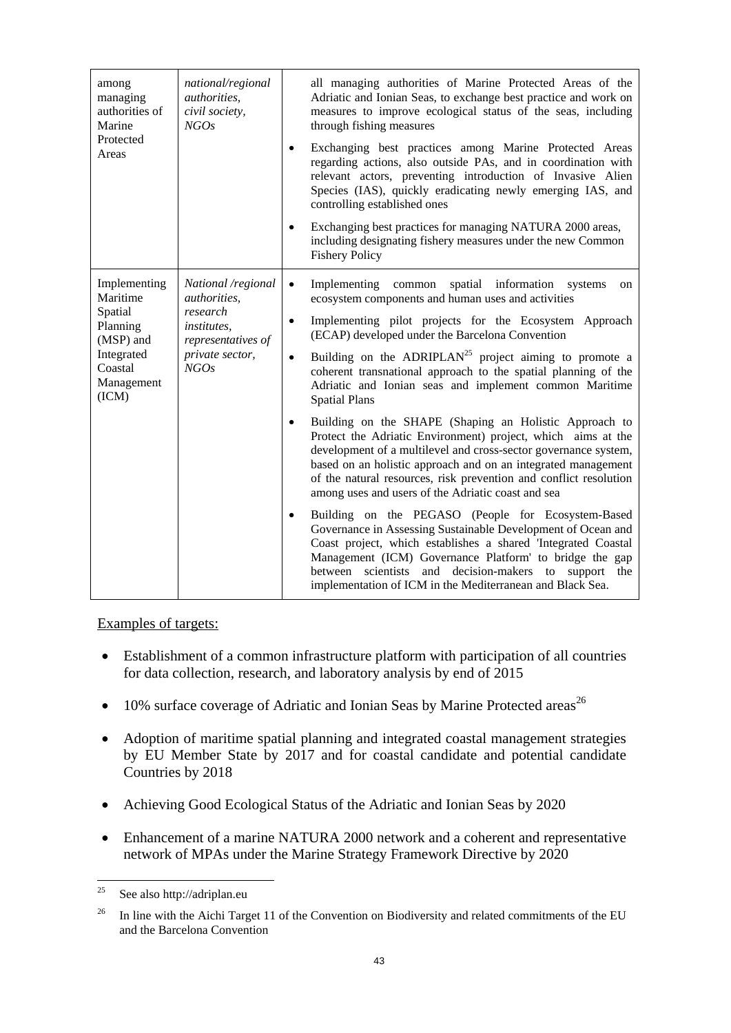| | | |
|---|---|---|
| among managing authorities of Marine Protected Areas | *national/regional authorities, civil society, NGOs* | all managing authorities of Marine Protected Areas of the Adriatic and Ionian Seas, to exchange best practice and work on measures to improve ecological status of the seas, including through fishing measures<br>• Exchanging best practices among Marine Protected Areas regarding actions, also outside PAs, and in coordination with relevant actors, preventing introduction of Invasive Alien Species (IAS), quickly eradicating newly emerging IAS, and controlling established ones<br>• Exchanging best practices for managing NATURA 2000 areas, including designating fishery measures under the new Common Fishery Policy |
| Implementing Maritime Spatial Planning (MSP) and Integrated Coastal Management (ICM) | *National /regional authorities, research institutes, representatives of private sector, NGOs* | • Implementing common spatial information systems on ecosystem components and human uses and activities<br>• Implementing pilot projects for the Ecosystem Approach (ECAP) developed under the Barcelona Convention<br>• Building on the ADRIPLAN[25] project aiming to promote a coherent transnational approach to the spatial planning of the Adriatic and Ionian seas and implement common Maritime Spatial Plans<br>• Building on the SHAPE (Shaping an Holistic Approach to Protect the Adriatic Environment) project, which aims at the development of a multilevel and cross-sector governance system, based on an holistic approach and on an integrated management of the natural resources, risk prevention and conflict resolution among uses and users of the Adriatic coast and sea<br>• Building on the PEGASO (People for Ecosystem-Based Governance in Assessing Sustainable Development of Ocean and Coast project, which establishes a shared 'Integrated Coastal Management (ICM) Governance Platform' to bridge the gap between scientists and decision-makers to support the implementation of ICM in the Mediterranean and Black Sea. |

Examples of targets:

- Establishment of a common infrastructure platform with participation of all countries for data collection, research, and laboratory analysis by end of 2015
- 10% surface coverage of Adriatic and Ionian Seas by Marine Protected areas[26]
- Adoption of maritime spatial planning and integrated coastal management strategies by EU Member State by 2017 and for coastal candidate and potential candidate Countries by 2018
- Achieving Good Ecological Status of the Adriatic and Ionian Seas by 2020
- Enhancement of a marine NATURA 2000 network and a coherent and representative network of MPAs under the Marine Strategy Framework Directive by 2020

[25] See also http://adriplan.eu

[26] In line with the Aichi Target 11 of the Convention on Biodiversity and related commitments of the EU and the Barcelona Convention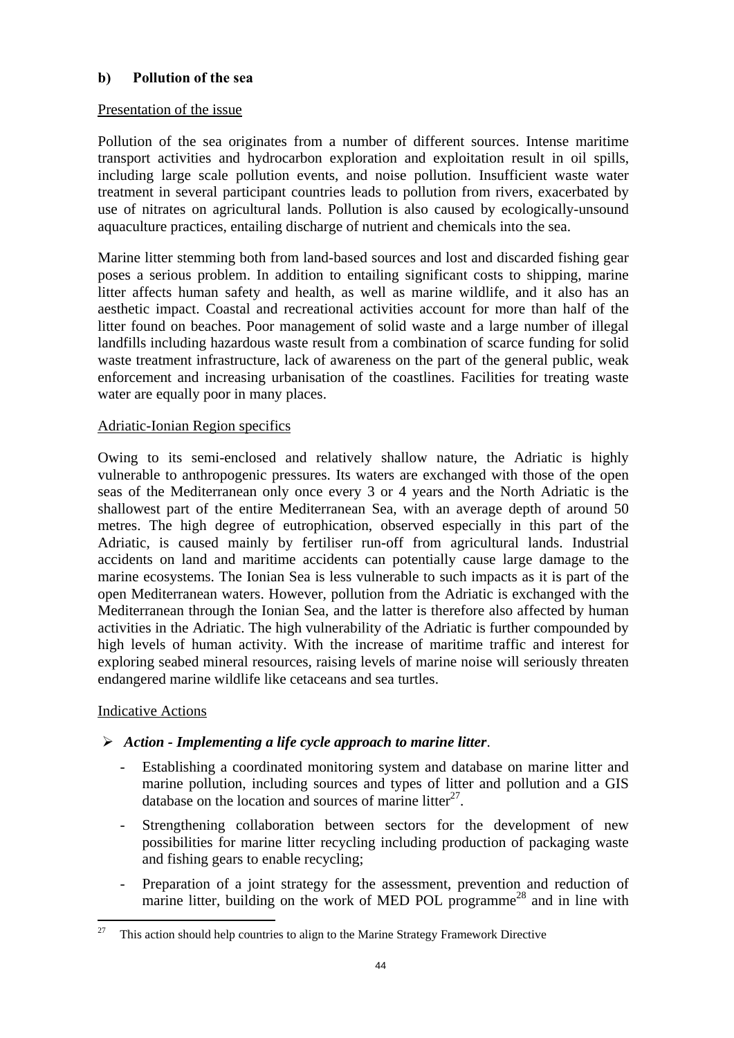### b) Pollution of the sea

Presentation of the issue

Pollution of the sea originates from a number of different sources. Intense maritime transport activities and hydrocarbon exploration and exploitation result in oil spills, including large scale pollution events, and noise pollution. Insufficient waste water treatment in several participant countries leads to pollution from rivers, exacerbated by use of nitrates on agricultural lands. Pollution is also caused by ecologically-unsound aquaculture practices, entailing discharge of nutrient and chemicals into the sea.

Marine litter stemming both from land-based sources and lost and discarded fishing gear poses a serious problem. In addition to entailing significant costs to shipping, marine litter affects human safety and health, as well as marine wildlife, and it also has an aesthetic impact. Coastal and recreational activities account for more than half of the litter found on beaches. Poor management of solid waste and a large number of illegal landfills including hazardous waste result from a combination of scarce funding for solid waste treatment infrastructure, lack of awareness on the part of the general public, weak enforcement and increasing urbanisation of the coastlines. Facilities for treating waste water are equally poor in many places.

Adriatic-Ionian Region specifics

Owing to its semi-enclosed and relatively shallow nature, the Adriatic is highly vulnerable to anthropogenic pressures. Its waters are exchanged with those of the open seas of the Mediterranean only once every 3 or 4 years and the North Adriatic is the shallowest part of the entire Mediterranean Sea, with an average depth of around 50 metres. The high degree of eutrophication, observed especially in this part of the Adriatic, is caused mainly by fertiliser run-off from agricultural lands. Industrial accidents on land and maritime accidents can potentially cause large damage to the marine ecosystems. The Ionian Sea is less vulnerable to such impacts as it is part of the open Mediterranean waters. However, pollution from the Adriatic is exchanged with the Mediterranean through the Ionian Sea, and the latter is therefore also affected by human activities in the Adriatic. The high vulnerability of the Adriatic is further compounded by high levels of human activity. With the increase of maritime traffic and interest for exploring seabed mineral resources, raising levels of marine noise will seriously threaten endangered marine wildlife like cetaceans and sea turtles.

Indicative Actions

- ***Action - Implementing a life cycle approach to marine litter***.
  - Establishing a coordinated monitoring system and database on marine litter and marine pollution, including sources and types of litter and pollution and a GIS database on the location and sources of marine litter[27].
  - Strengthening collaboration between sectors for the development of new possibilities for marine litter recycling including production of packaging waste and fishing gears to enable recycling;
  - Preparation of a joint strategy for the assessment, prevention and reduction of marine litter, building on the work of MED POL programme[28] and in line with

[27] This action should help countries to align to the Marine Strategy Framework Directive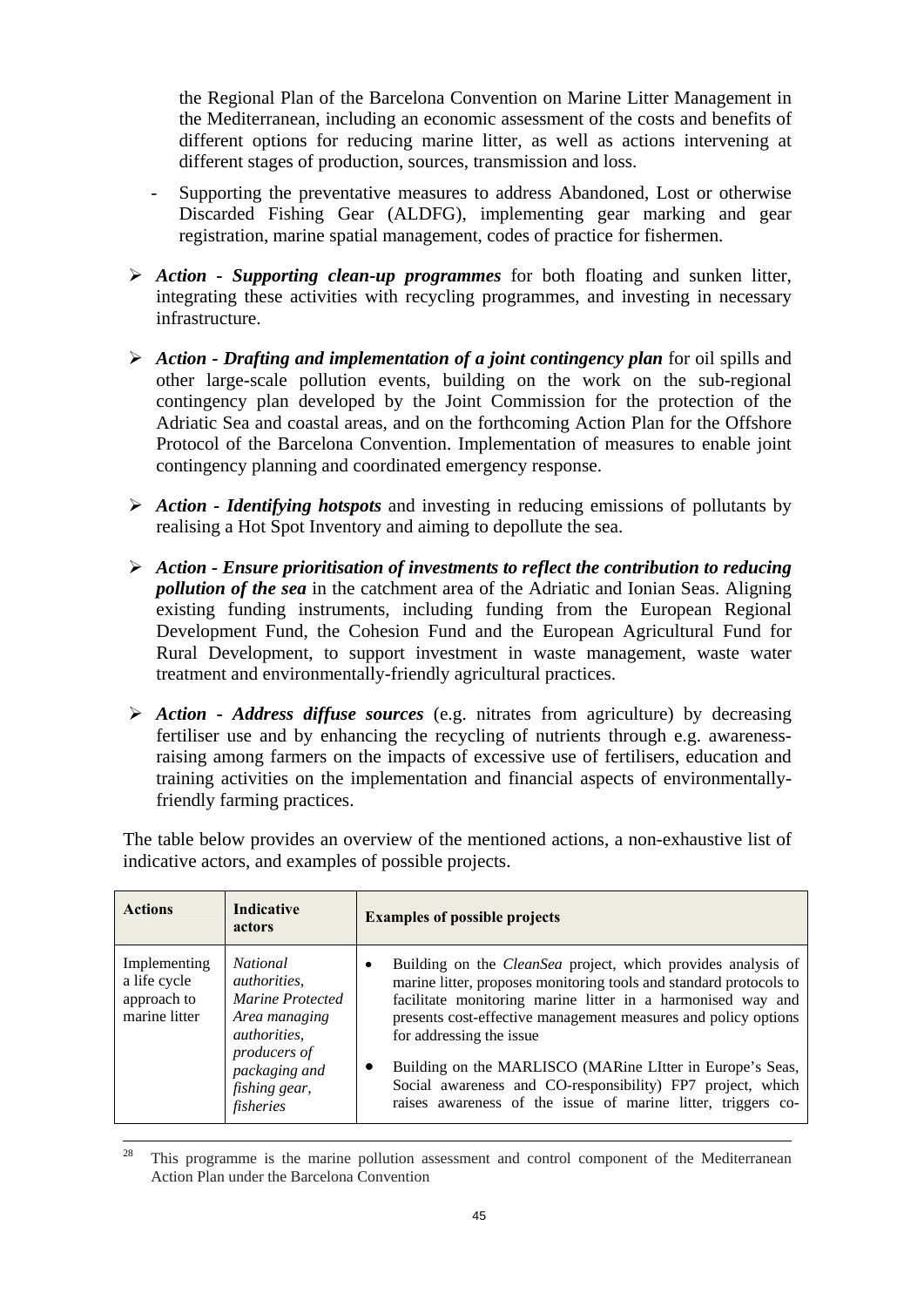the Regional Plan of the Barcelona Convention on Marine Litter Management in the Mediterranean, including an economic assessment of the costs and benefits of different options for reducing marine litter, as well as actions intervening at different stages of production, sources, transmission and loss.

- Supporting the preventative measures to address Abandoned, Lost or otherwise Discarded Fishing Gear (ALDFG), implementing gear marking and gear registration, marine spatial management, codes of practice for fishermen.

➢ ***Action - Supporting clean-up programmes*** for both floating and sunken litter, integrating these activities with recycling programmes, and investing in necessary infrastructure.

➢ ***Action - Drafting and implementation of a joint contingency plan*** for oil spills and other large-scale pollution events, building on the work on the sub-regional contingency plan developed by the Joint Commission for the protection of the Adriatic Sea and coastal areas, and on the forthcoming Action Plan for the Offshore Protocol of the Barcelona Convention. Implementation of measures to enable joint contingency planning and coordinated emergency response.

➢ ***Action - Identifying hotspots*** and investing in reducing emissions of pollutants by realising a Hot Spot Inventory and aiming to depollute the sea.

➢ ***Action - Ensure prioritisation of investments to reflect the contribution to reducing pollution of the sea*** in the catchment area of the Adriatic and Ionian Seas. Aligning existing funding instruments, including funding from the European Regional Development Fund, the Cohesion Fund and the European Agricultural Fund for Rural Development, to support investment in waste management, waste water treatment and environmentally-friendly agricultural practices.

➢ ***Action - Address diffuse sources*** (e.g. nitrates from agriculture) by decreasing fertiliser use and by enhancing the recycling of nutrients through e.g. awareness-raising among farmers on the impacts of excessive use of fertilisers, education and training activities on the implementation and financial aspects of environmentally-friendly farming practices.

The table below provides an overview of the mentioned actions, a non-exhaustive list of indicative actors, and examples of possible projects.

| Actions | Indicative actors | Examples of possible projects |
|---|---|---|
| Implementing a life cycle approach to marine litter | *National authorities, Marine Protected Area managing authorities, producers of packaging and fishing gear, fisheries* | • Building on the *CleanSea* project, which provides analysis of marine litter, proposes monitoring tools and standard protocols to facilitate monitoring marine litter in a harmonised way and presents cost-effective management measures and policy options for addressing the issue<br>• Building on the MARLISCO (MARine LItter in Europe's Seas, Social awareness and CO-responsibility) FP7 project, which raises awareness of the issue of marine litter, triggers co- |

[28] This programme is the marine pollution assessment and control component of the Mediterranean Action Plan under the Barcelona Convention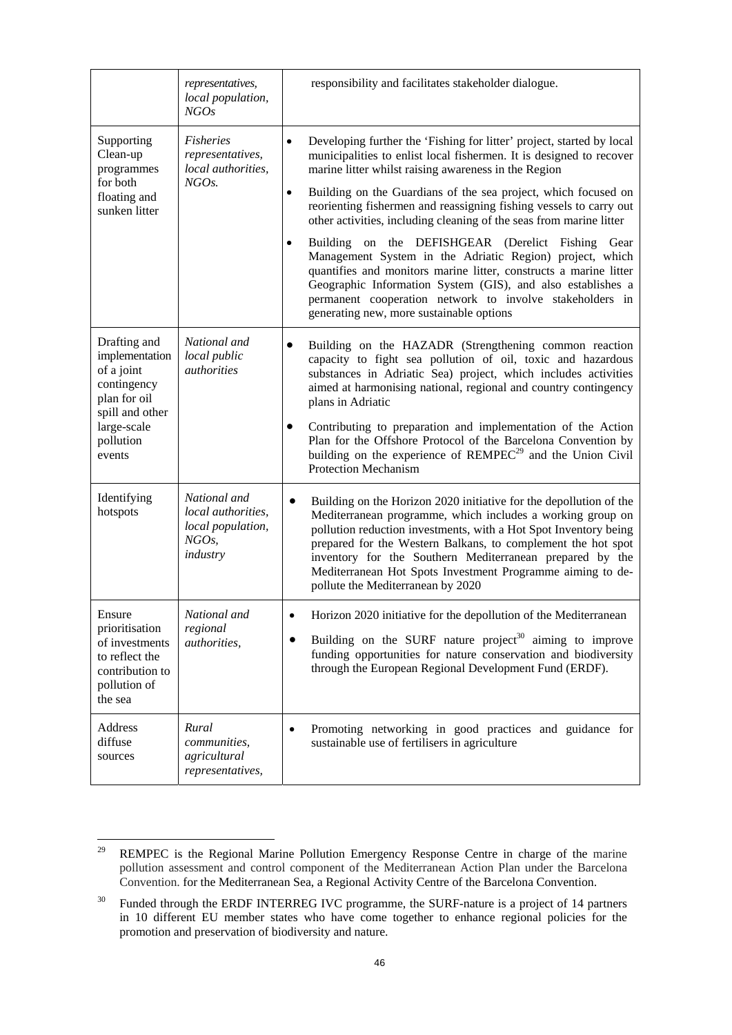| | | |
|---|---|---|
| | *representatives, local population, NGOs* | responsibility and facilitates stakeholder dialogue. |
| Supporting Clean-up programmes for both floating and sunken litter | *Fisheries representatives, local authorities, NGOs.* | • Developing further the 'Fishing for litter' project, started by local municipalities to enlist local fishermen. It is designed to recover marine litter whilst raising awareness in the Region<br>• Building on the Guardians of the sea project, which focused on reorienting fishermen and reassigning fishing vessels to carry out other activities, including cleaning of the seas from marine litter<br>• Building on the DEFISHGEAR (Derelict Fishing Gear Management System in the Adriatic Region) project, which quantifies and monitors marine litter, constructs a marine litter Geographic Information System (GIS), and also establishes a permanent cooperation network to involve stakeholders in generating new, more sustainable options |
| Drafting and implementation of a joint contingency plan for oil spill and other large-scale pollution events | *National and local public authorities* | • Building on the HAZADR (Strengthening common reaction capacity to fight sea pollution of oil, toxic and hazardous substances in Adriatic Sea) project, which includes activities aimed at harmonising national, regional and country contingency plans in Adriatic<br>• Contributing to preparation and implementation of the Action Plan for the Offshore Protocol of the Barcelona Convention by building on the experience of REMPEC[29] and the Union Civil Protection Mechanism |
| Identifying hotspots | *National and local authorities, local population, NGOs, industry* | • Building on the Horizon 2020 initiative for the depollution of the Mediterranean programme, which includes a working group on pollution reduction investments, with a Hot Spot Inventory being prepared for the Western Balkans, to complement the hot spot inventory for the Southern Mediterranean prepared by the Mediterranean Hot Spots Investment Programme aiming to de-pollute the Mediterranean by 2020 |
| Ensure prioritisation of investments to reflect the contribution to pollution of the sea | *National and regional authorities,* | • Horizon 2020 initiative for the depollution of the Mediterranean<br>• Building on the SURF nature project[30] aiming to improve funding opportunities for nature conservation and biodiversity through the European Regional Development Fund (ERDF). |
| Address diffuse sources | *Rural communities, agricultural representatives,* | • Promoting networking in good practices and guidance for sustainable use of fertilisers in agriculture |

[29] REMPEC is the Regional Marine Pollution Emergency Response Centre in charge of the marine pollution assessment and control component of the Mediterranean Action Plan under the Barcelona Convention. for the Mediterranean Sea, a Regional Activity Centre of the Barcelona Convention.

[30] Funded through the ERDF INTERREG IVC programme, the SURF-nature is a project of 14 partners in 10 different EU member states who have come together to enhance regional policies for the promotion and preservation of biodiversity and nature.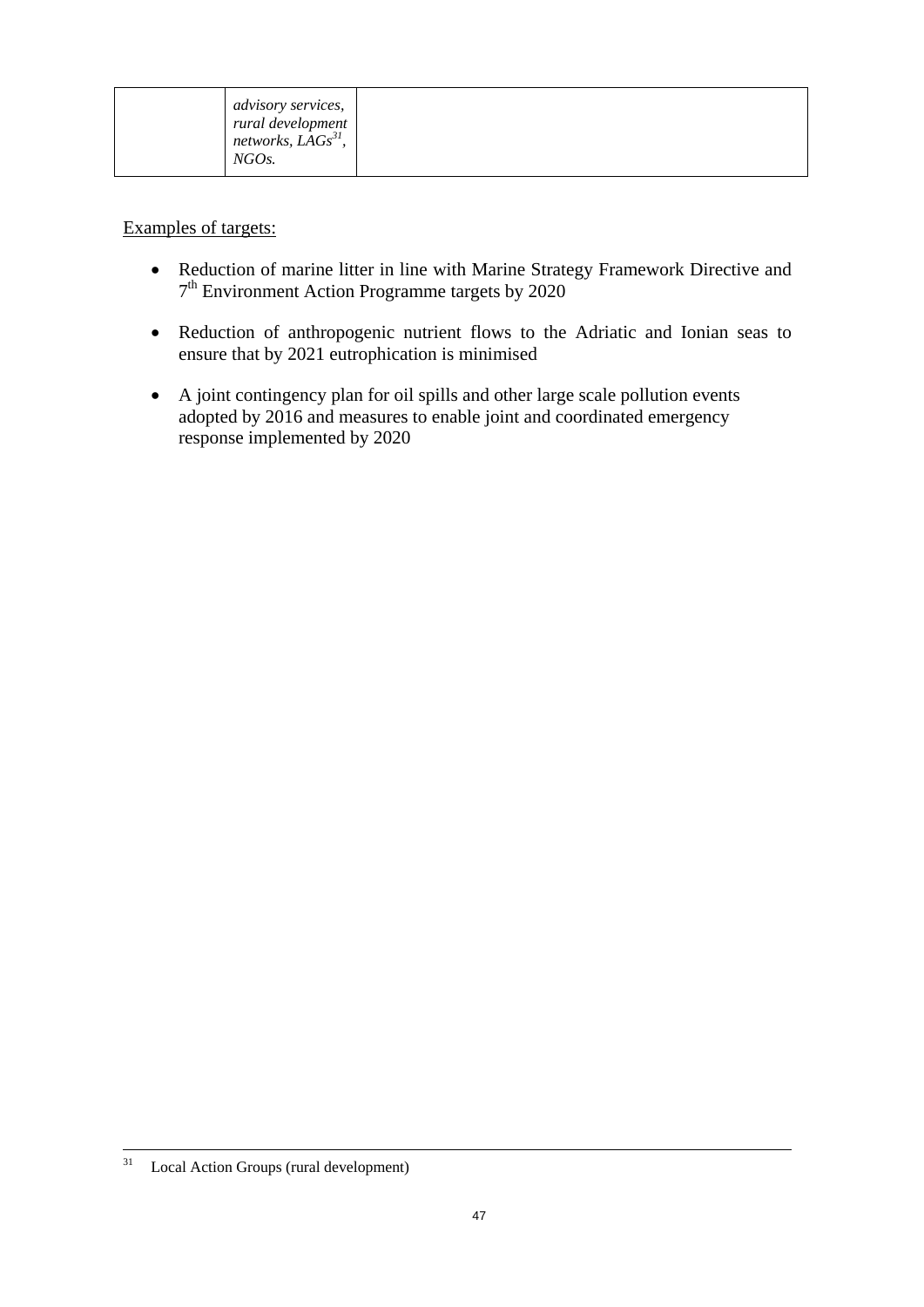|  | *advisory services, rural development networks, LAGs*[31]*, NGOs.* |  |
| --- | --- | --- |

Examples of targets:

- Reduction of marine litter in line with Marine Strategy Framework Directive and 7th Environment Action Programme targets by 2020
- Reduction of anthropogenic nutrient flows to the Adriatic and Ionian seas to ensure that by 2021 eutrophication is minimised
- A joint contingency plan for oil spills and other large scale pollution events adopted by 2016 and measures to enable joint and coordinated emergency response implemented by 2020

[31] Local Action Groups (rural development)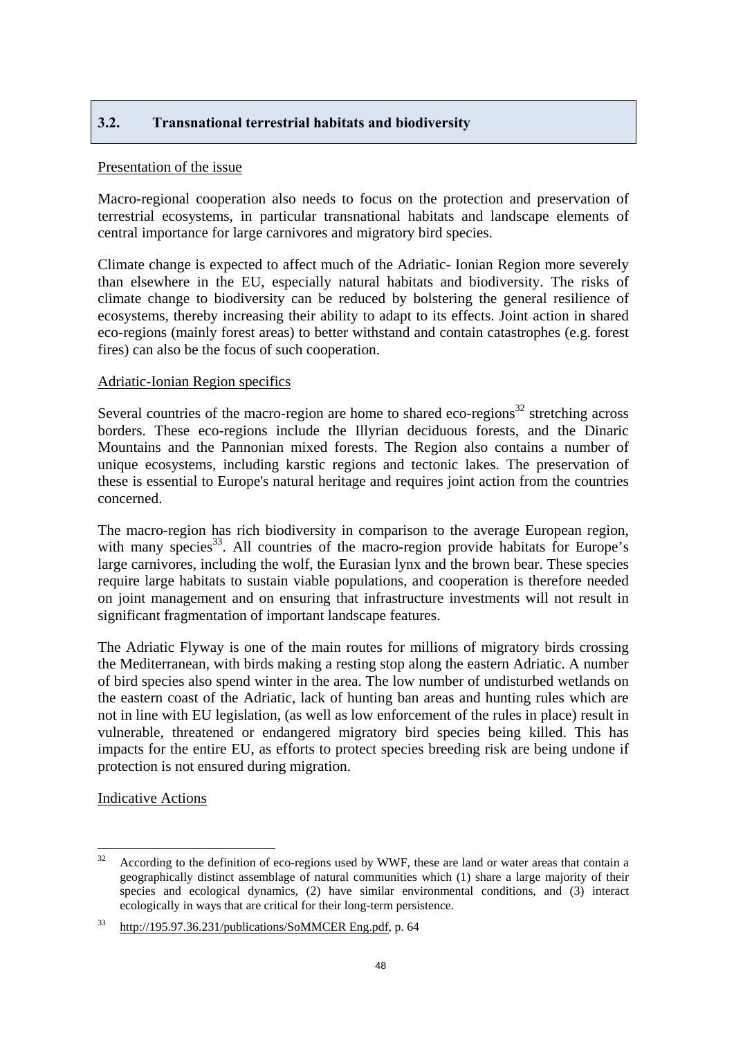## 3.2. Transnational terrestrial habitats and biodiversity

Presentation of the issue

Macro-regional cooperation also needs to focus on the protection and preservation of terrestrial ecosystems, in particular transnational habitats and landscape elements of central importance for large carnivores and migratory bird species.

Climate change is expected to affect much of the Adriatic- Ionian Region more severely than elsewhere in the EU, especially natural habitats and biodiversity. The risks of climate change to biodiversity can be reduced by bolstering the general resilience of ecosystems, thereby increasing their ability to adapt to its effects. Joint action in shared eco-regions (mainly forest areas) to better withstand and contain catastrophes (e.g. forest fires) can also be the focus of such cooperation.

Adriatic-Ionian Region specifics

Several countries of the macro-region are home to shared eco-regions[32] stretching across borders. These eco-regions include the Illyrian deciduous forests, and the Dinaric Mountains and the Pannonian mixed forests. The Region also contains a number of unique ecosystems, including karstic regions and tectonic lakes. The preservation of these is essential to Europe's natural heritage and requires joint action from the countries concerned.

The macro-region has rich biodiversity in comparison to the average European region, with many species[33]. All countries of the macro-region provide habitats for Europe's large carnivores, including the wolf, the Eurasian lynx and the brown bear. These species require large habitats to sustain viable populations, and cooperation is therefore needed on joint management and on ensuring that infrastructure investments will not result in significant fragmentation of important landscape features.

The Adriatic Flyway is one of the main routes for millions of migratory birds crossing the Mediterranean, with birds making a resting stop along the eastern Adriatic. A number of bird species also spend winter in the area. The low number of undisturbed wetlands on the eastern coast of the Adriatic, lack of hunting ban areas and hunting rules which are not in line with EU legislation, (as well as low enforcement of the rules in place) result in vulnerable, threatened or endangered migratory bird species being killed. This has impacts for the entire EU, as efforts to protect species breeding risk are being undone if protection is not ensured during migration.

Indicative Actions

---

[32] According to the definition of eco-regions used by WWF, these are land or water areas that contain a geographically distinct assemblage of natural communities which (1) share a large majority of their species and ecological dynamics, (2) have similar environmental conditions, and (3) interact ecologically in ways that are critical for their long-term persistence.

[33] http://195.97.36.231/publications/SoMMCER Eng.pdf, p. 64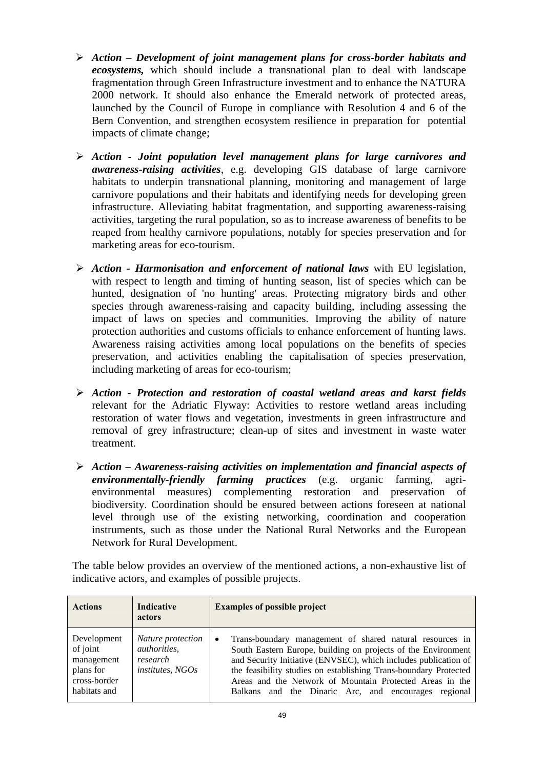- ***Action – Development of joint management plans for cross-border habitats and ecosystems,*** which should include a transnational plan to deal with landscape fragmentation through Green Infrastructure investment and to enhance the NATURA 2000 network. It should also enhance the Emerald network of protected areas, launched by the Council of Europe in compliance with Resolution 4 and 6 of the Bern Convention, and strengthen ecosystem resilience in preparation for potential impacts of climate change;

- ***Action - Joint population level management plans for large carnivores and awareness-raising activities***, e.g. developing GIS database of large carnivore habitats to underpin transnational planning, monitoring and management of large carnivore populations and their habitats and identifying needs for developing green infrastructure. Alleviating habitat fragmentation, and supporting awareness-raising activities, targeting the rural population, so as to increase awareness of benefits to be reaped from healthy carnivore populations, notably for species preservation and for marketing areas for eco-tourism.

- ***Action - Harmonisation and enforcement of national laws*** with EU legislation, with respect to length and timing of hunting season, list of species which can be hunted, designation of 'no hunting' areas. Protecting migratory birds and other species through awareness-raising and capacity building, including assessing the impact of laws on species and communities. Improving the ability of nature protection authorities and customs officials to enhance enforcement of hunting laws. Awareness raising activities among local populations on the benefits of species preservation, and activities enabling the capitalisation of species preservation, including marketing of areas for eco-tourism;

- ***Action - Protection and restoration of coastal wetland areas and karst fields*** relevant for the Adriatic Flyway: Activities to restore wetland areas including restoration of water flows and vegetation, investments in green infrastructure and removal of grey infrastructure; clean-up of sites and investment in waste water treatment.

- ***Action – Awareness-raising activities on implementation and financial aspects of environmentally-friendly farming practices*** (e.g. organic farming, agri-environmental measures) complementing restoration and preservation of biodiversity. Coordination should be ensured between actions foreseen at national level through use of the existing networking, coordination and cooperation instruments, such as those under the National Rural Networks and the European Network for Rural Development.

The table below provides an overview of the mentioned actions, a non-exhaustive list of indicative actors, and examples of possible projects.

| Actions | Indicative actors | Examples of possible project |
|---|---|---|
| Development of joint management plans for cross-border habitats and | *Nature protection authorities, research institutes, NGOs* | • Trans-boundary management of shared natural resources in South Eastern Europe, building on projects of the Environment and Security Initiative (ENVSEC), which includes publication of the feasibility studies on establishing Trans-boundary Protected Areas and the Network of Mountain Protected Areas in the Balkans and the Dinaric Arc, and encourages regional |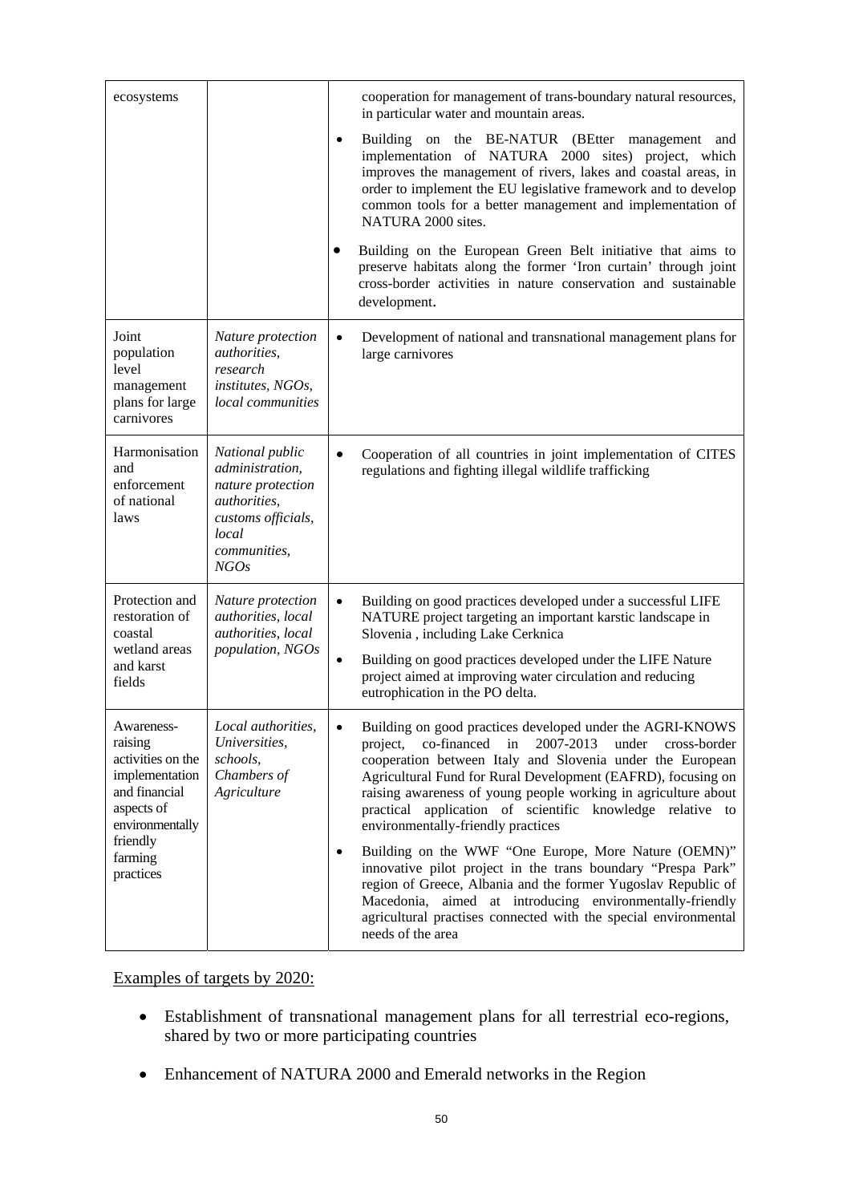| | | |
|---|---|---|
| ecosystems | | cooperation for management of trans-boundary natural resources, in particular water and mountain areas.<br>• Building on the BE-NATUR (BEtter management and implementation of NATURA 2000 sites) project, which improves the management of rivers, lakes and coastal areas, in order to implement the EU legislative framework and to develop common tools for a better management and implementation of NATURA 2000 sites.<br>• Building on the European Green Belt initiative that aims to preserve habitats along the former 'Iron curtain' through joint cross-border activities in nature conservation and sustainable development. |
| Joint population level management plans for large carnivores | *Nature protection authorities, research institutes, NGOs, local communities* | • Development of national and transnational management plans for large carnivores |
| Harmonisation and enforcement of national laws | *National public administration, nature protection authorities, customs officials, local communities, NGOs* | • Cooperation of all countries in joint implementation of CITES regulations and fighting illegal wildlife trafficking |
| Protection and restoration of coastal wetland areas and karst fields | *Nature protection authorities, local authorities, local population, NGOs* | • Building on good practices developed under a successful LIFE NATURE project targeting an important karstic landscape in Slovenia , including Lake Cerknica<br>• Building on good practices developed under the LIFE Nature project aimed at improving water circulation and reducing eutrophication in the PO delta. |
| Awareness-raising activities on the implementation and financial aspects of environmentally friendly farming practices | *Local authorities, Universities, schools, Chambers of Agriculture* | • Building on good practices developed under the AGRI-KNOWS project, co-financed in 2007-2013 under cross-border cooperation between Italy and Slovenia under the European Agricultural Fund for Rural Development (EAFRD), focusing on raising awareness of young people working in agriculture about practical application of scientific knowledge relative to environmentally-friendly practices<br>• Building on the WWF "One Europe, More Nature (OEMN)" innovative pilot project in the trans boundary "Prespa Park" region of Greece, Albania and the former Yugoslav Republic of Macedonia, aimed at introducing environmentally-friendly agricultural practises connected with the special environmental needs of the area |

<u>Examples of targets by 2020:</u>

- Establishment of transnational management plans for all terrestrial eco-regions, shared by two or more participating countries
- Enhancement of NATURA 2000 and Emerald networks in the Region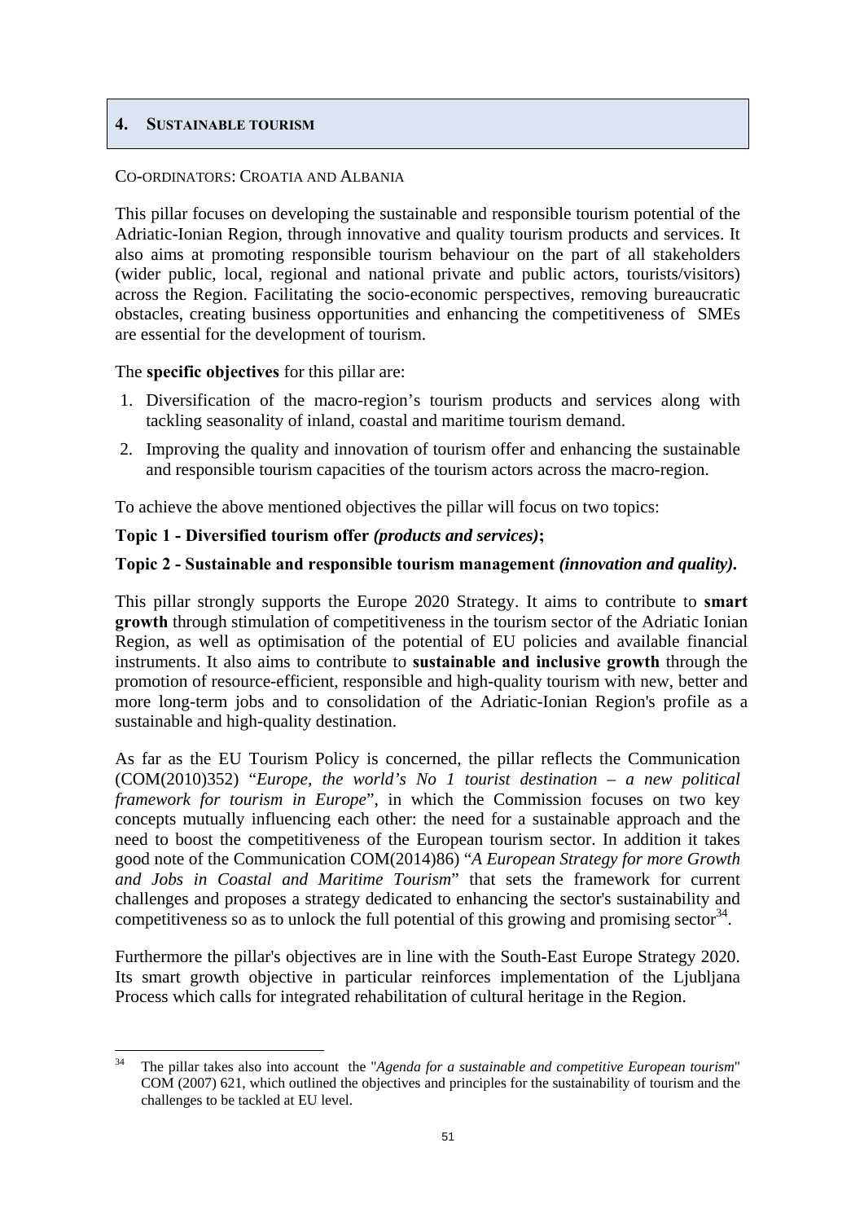## 4. SUSTAINABLE TOURISM

CO-ORDINATORS: CROATIA AND ALBANIA

This pillar focuses on developing the sustainable and responsible tourism potential of the Adriatic-Ionian Region, through innovative and quality tourism products and services. It also aims at promoting responsible tourism behaviour on the part of all stakeholders (wider public, local, regional and national private and public actors, tourists/visitors) across the Region. Facilitating the socio-economic perspectives, removing bureaucratic obstacles, creating business opportunities and enhancing the competitiveness of SMEs are essential for the development of tourism.

The **specific objectives** for this pillar are:

1. Diversification of the macro-region's tourism products and services along with tackling seasonality of inland, coastal and maritime tourism demand.
2. Improving the quality and innovation of tourism offer and enhancing the sustainable and responsible tourism capacities of the tourism actors across the macro-region.

To achieve the above mentioned objectives the pillar will focus on two topics:

**Topic 1 - Diversified tourism offer *(products and services)*;**

**Topic 2 - Sustainable and responsible tourism management *(innovation and quality)*.**

This pillar strongly supports the Europe 2020 Strategy. It aims to contribute to **smart growth** through stimulation of competitiveness in the tourism sector of the Adriatic Ionian Region, as well as optimisation of the potential of EU policies and available financial instruments. It also aims to contribute to **sustainable and inclusive growth** through the promotion of resource-efficient, responsible and high-quality tourism with new, better and more long-term jobs and to consolidation of the Adriatic-Ionian Region's profile as a sustainable and high-quality destination.

As far as the EU Tourism Policy is concerned, the pillar reflects the Communication (COM(2010)352) "*Europe, the world's No 1 tourist destination – a new political framework for tourism in Europe*", in which the Commission focuses on two key concepts mutually influencing each other: the need for a sustainable approach and the need to boost the competitiveness of the European tourism sector. In addition it takes good note of the Communication COM(2014)86) "*A European Strategy for more Growth and Jobs in Coastal and Maritime Tourism*" that sets the framework for current challenges and proposes a strategy dedicated to enhancing the sector's sustainability and competitiveness so as to unlock the full potential of this growing and promising sector[34].

Furthermore the pillar's objectives are in line with the South-East Europe Strategy 2020. Its smart growth objective in particular reinforces implementation of the Ljubljana Process which calls for integrated rehabilitation of cultural heritage in the Region.

---

[34] The pillar takes also into account the "*Agenda for a sustainable and competitive European tourism*" COM (2007) 621, which outlined the objectives and principles for the sustainability of tourism and the challenges to be tackled at EU level.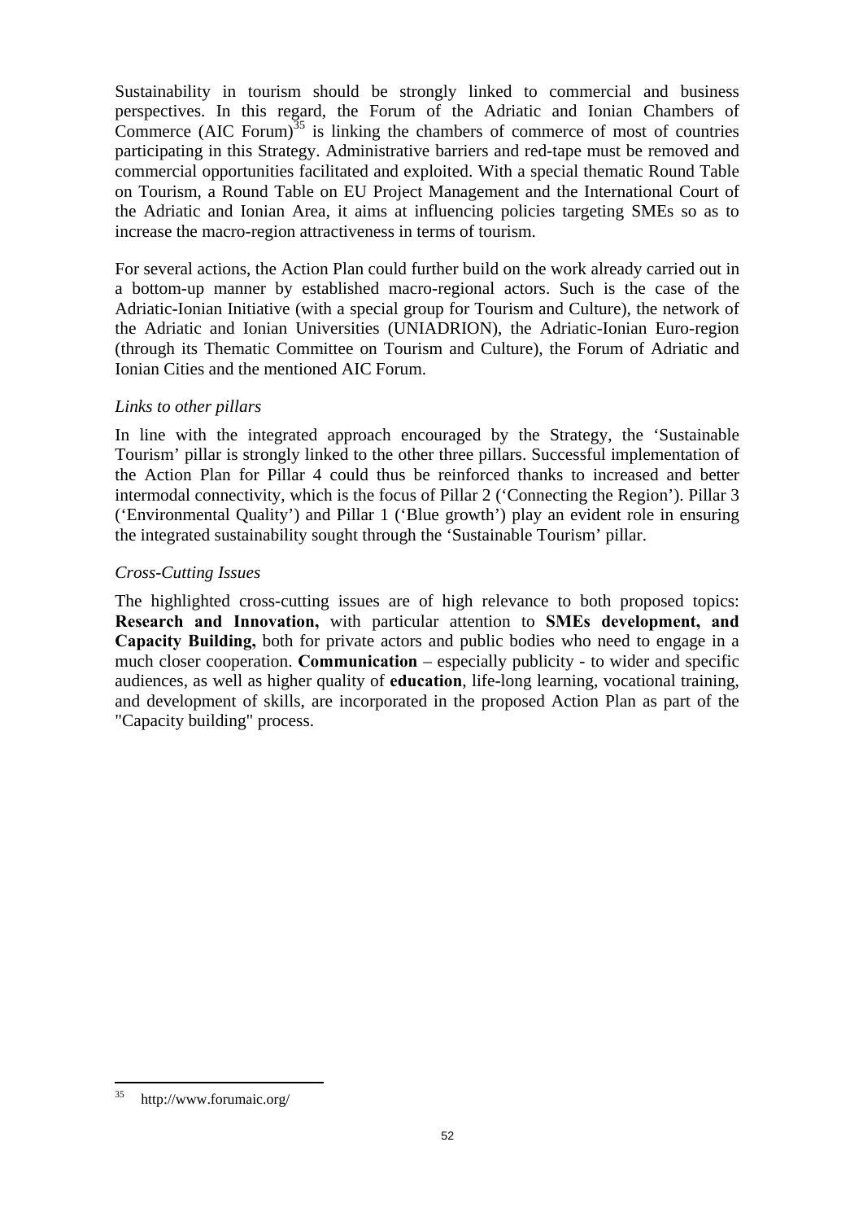Sustainability in tourism should be strongly linked to commercial and business perspectives. In this regard, the Forum of the Adriatic and Ionian Chambers of Commerce (AIC Forum)[35] is linking the chambers of commerce of most of countries participating in this Strategy. Administrative barriers and red-tape must be removed and commercial opportunities facilitated and exploited. With a special thematic Round Table on Tourism, a Round Table on EU Project Management and the International Court of the Adriatic and Ionian Area, it aims at influencing policies targeting SMEs so as to increase the macro-region attractiveness in terms of tourism.

For several actions, the Action Plan could further build on the work already carried out in a bottom-up manner by established macro-regional actors. Such is the case of the Adriatic-Ionian Initiative (with a special group for Tourism and Culture), the network of the Adriatic and Ionian Universities (UNIADRION), the Adriatic-Ionian Euro-region (through its Thematic Committee on Tourism and Culture), the Forum of Adriatic and Ionian Cities and the mentioned AIC Forum.

*Links to other pillars*

In line with the integrated approach encouraged by the Strategy, the 'Sustainable Tourism' pillar is strongly linked to the other three pillars. Successful implementation of the Action Plan for Pillar 4 could thus be reinforced thanks to increased and better intermodal connectivity, which is the focus of Pillar 2 ('Connecting the Region'). Pillar 3 ('Environmental Quality') and Pillar 1 ('Blue growth') play an evident role in ensuring the integrated sustainability sought through the 'Sustainable Tourism' pillar.

*Cross-Cutting Issues*

The highlighted cross-cutting issues are of high relevance to both proposed topics: **Research and Innovation,** with particular attention to **SMEs development, and Capacity Building,** both for private actors and public bodies who need to engage in a much closer cooperation. **Communication** – especially publicity - to wider and specific audiences, as well as higher quality of **education**, life-long learning, vocational training, and development of skills, are incorporated in the proposed Action Plan as part of the "Capacity building" process.

---

[35] http://www.forumaic.org/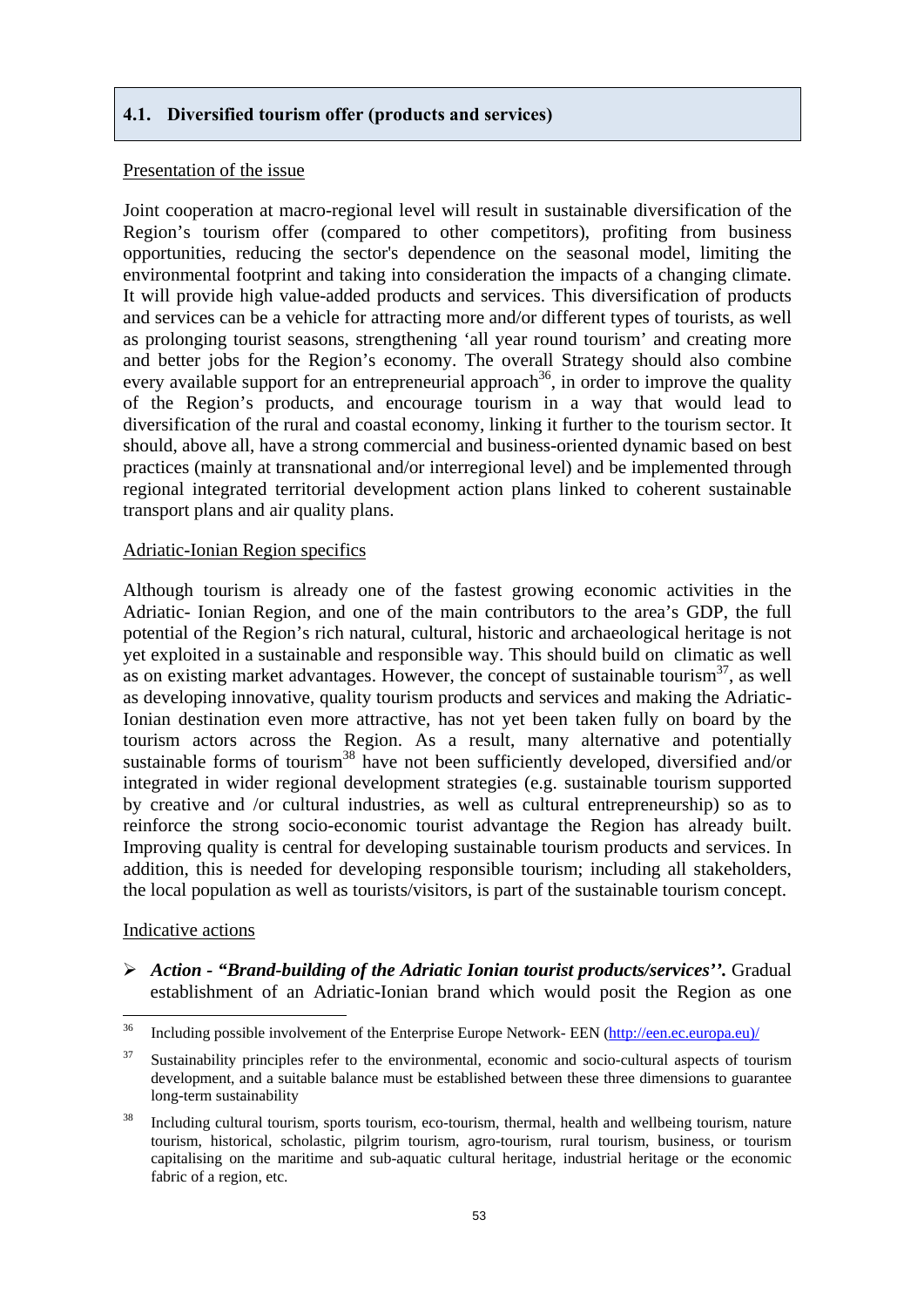### 4.1. Diversified tourism offer (products and services)

Presentation of the issue

Joint cooperation at macro-regional level will result in sustainable diversification of the Region's tourism offer (compared to other competitors), profiting from business opportunities, reducing the sector's dependence on the seasonal model, limiting the environmental footprint and taking into consideration the impacts of a changing climate. It will provide high value-added products and services. This diversification of products and services can be a vehicle for attracting more and/or different types of tourists, as well as prolonging tourist seasons, strengthening 'all year round tourism' and creating more and better jobs for the Region's economy. The overall Strategy should also combine every available support for an entrepreneurial approach[36], in order to improve the quality of the Region's products, and encourage tourism in a way that would lead to diversification of the rural and coastal economy, linking it further to the tourism sector. It should, above all, have a strong commercial and business-oriented dynamic based on best practices (mainly at transnational and/or interregional level) and be implemented through regional integrated territorial development action plans linked to coherent sustainable transport plans and air quality plans.

Adriatic-Ionian Region specifics

Although tourism is already one of the fastest growing economic activities in the Adriatic- Ionian Region, and one of the main contributors to the area's GDP, the full potential of the Region's rich natural, cultural, historic and archaeological heritage is not yet exploited in a sustainable and responsible way. This should build on climatic as well as on existing market advantages. However, the concept of sustainable tourism[37], as well as developing innovative, quality tourism products and services and making the Adriatic-Ionian destination even more attractive, has not yet been taken fully on board by the tourism actors across the Region. As a result, many alternative and potentially sustainable forms of tourism[38] have not been sufficiently developed, diversified and/or integrated in wider regional development strategies (e.g. sustainable tourism supported by creative and /or cultural industries, as well as cultural entrepreneurship) so as to reinforce the strong socio-economic tourist advantage the Region has already built. Improving quality is central for developing sustainable tourism products and services. In addition, this is needed for developing responsible tourism; including all stakeholders, the local population as well as tourists/visitors, is part of the sustainable tourism concept.

Indicative actions

- ***Action - "Brand-building of the Adriatic Ionian tourist products/services''.*** Gradual establishment of an Adriatic-Ionian brand which would posit the Region as one

---

[36] Including possible involvement of the Enterprise Europe Network- EEN (http://een.ec.europa.eu)/

[37] Sustainability principles refer to the environmental, economic and socio-cultural aspects of tourism development, and a suitable balance must be established between these three dimensions to guarantee long-term sustainability

[38] Including cultural tourism, sports tourism, eco-tourism, thermal, health and wellbeing tourism, nature tourism, historical, scholastic, pilgrim tourism, agro-tourism, rural tourism, business, or tourism capitalising on the maritime and sub-aquatic cultural heritage, industrial heritage or the economic fabric of a region, etc.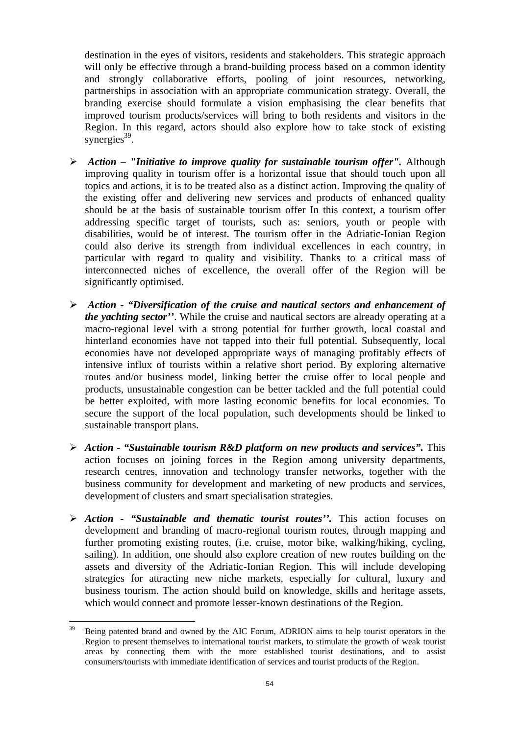destination in the eyes of visitors, residents and stakeholders. This strategic approach will only be effective through a brand-building process based on a common identity and strongly collaborative efforts, pooling of joint resources, networking, partnerships in association with an appropriate communication strategy. Overall, the branding exercise should formulate a vision emphasising the clear benefits that improved tourism products/services will bring to both residents and visitors in the Region. In this regard, actors should also explore how to take stock of existing synergies[39].

- ***Action – "Initiative to improve quality for sustainable tourism offer".*** Although improving quality in tourism offer is a horizontal issue that should touch upon all topics and actions, it is to be treated also as a distinct action. Improving the quality of the existing offer and delivering new services and products of enhanced quality should be at the basis of sustainable tourism offer In this context, a tourism offer addressing specific target of tourists, such as: seniors, youth or people with disabilities, would be of interest. The tourism offer in the Adriatic-Ionian Region could also derive its strength from individual excellences in each country, in particular with regard to quality and visibility. Thanks to a critical mass of interconnected niches of excellence, the overall offer of the Region will be significantly optimised.

- ***Action - "Diversification of the cruise and nautical sectors and enhancement of the yachting sector''***. While the cruise and nautical sectors are already operating at a macro-regional level with a strong potential for further growth, local coastal and hinterland economies have not tapped into their full potential. Subsequently, local economies have not developed appropriate ways of managing profitably effects of intensive influx of tourists within a relative short period. By exploring alternative routes and/or business model, linking better the cruise offer to local people and products, unsustainable congestion can be better tackled and the full potential could be better exploited, with more lasting economic benefits for local economies. To secure the support of the local population, such developments should be linked to sustainable transport plans.

- ***Action - "Sustainable tourism R&D platform on new products and services".*** This action focuses on joining forces in the Region among university departments, research centres, innovation and technology transfer networks, together with the business community for development and marketing of new products and services, development of clusters and smart specialisation strategies.

- ***Action - "Sustainable and thematic tourist routes''.*** This action focuses on development and branding of macro-regional tourism routes, through mapping and further promoting existing routes, (i.e. cruise, motor bike, walking/hiking, cycling, sailing). In addition, one should also explore creation of new routes building on the assets and diversity of the Adriatic-Ionian Region. This will include developing strategies for attracting new niche markets, especially for cultural, luxury and business tourism. The action should build on knowledge, skills and heritage assets, which would connect and promote lesser-known destinations of the Region.

---

[39] Being patented brand and owned by the AIC Forum, ADRION aims to help tourist operators in the Region to present themselves to international tourist markets, to stimulate the growth of weak tourist areas by connecting them with the more established tourist destinations, and to assist consumers/tourists with immediate identification of services and tourist products of the Region.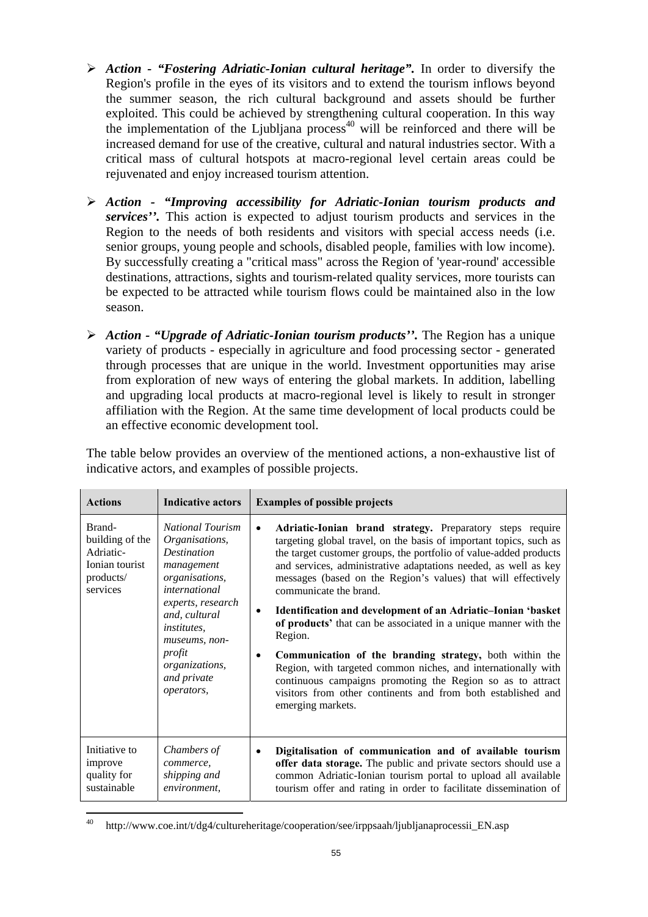- ***Action - "Fostering Adriatic-Ionian cultural heritage".*** In order to diversify the Region's profile in the eyes of its visitors and to extend the tourism inflows beyond the summer season, the rich cultural background and assets should be further exploited. This could be achieved by strengthening cultural cooperation. In this way the implementation of the Ljubljana process[40] will be reinforced and there will be increased demand for use of the creative, cultural and natural industries sector. With a critical mass of cultural hotspots at macro-regional level certain areas could be rejuvenated and enjoy increased tourism attention.

- ***Action - "Improving accessibility for Adriatic-Ionian tourism products and services''.*** This action is expected to adjust tourism products and services in the Region to the needs of both residents and visitors with special access needs (i.e. senior groups, young people and schools, disabled people, families with low income). By successfully creating a "critical mass" across the Region of 'year-round' accessible destinations, attractions, sights and tourism-related quality services, more tourists can be expected to be attracted while tourism flows could be maintained also in the low season.

- ***Action - "Upgrade of Adriatic-Ionian tourism products''.*** The Region has a unique variety of products - especially in agriculture and food processing sector - generated through processes that are unique in the world. Investment opportunities may arise from exploration of new ways of entering the global markets. In addition, labelling and upgrading local products at macro-regional level is likely to result in stronger affiliation with the Region. At the same time development of local products could be an effective economic development tool.

The table below provides an overview of the mentioned actions, a non-exhaustive list of indicative actors, and examples of possible projects.

| **Actions** | **Indicative actors** | **Examples of possible projects** |
|---|---|---|
| Brand-building of the Adriatic-Ionian tourist products/ services | *National Tourism Organisations, Destination management organisations, international experts, research and, cultural institutes, museums, non-profit organizations, and private operators,* | • **Adriatic-Ionian brand strategy.** Preparatory steps require targeting global travel, on the basis of important topics, such as the target customer groups, the portfolio of value-added products and services, administrative adaptations needed, as well as key messages (based on the Region's values) that will effectively communicate the brand. <br> • **Identification and development of an Adriatic–Ionian 'basket of products'** that can be associated in a unique manner with the Region. <br> • **Communication of the branding strategy,** both within the Region, with targeted common niches, and internationally with continuous campaigns promoting the Region so as to attract visitors from other continents and from both established and emerging markets. |
| Initiative to improve quality for sustainable | *Chambers of commerce, shipping and environment,* | • **Digitalisation of communication and of available tourism offer data storage.** The public and private sectors should use a common Adriatic-Ionian tourism portal to upload all available tourism offer and rating in order to facilitate dissemination of |

[40] http://www.coe.int/t/dg4/cultureheritage/cooperation/see/irppsaah/ljubljanaprocessii_EN.asp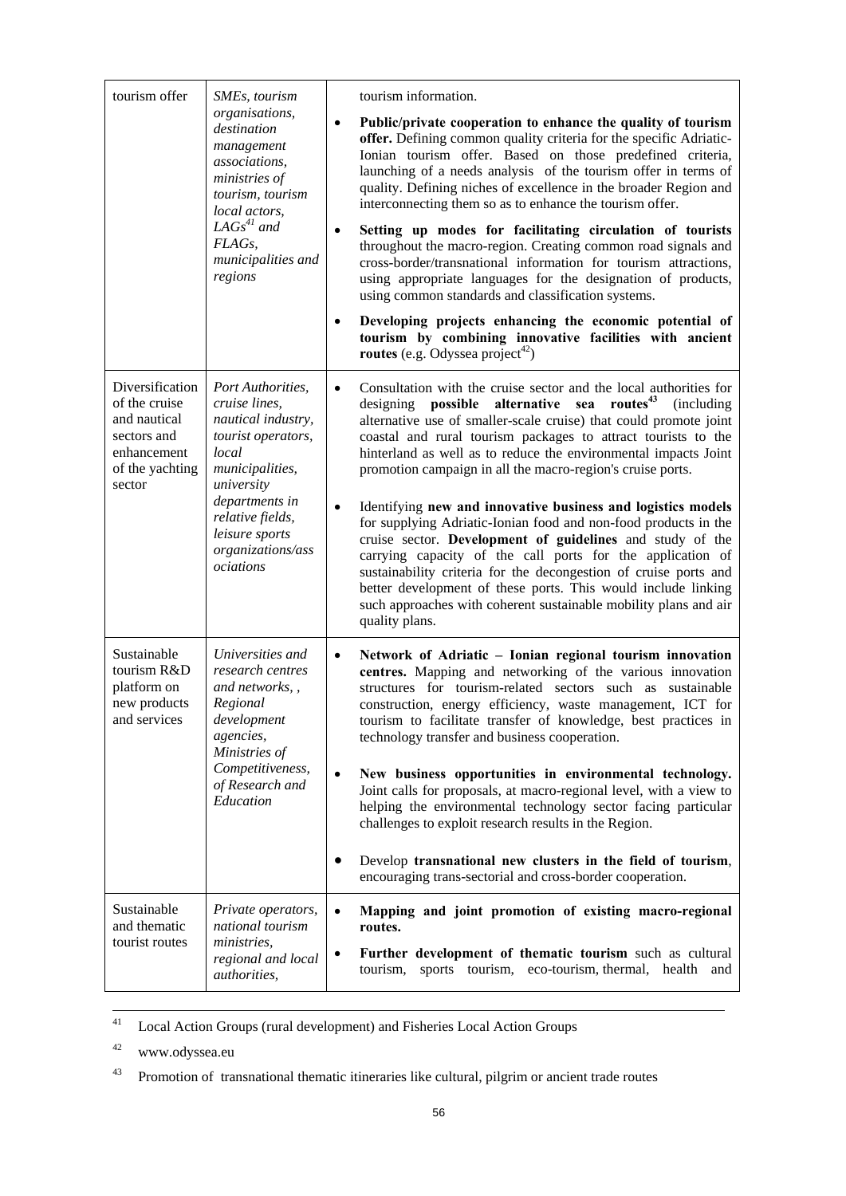| tourism offer | *SMEs, tourism organisations, destination management associations, ministries of tourism, tourism local actors, LAGs*[41] *and FLAGs, municipalities and regions* | tourism information.<br>• **Public/private cooperation to enhance the quality of tourism offer.** Defining common quality criteria for the specific Adriatic-Ionian tourism offer. Based on those predefined criteria, launching of a needs analysis of the tourism offer in terms of quality. Defining niches of excellence in the broader Region and interconnecting them so as to enhance the tourism offer.<br>• **Setting up modes for facilitating circulation of tourists** throughout the macro-region. Creating common road signals and cross-border/transnational information for tourism attractions, using appropriate languages for the designation of products, using common standards and classification systems.<br>• **Developing projects enhancing the economic potential of tourism by combining innovative facilities with ancient routes** (e.g. Odyssea project[42]) |
|---|---|---|
| Diversification of the cruise and nautical sectors and enhancement of the yachting sector | *Port Authorities, cruise lines, nautical industry, tourist operators, local municipalities, university departments in relative fields, leisure sports organizations/associations* | • Consultation with the cruise sector and the local authorities for designing **possible alternative sea routes**[43] (including alternative use of smaller-scale cruise) that could promote joint coastal and rural tourism packages to attract tourists to the hinterland as well as to reduce the environmental impacts Joint promotion campaign in all the macro-region's cruise ports.<br>• Identifying **new and innovative business and logistics models** for supplying Adriatic-Ionian food and non-food products in the cruise sector. **Development of guidelines** and study of the carrying capacity of the call ports for the application of sustainability criteria for the decongestion of cruise ports and better development of these ports. This would include linking such approaches with coherent sustainable mobility plans and air quality plans. |
| Sustainable tourism R&D platform on new products and services | *Universities and research centres and networks, , Regional development agencies, Ministries of Competitiveness, of Research and Education* | • **Network of Adriatic – Ionian regional tourism innovation centres.** Mapping and networking of the various innovation structures for tourism-related sectors such as sustainable construction, energy efficiency, waste management, ICT for tourism to facilitate transfer of knowledge, best practices in technology transfer and business cooperation.<br>• **New business opportunities in environmental technology.** Joint calls for proposals, at macro-regional level, with a view to helping the environmental technology sector facing particular challenges to exploit research results in the Region.<br>• Develop **transnational new clusters in the field of tourism**, encouraging trans-sectorial and cross-border cooperation. |
| Sustainable and thematic tourist routes | *Private operators, national tourism ministries, regional and local authorities,* | • **Mapping and joint promotion of existing macro-regional routes.**<br>• **Further development of thematic tourism** such as cultural tourism, sports tourism, eco-tourism, thermal, health and |

[41] Local Action Groups (rural development) and Fisheries Local Action Groups

[42] www.odyssea.eu

[43] Promotion of transnational thematic itineraries like cultural, pilgrim or ancient trade routes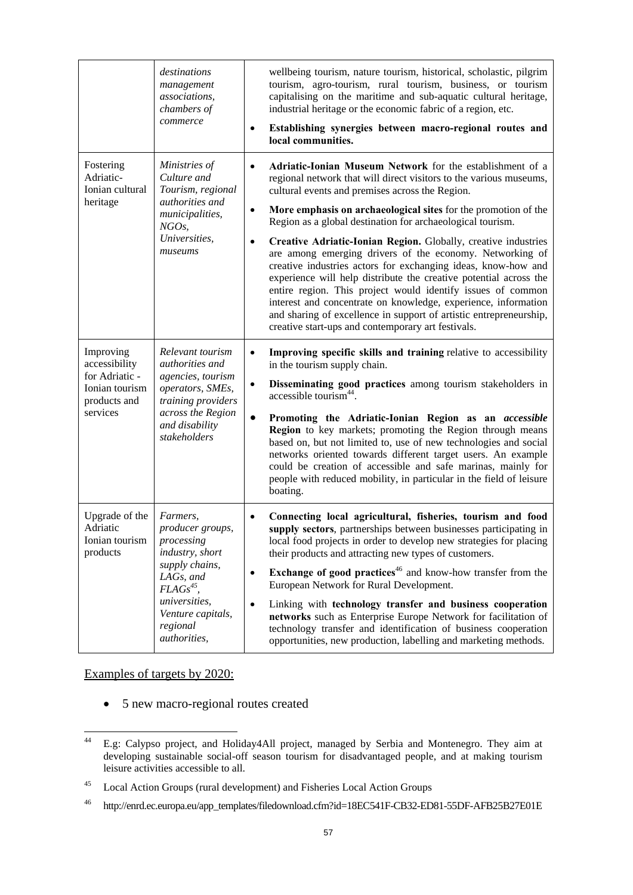| | | |
|---|---|---|
| | *destinations management associations, chambers of commerce* | wellbeing tourism, nature tourism, historical, scholastic, pilgrim tourism, agro-tourism, rural tourism, business, or tourism capitalising on the maritime and sub-aquatic cultural heritage, industrial heritage or the economic fabric of a region, etc.<br>• **Establishing synergies between macro-regional routes and local communities.** |
| Fostering Adriatic-Ionian cultural heritage | *Ministries of Culture and Tourism, regional authorities and municipalities, NGOs, Universities, museums* | • **Adriatic-Ionian Museum Network** for the establishment of a regional network that will direct visitors to the various museums, cultural events and premises across the Region.<br>• **More emphasis on archaeological sites** for the promotion of the Region as a global destination for archaeological tourism.<br>• **Creative Adriatic-Ionian Region.** Globally, creative industries are among emerging drivers of the economy. Networking of creative industries actors for exchanging ideas, know-how and experience will help distribute the creative potential across the entire region. This project would identify issues of common interest and concentrate on knowledge, experience, information and sharing of excellence in support of artistic entrepreneurship, creative start-ups and contemporary art festivals. |
| Improving accessibility for Adriatic - Ionian tourism products and services | *Relevant tourism authorities and agencies, tourism operators, SMEs, training providers across the Region and disability stakeholders* | • **Improving specific skills and training** relative to accessibility in the tourism supply chain.<br>• **Disseminating good practices** among tourism stakeholders in accessible tourism[44].<br>• **Promoting the Adriatic-Ionian Region as an *accessible* Region** to key markets; promoting the Region through means based on, but not limited to, use of new technologies and social networks oriented towards different target users. An example could be creation of accessible and safe marinas, mainly for people with reduced mobility, in particular in the field of leisure boating. |
| Upgrade of the Adriatic Ionian tourism products | *Farmers, producer groups, processing industry, short supply chains, LAGs, and FLAGs[45], universities, Venture capitals, regional authorities,* | • **Connecting local agricultural, fisheries, tourism and food supply sectors**, partnerships between businesses participating in local food projects in order to develop new strategies for placing their products and attracting new types of customers.<br>• **Exchange of good practices**[46] and know-how transfer from the European Network for Rural Development.<br>• Linking with **technology transfer and business cooperation networks** such as Enterprise Europe Network for facilitation of technology transfer and identification of business cooperation opportunities, new production, labelling and marketing methods. |

<u>Examples of targets by 2020:</u>

- 5 new macro-regional routes created

---

[44] E.g: Calypso project, and Holiday4All project, managed by Serbia and Montenegro. They aim at developing sustainable social-off season tourism for disadvantaged people, and at making tourism leisure activities accessible to all.

[45] Local Action Groups (rural development) and Fisheries Local Action Groups

[46] http://enrd.ec.europa.eu/app_templates/filedownload.cfm?id=18EC541F-CB32-ED81-55DF-AFB25B27E01E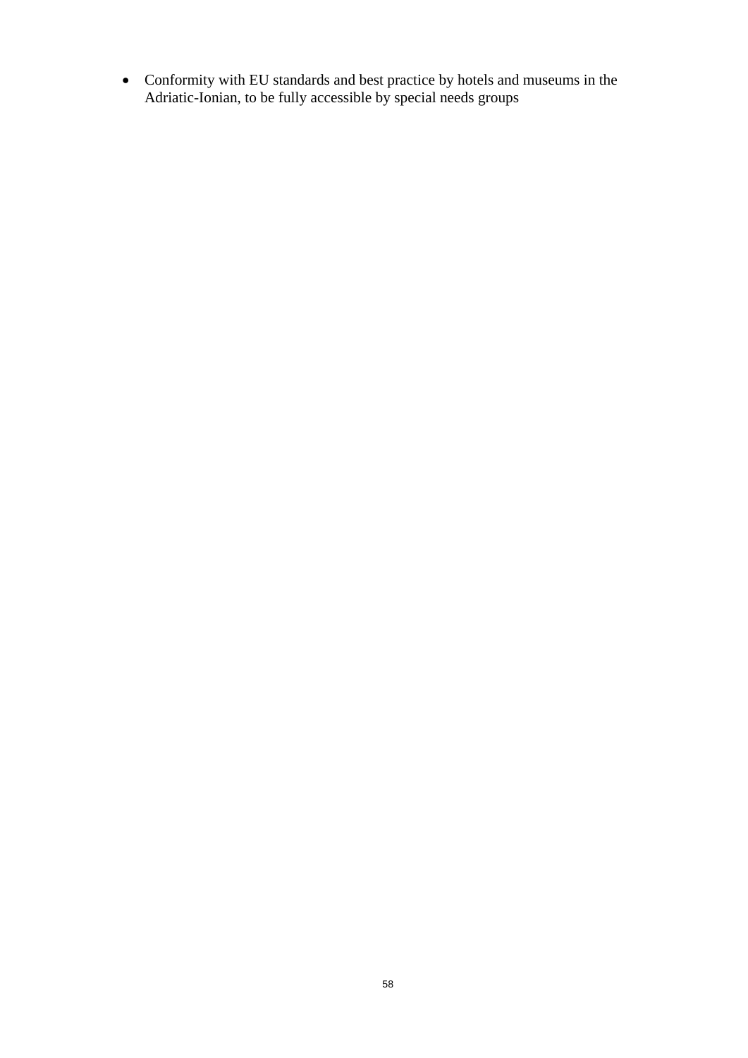- Conformity with EU standards and best practice by hotels and museums in the Adriatic-Ionian, to be fully accessible by special needs groups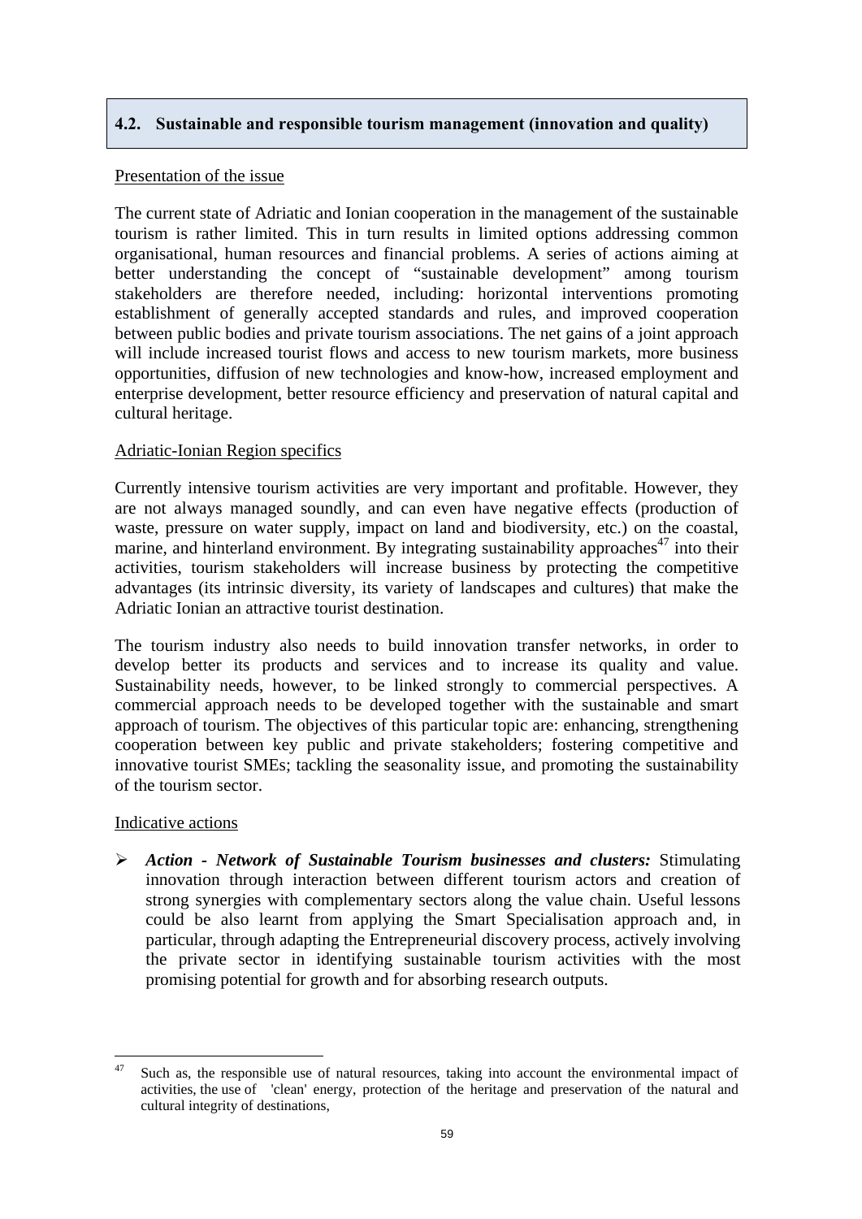## 4.2. Sustainable and responsible tourism management (innovation and quality)

Presentation of the issue

The current state of Adriatic and Ionian cooperation in the management of the sustainable tourism is rather limited. This in turn results in limited options addressing common organisational, human resources and financial problems. A series of actions aiming at better understanding the concept of "sustainable development" among tourism stakeholders are therefore needed, including: horizontal interventions promoting establishment of generally accepted standards and rules, and improved cooperation between public bodies and private tourism associations. The net gains of a joint approach will include increased tourist flows and access to new tourism markets, more business opportunities, diffusion of new technologies and know-how, increased employment and enterprise development, better resource efficiency and preservation of natural capital and cultural heritage.

Adriatic-Ionian Region specifics

Currently intensive tourism activities are very important and profitable. However, they are not always managed soundly, and can even have negative effects (production of waste, pressure on water supply, impact on land and biodiversity, etc.) on the coastal, marine, and hinterland environment. By integrating sustainability approaches[47] into their activities, tourism stakeholders will increase business by protecting the competitive advantages (its intrinsic diversity, its variety of landscapes and cultures) that make the Adriatic Ionian an attractive tourist destination.

The tourism industry also needs to build innovation transfer networks, in order to develop better its products and services and to increase its quality and value. Sustainability needs, however, to be linked strongly to commercial perspectives. A commercial approach needs to be developed together with the sustainable and smart approach of tourism. The objectives of this particular topic are: enhancing, strengthening cooperation between key public and private stakeholders; fostering competitive and innovative tourist SMEs; tackling the seasonality issue, and promoting the sustainability of the tourism sector.

Indicative actions

- ***Action - Network of Sustainable Tourism businesses and clusters:*** Stimulating innovation through interaction between different tourism actors and creation of strong synergies with complementary sectors along the value chain. Useful lessons could be also learnt from applying the Smart Specialisation approach and, in particular, through adapting the Entrepreneurial discovery process, actively involving the private sector in identifying sustainable tourism activities with the most promising potential for growth and for absorbing research outputs.

---

[47] Such as, the responsible use of natural resources, taking into account the environmental impact of activities, the use of 'clean' energy, protection of the heritage and preservation of the natural and cultural integrity of destinations,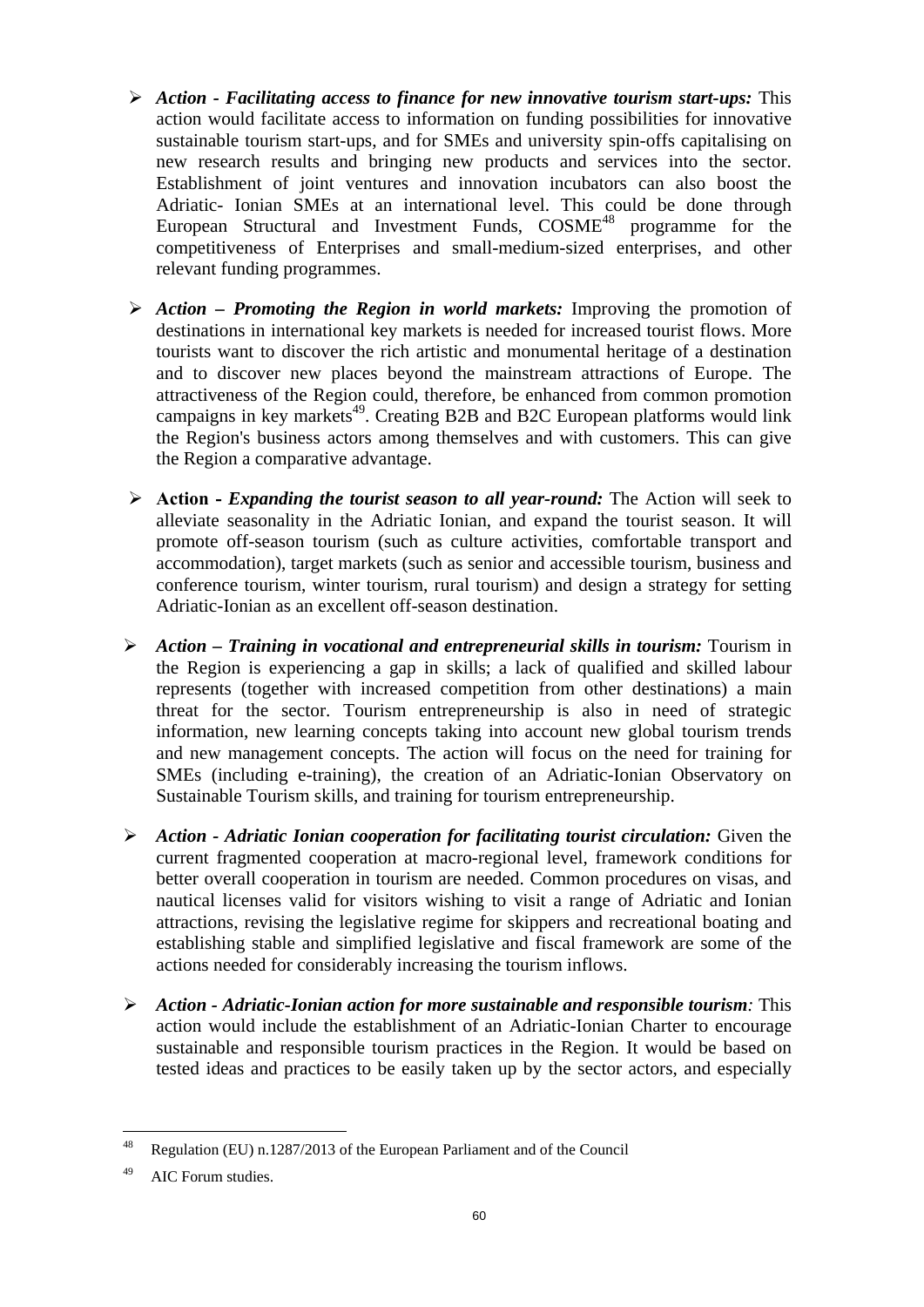- ***Action - Facilitating access to finance for new innovative tourism start-ups:*** This action would facilitate access to information on funding possibilities for innovative sustainable tourism start-ups, and for SMEs and university spin-offs capitalising on new research results and bringing new products and services into the sector. Establishment of joint ventures and innovation incubators can also boost the Adriatic- Ionian SMEs at an international level. This could be done through European Structural and Investment Funds, COSME[48] programme for the competitiveness of Enterprises and small-medium-sized enterprises, and other relevant funding programmes.

- ***Action – Promoting the Region in world markets:*** Improving the promotion of destinations in international key markets is needed for increased tourist flows. More tourists want to discover the rich artistic and monumental heritage of a destination and to discover new places beyond the mainstream attractions of Europe. The attractiveness of the Region could, therefore, be enhanced from common promotion campaigns in key markets[49]. Creating B2B and B2C European platforms would link the Region's business actors among themselves and with customers. This can give the Region a comparative advantage.

- **Action -** ***Expanding the tourist season to all year-round:*** The Action will seek to alleviate seasonality in the Adriatic Ionian, and expand the tourist season. It will promote off-season tourism (such as culture activities, comfortable transport and accommodation), target markets (such as senior and accessible tourism, business and conference tourism, winter tourism, rural tourism) and design a strategy for setting Adriatic-Ionian as an excellent off-season destination.

- ***Action – Training in vocational and entrepreneurial skills in tourism:*** Tourism in the Region is experiencing a gap in skills; a lack of qualified and skilled labour represents (together with increased competition from other destinations) a main threat for the sector. Tourism entrepreneurship is also in need of strategic information, new learning concepts taking into account new global tourism trends and new management concepts. The action will focus on the need for training for SMEs (including e-training), the creation of an Adriatic-Ionian Observatory on Sustainable Tourism skills, and training for tourism entrepreneurship.

- ***Action - Adriatic Ionian cooperation for facilitating tourist circulation:*** Given the current fragmented cooperation at macro-regional level, framework conditions for better overall cooperation in tourism are needed. Common procedures on visas, and nautical licenses valid for visitors wishing to visit a range of Adriatic and Ionian attractions, revising the legislative regime for skippers and recreational boating and establishing stable and simplified legislative and fiscal framework are some of the actions needed for considerably increasing the tourism inflows.

- ***Action - Adriatic-Ionian action for more sustainable and responsible tourism:*** This action would include the establishment of an Adriatic-Ionian Charter to encourage sustainable and responsible tourism practices in the Region. It would be based on tested ideas and practices to be easily taken up by the sector actors, and especially

---

[48] Regulation (EU) n.1287/2013 of the European Parliament and of the Council

[49] AIC Forum studies.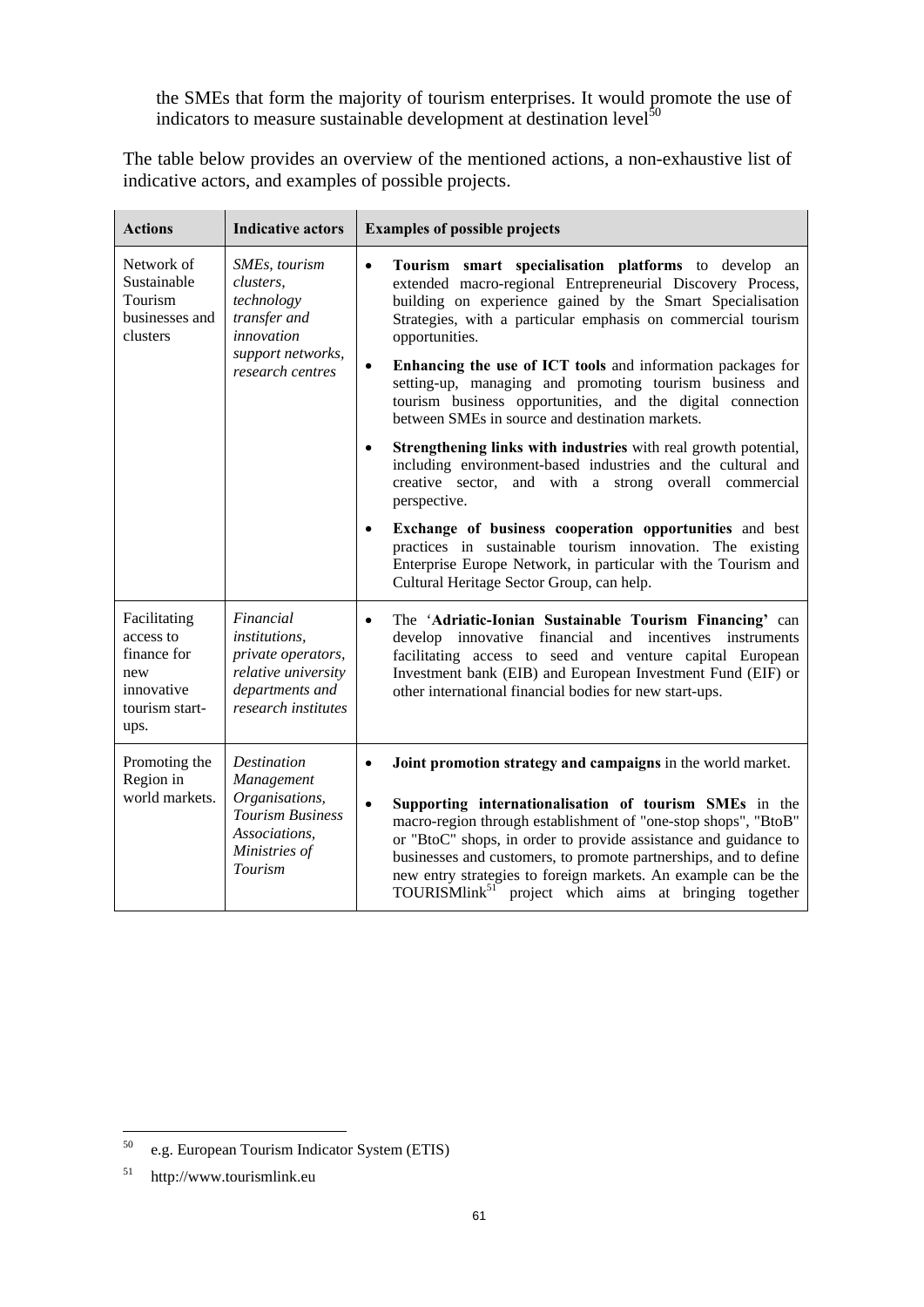the SMEs that form the majority of tourism enterprises. It would promote the use of indicators to measure sustainable development at destination level[50]

The table below provides an overview of the mentioned actions, a non-exhaustive list of indicative actors, and examples of possible projects.

| Actions | Indicative actors | Examples of possible projects |
|---|---|---|
| Network of Sustainable Tourism businesses and clusters | *SMEs, tourism clusters, technology transfer and innovation support networks, research centres* | • **Tourism smart specialisation platforms** to develop an extended macro-regional Entrepreneurial Discovery Process, building on experience gained by the Smart Specialisation Strategies, with a particular emphasis on commercial tourism opportunities.<br>• **Enhancing the use of ICT tools** and information packages for setting-up, managing and promoting tourism business and tourism business opportunities, and the digital connection between SMEs in source and destination markets.<br>• **Strengthening links with industries** with real growth potential, including environment-based industries and the cultural and creative sector, and with a strong overall commercial perspective.<br>• **Exchange of business cooperation opportunities** and best practices in sustainable tourism innovation. The existing Enterprise Europe Network, in particular with the Tourism and Cultural Heritage Sector Group, can help. |
| Facilitating access to finance for new innovative tourism start-ups. | *Financial institutions, private operators, relative university departments and research institutes* | • The '**Adriatic-Ionian Sustainable Tourism Financing'** can develop innovative financial and incentives instruments facilitating access to seed and venture capital European Investment bank (EIB) and European Investment Fund (EIF) or other international financial bodies for new start-ups. |
| Promoting the Region in world markets. | *Destination Management Organisations, Tourism Business Associations, Ministries of Tourism* | • **Joint promotion strategy and campaigns** in the world market.<br>• **Supporting internationalisation of tourism SMEs** in the macro-region through establishment of "one-stop shops", "BtoB" or "BtoC" shops, in order to provide assistance and guidance to businesses and customers, to promote partnerships, and to define new entry strategies to foreign markets. An example can be the TOURISMlink[51] project which aims at bringing together |

[50] e.g. European Tourism Indicator System (ETIS)

[51] http://www.tourismlink.eu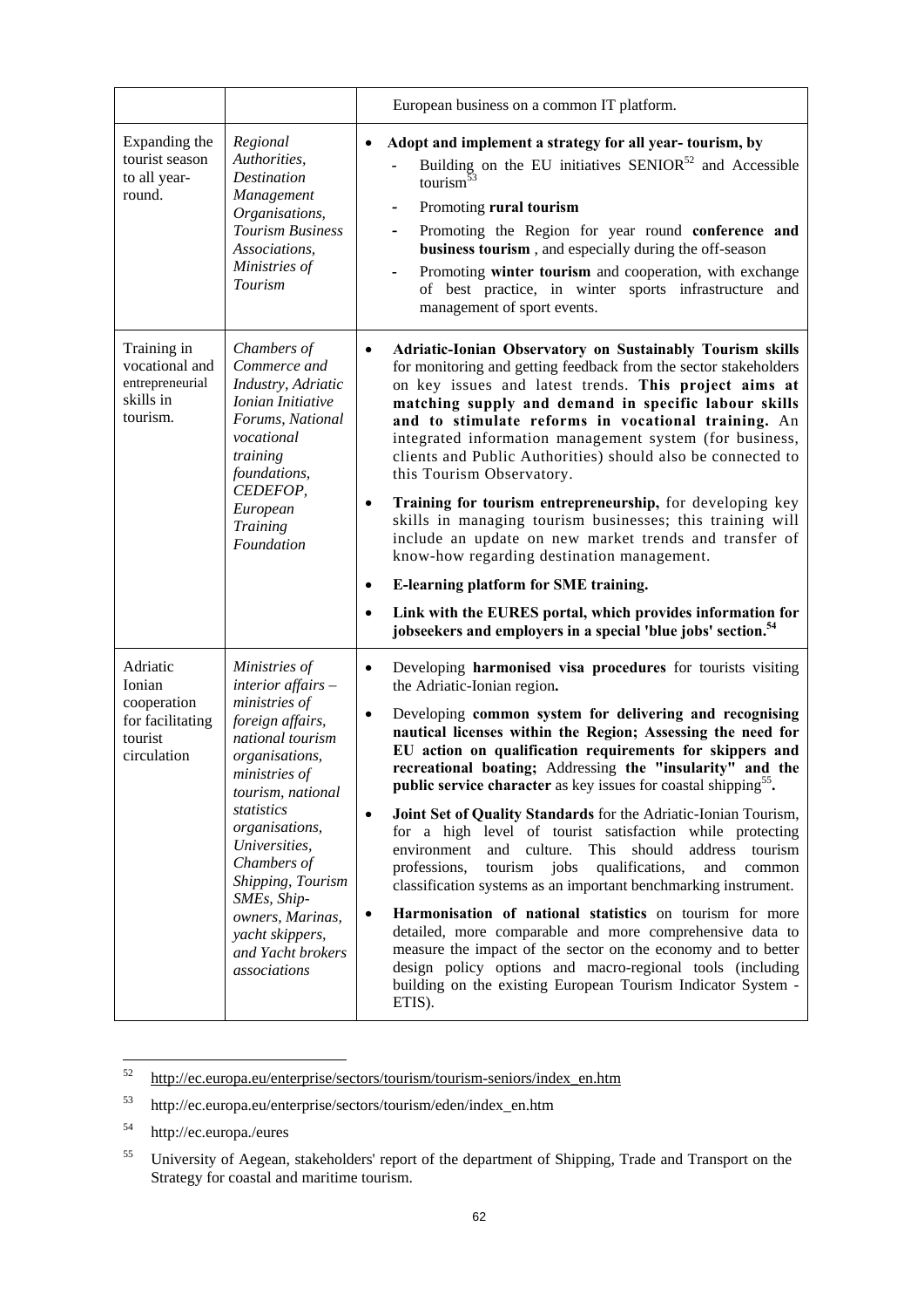| | | |
|---|---|---|
| | | European business on a common IT platform. |
| Expanding the tourist season to all year-round. | *Regional Authorities, Destination Management Organisations, Tourism Business Associations, Ministries of Tourism* | • **Adopt and implement a strategy for all year- tourism, by**<br>- Building on the EU initiatives SENIOR[52] and Accessible tourism[53]<br>- Promoting **rural tourism**<br>- Promoting the Region for year round **conference and business tourism** , and especially during the off-season<br>- Promoting **winter tourism** and cooperation, with exchange of best practice, in winter sports infrastructure and management of sport events. |
| Training in vocational and entrepreneurial skills in tourism. | *Chambers of Commerce and Industry, Adriatic Ionian Initiative Forums, National vocational training foundations, CEDEFOP, European Training Foundation* | • **Adriatic-Ionian Observatory on Sustainably Tourism skills** for monitoring and getting feedback from the sector stakeholders on key issues and latest trends. **This project aims at matching supply and demand in specific labour skills and to stimulate reforms in vocational training.** An integrated information management system (for business, clients and Public Authorities) should also be connected to this Tourism Observatory.<br>• **Training for tourism entrepreneurship,** for developing key skills in managing tourism businesses; this training will include an update on new market trends and transfer of know-how regarding destination management.<br>• **E-learning platform for SME training.**<br>• **Link with the EURES portal, which provides information for jobseekers and employers in a special 'blue jobs' section.**[54] |
| Adriatic Ionian cooperation for facilitating tourist circulation | *Ministries of interior affairs – ministries of foreign affairs, national tourism organisations, ministries of tourism, national statistics organisations, Universities, Chambers of Shipping, Tourism SMEs, Ship-owners, Marinas, yacht skippers, and Yacht brokers associations* | • Developing **harmonised visa procedures** for tourists visiting the Adriatic-Ionian region**.**<br>• Developing **common system for delivering and recognising nautical licenses within the Region; Assessing the need for EU action on qualification requirements for skippers and recreational boating;** Addressing **the "insularity" and the public service character** as key issues for coastal shipping[55]**.**<br>• **Joint Set of Quality Standards** for the Adriatic-Ionian Tourism, for a high level of tourist satisfaction while protecting environment and culture. This should address tourism professions, tourism jobs qualifications, and common classification systems as an important benchmarking instrument.<br>• **Harmonisation of national statistics** on tourism for more detailed, more comparable and more comprehensive data to measure the impact of the sector on the economy and to better design policy options and macro-regional tools (including building on the existing European Tourism Indicator System - ETIS). |

[52] http://ec.europa.eu/enterprise/sectors/tourism/tourism-seniors/index_en.htm

[53] http://ec.europa.eu/enterprise/sectors/tourism/eden/index_en.htm

[54] http://ec.europa./eures

[55] University of Aegean, stakeholders' report of the department of Shipping, Trade and Transport on the Strategy for coastal and maritime tourism.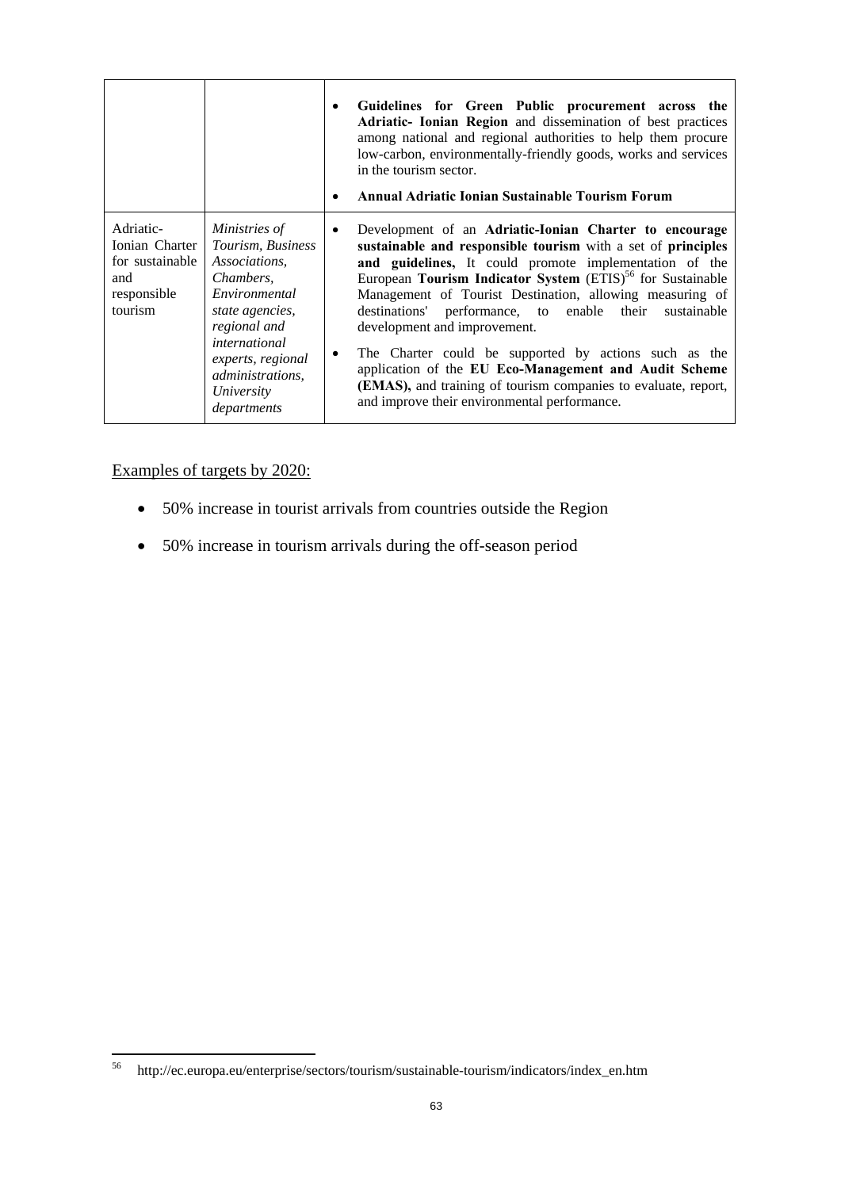| | | |
|---|---|---|
| | | • **Guidelines for Green Public procurement across the Adriatic- Ionian Region** and dissemination of best practices among national and regional authorities to help them procure low-carbon, environmentally-friendly goods, works and services in the tourism sector. <br> • **Annual Adriatic Ionian Sustainable Tourism Forum** |
| Adriatic-Ionian Charter for sustainable and responsible tourism | *Ministries of Tourism, Business Associations, Chambers, Environmental state agencies, regional and international experts, regional administrations, University departments* | • Development of an **Adriatic-Ionian Charter to encourage sustainable and responsible tourism** with a set of **principles and guidelines,** It could promote implementation of the European **Tourism Indicator System** (ETIS)[56] for Sustainable Management of Tourist Destination, allowing measuring of destinations' performance, to enable their sustainable development and improvement. <br> • The Charter could be supported by actions such as the application of the **EU Eco-Management and Audit Scheme (EMAS),** and training of tourism companies to evaluate, report, and improve their environmental performance. |

Examples of targets by 2020:

- 50% increase in tourist arrivals from countries outside the Region
- 50% increase in tourism arrivals during the off-season period

[56] http://ec.europa.eu/enterprise/sectors/tourism/sustainable-tourism/indicators/index_en.htm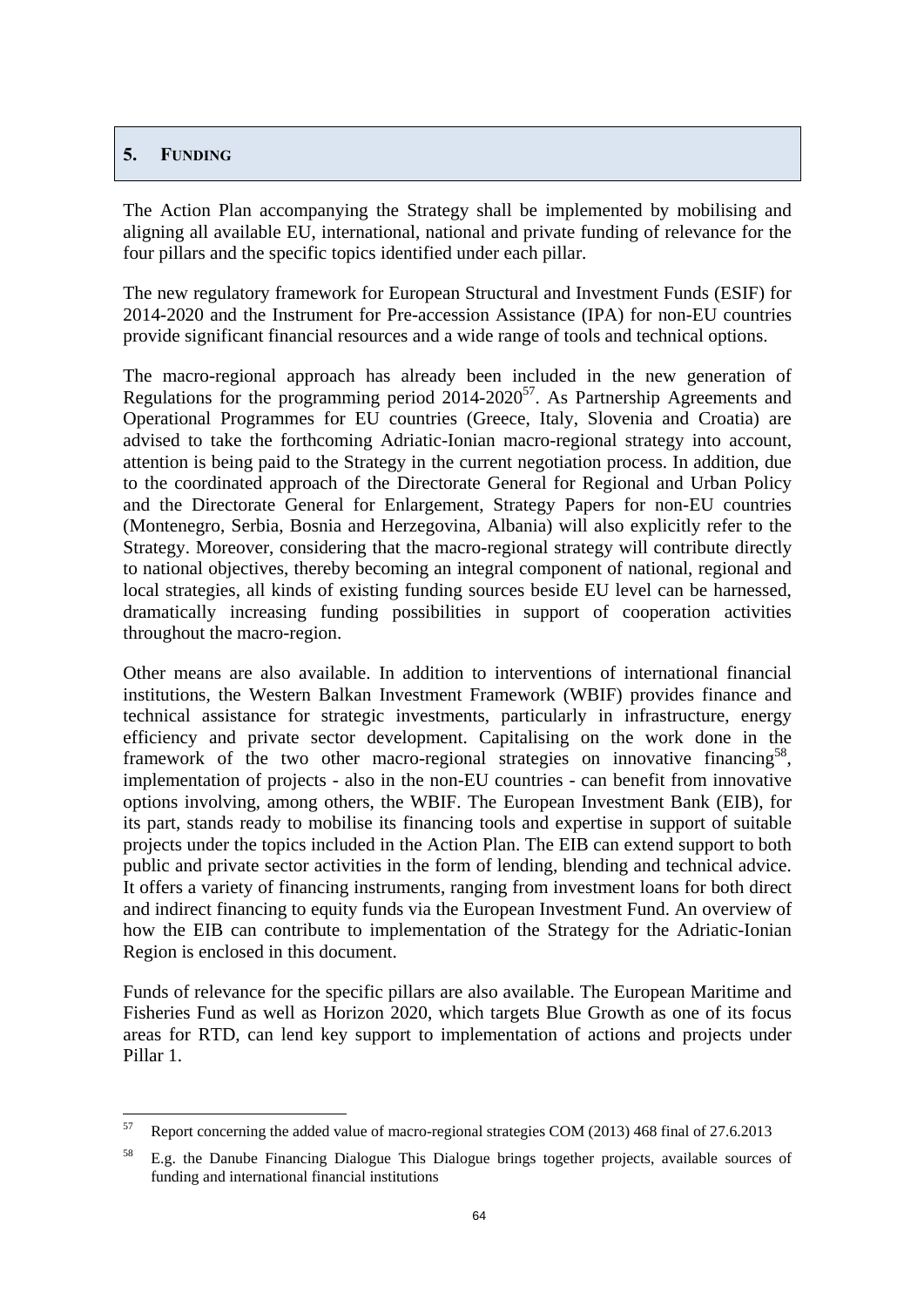## 5. FUNDING

The Action Plan accompanying the Strategy shall be implemented by mobilising and aligning all available EU, international, national and private funding of relevance for the four pillars and the specific topics identified under each pillar.

The new regulatory framework for European Structural and Investment Funds (ESIF) for 2014-2020 and the Instrument for Pre-accession Assistance (IPA) for non-EU countries provide significant financial resources and a wide range of tools and technical options.

The macro-regional approach has already been included in the new generation of Regulations for the programming period 2014-2020[57]. As Partnership Agreements and Operational Programmes for EU countries (Greece, Italy, Slovenia and Croatia) are advised to take the forthcoming Adriatic-Ionian macro-regional strategy into account, attention is being paid to the Strategy in the current negotiation process. In addition, due to the coordinated approach of the Directorate General for Regional and Urban Policy and the Directorate General for Enlargement, Strategy Papers for non-EU countries (Montenegro, Serbia, Bosnia and Herzegovina, Albania) will also explicitly refer to the Strategy. Moreover, considering that the macro-regional strategy will contribute directly to national objectives, thereby becoming an integral component of national, regional and local strategies, all kinds of existing funding sources beside EU level can be harnessed, dramatically increasing funding possibilities in support of cooperation activities throughout the macro-region.

Other means are also available. In addition to interventions of international financial institutions, the Western Balkan Investment Framework (WBIF) provides finance and technical assistance for strategic investments, particularly in infrastructure, energy efficiency and private sector development. Capitalising on the work done in the framework of the two other macro-regional strategies on innovative financing[58], implementation of projects - also in the non-EU countries - can benefit from innovative options involving, among others, the WBIF. The European Investment Bank (EIB), for its part, stands ready to mobilise its financing tools and expertise in support of suitable projects under the topics included in the Action Plan. The EIB can extend support to both public and private sector activities in the form of lending, blending and technical advice. It offers a variety of financing instruments, ranging from investment loans for both direct and indirect financing to equity funds via the European Investment Fund. An overview of how the EIB can contribute to implementation of the Strategy for the Adriatic-Ionian Region is enclosed in this document.

Funds of relevance for the specific pillars are also available. The European Maritime and Fisheries Fund as well as Horizon 2020, which targets Blue Growth as one of its focus areas for RTD, can lend key support to implementation of actions and projects under Pillar 1.

---

[57] Report concerning the added value of macro-regional strategies COM (2013) 468 final of 27.6.2013

[58] E.g. the Danube Financing Dialogue This Dialogue brings together projects, available sources of funding and international financial institutions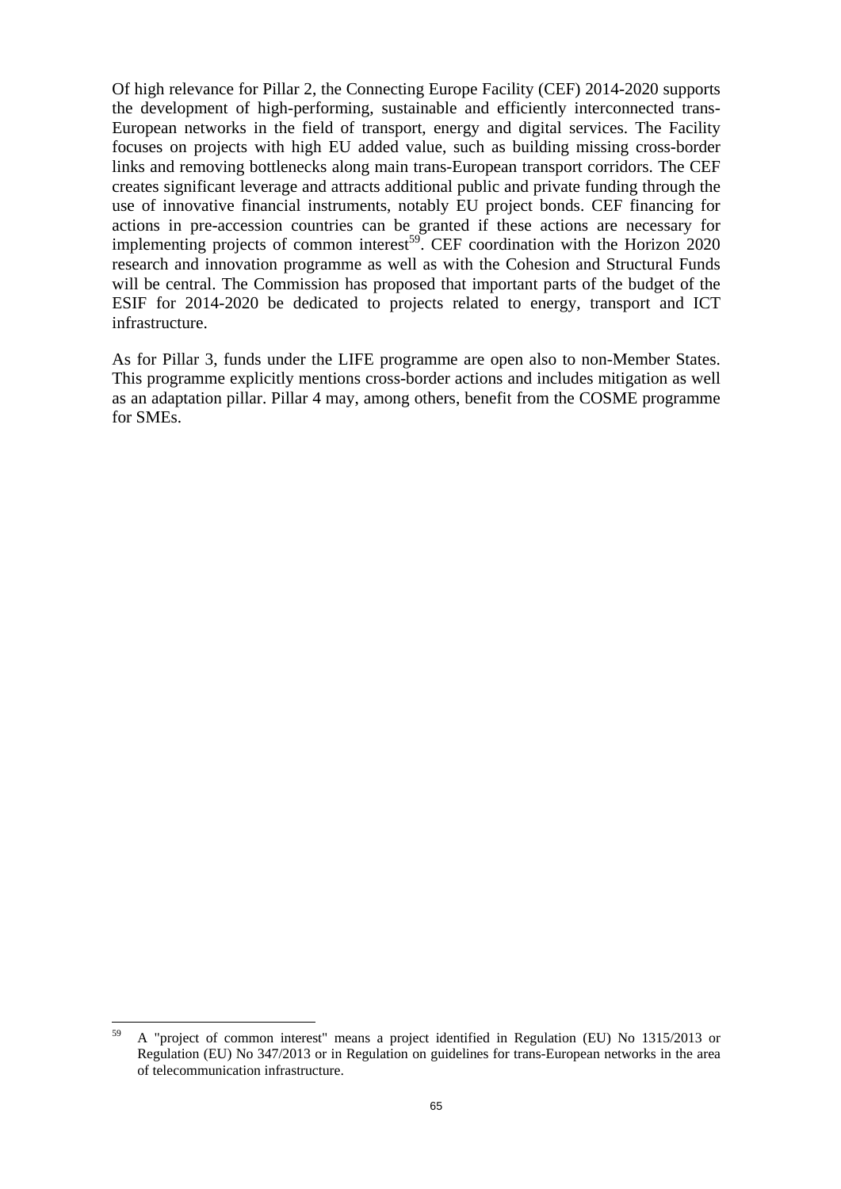Of high relevance for Pillar 2, the Connecting Europe Facility (CEF) 2014-2020 supports the development of high-performing, sustainable and efficiently interconnected trans-European networks in the field of transport, energy and digital services. The Facility focuses on projects with high EU added value, such as building missing cross-border links and removing bottlenecks along main trans-European transport corridors. The CEF creates significant leverage and attracts additional public and private funding through the use of innovative financial instruments, notably EU project bonds. CEF financing for actions in pre-accession countries can be granted if these actions are necessary for implementing projects of common interest[59]. CEF coordination with the Horizon 2020 research and innovation programme as well as with the Cohesion and Structural Funds will be central. The Commission has proposed that important parts of the budget of the ESIF for 2014-2020 be dedicated to projects related to energy, transport and ICT infrastructure.

As for Pillar 3, funds under the LIFE programme are open also to non-Member States. This programme explicitly mentions cross-border actions and includes mitigation as well as an adaptation pillar. Pillar 4 may, among others, benefit from the COSME programme for SMEs.

---

[59] A "project of common interest" means a project identified in Regulation (EU) No 1315/2013 or Regulation (EU) No 347/2013 or in Regulation on guidelines for trans-European networks in the area of telecommunication infrastructure.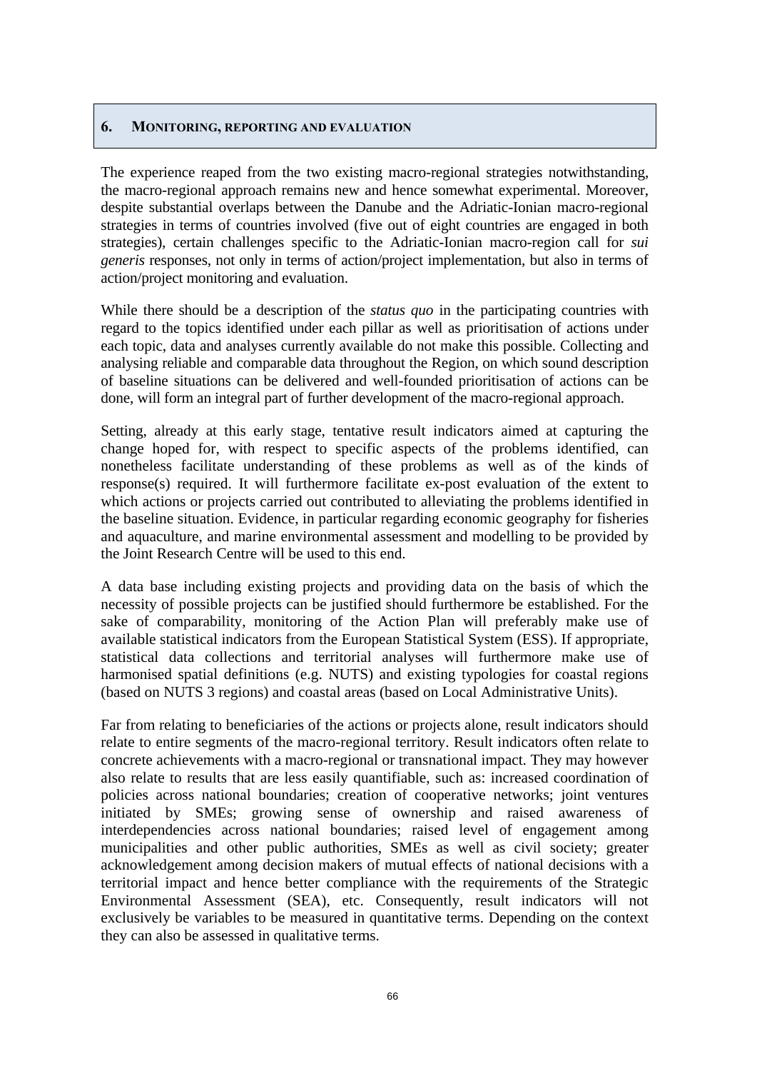## 6. MONITORING, REPORTING AND EVALUATION

The experience reaped from the two existing macro-regional strategies notwithstanding, the macro-regional approach remains new and hence somewhat experimental. Moreover, despite substantial overlaps between the Danube and the Adriatic-Ionian macro-regional strategies in terms of countries involved (five out of eight countries are engaged in both strategies), certain challenges specific to the Adriatic-Ionian macro-region call for *sui generis* responses, not only in terms of action/project implementation, but also in terms of action/project monitoring and evaluation.

While there should be a description of the *status quo* in the participating countries with regard to the topics identified under each pillar as well as prioritisation of actions under each topic, data and analyses currently available do not make this possible. Collecting and analysing reliable and comparable data throughout the Region, on which sound description of baseline situations can be delivered and well-founded prioritisation of actions can be done, will form an integral part of further development of the macro-regional approach.

Setting, already at this early stage, tentative result indicators aimed at capturing the change hoped for, with respect to specific aspects of the problems identified, can nonetheless facilitate understanding of these problems as well as of the kinds of response(s) required. It will furthermore facilitate ex-post evaluation of the extent to which actions or projects carried out contributed to alleviating the problems identified in the baseline situation. Evidence, in particular regarding economic geography for fisheries and aquaculture, and marine environmental assessment and modelling to be provided by the Joint Research Centre will be used to this end.

A data base including existing projects and providing data on the basis of which the necessity of possible projects can be justified should furthermore be established. For the sake of comparability, monitoring of the Action Plan will preferably make use of available statistical indicators from the European Statistical System (ESS). If appropriate, statistical data collections and territorial analyses will furthermore make use of harmonised spatial definitions (e.g. NUTS) and existing typologies for coastal regions (based on NUTS 3 regions) and coastal areas (based on Local Administrative Units).

Far from relating to beneficiaries of the actions or projects alone, result indicators should relate to entire segments of the macro-regional territory. Result indicators often relate to concrete achievements with a macro-regional or transnational impact. They may however also relate to results that are less easily quantifiable, such as: increased coordination of policies across national boundaries; creation of cooperative networks; joint ventures initiated by SMEs; growing sense of ownership and raised awareness of interdependencies across national boundaries; raised level of engagement among municipalities and other public authorities, SMEs as well as civil society; greater acknowledgement among decision makers of mutual effects of national decisions with a territorial impact and hence better compliance with the requirements of the Strategic Environmental Assessment (SEA), etc. Consequently, result indicators will not exclusively be variables to be measured in quantitative terms. Depending on the context they can also be assessed in qualitative terms.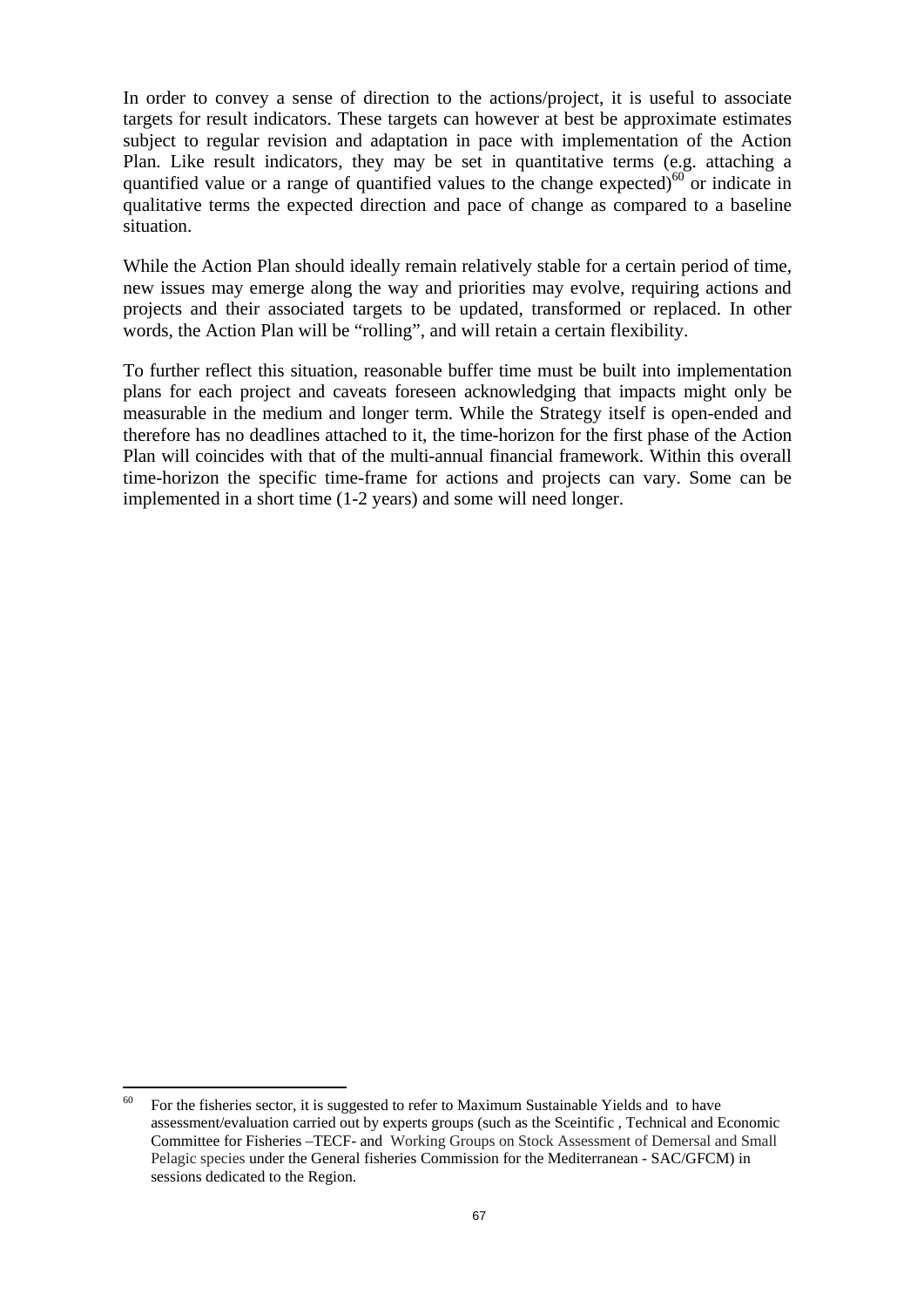In order to convey a sense of direction to the actions/project, it is useful to associate targets for result indicators. These targets can however at best be approximate estimates subject to regular revision and adaptation in pace with implementation of the Action Plan. Like result indicators, they may be set in quantitative terms (e.g. attaching a quantified value or a range of quantified values to the change expected)[60] or indicate in qualitative terms the expected direction and pace of change as compared to a baseline situation.

While the Action Plan should ideally remain relatively stable for a certain period of time, new issues may emerge along the way and priorities may evolve, requiring actions and projects and their associated targets to be updated, transformed or replaced. In other words, the Action Plan will be "rolling", and will retain a certain flexibility.

To further reflect this situation, reasonable buffer time must be built into implementation plans for each project and caveats foreseen acknowledging that impacts might only be measurable in the medium and longer term. While the Strategy itself is open-ended and therefore has no deadlines attached to it, the time-horizon for the first phase of the Action Plan will coincides with that of the multi-annual financial framework. Within this overall time-horizon the specific time-frame for actions and projects can vary. Some can be implemented in a short time (1-2 years) and some will need longer.

---

[60] For the fisheries sector, it is suggested to refer to Maximum Sustainable Yields and to have assessment/evaluation carried out by experts groups (such as the Sceintific , Technical and Economic Committee for Fisheries –TECF- and Working Groups on Stock Assessment of Demersal and Small Pelagic species under the General fisheries Commission for the Mediterranean - SAC/GFCM) in sessions dedicated to the Region.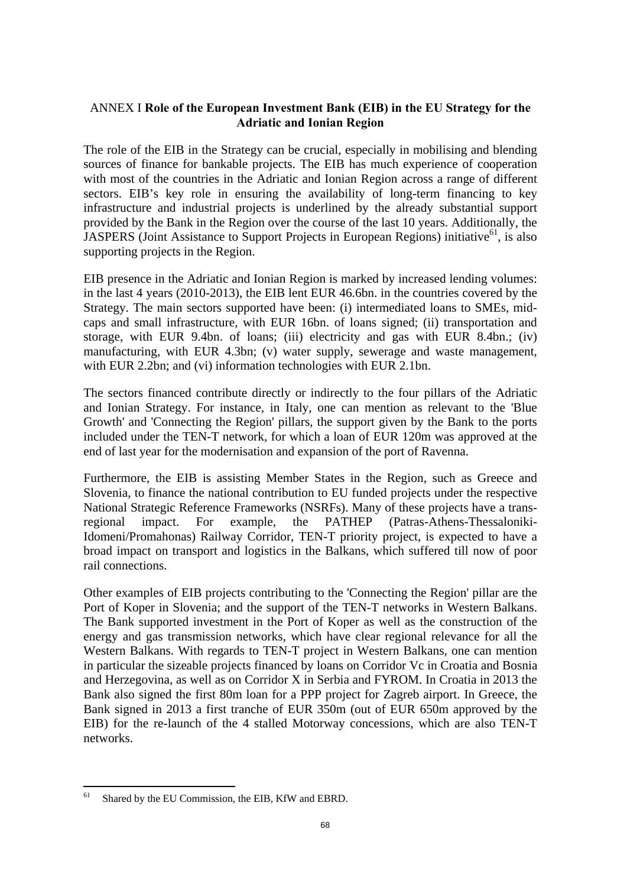## ANNEX I **Role of the European Investment Bank (EIB) in the EU Strategy for the Adriatic and Ionian Region**

The role of the EIB in the Strategy can be crucial, especially in mobilising and blending sources of finance for bankable projects. The EIB has much experience of cooperation with most of the countries in the Adriatic and Ionian Region across a range of different sectors. EIB's key role in ensuring the availability of long-term financing to key infrastructure and industrial projects is underlined by the already substantial support provided by the Bank in the Region over the course of the last 10 years. Additionally, the JASPERS (Joint Assistance to Support Projects in European Regions) initiative[61], is also supporting projects in the Region.

EIB presence in the Adriatic and Ionian Region is marked by increased lending volumes: in the last 4 years (2010-2013), the EIB lent EUR 46.6bn. in the countries covered by the Strategy. The main sectors supported have been: (i) intermediated loans to SMEs, mid-caps and small infrastructure, with EUR 16bn. of loans signed; (ii) transportation and storage, with EUR 9.4bn. of loans; (iii) electricity and gas with EUR 8.4bn.; (iv) manufacturing, with EUR 4.3bn; (v) water supply, sewerage and waste management, with EUR 2.2bn; and (vi) information technologies with EUR 2.1bn.

The sectors financed contribute directly or indirectly to the four pillars of the Adriatic and Ionian Strategy. For instance, in Italy, one can mention as relevant to the 'Blue Growth' and 'Connecting the Region' pillars, the support given by the Bank to the ports included under the TEN-T network, for which a loan of EUR 120m was approved at the end of last year for the modernisation and expansion of the port of Ravenna.

Furthermore, the EIB is assisting Member States in the Region, such as Greece and Slovenia, to finance the national contribution to EU funded projects under the respective National Strategic Reference Frameworks (NSRFs). Many of these projects have a trans-regional impact. For example, the PATHEP (Patras-Athens-Thessaloniki-Idomeni/Promahonas) Railway Corridor, TEN-T priority project, is expected to have a broad impact on transport and logistics in the Balkans, which suffered till now of poor rail connections.

Other examples of EIB projects contributing to the 'Connecting the Region' pillar are the Port of Koper in Slovenia; and the support of the TEN-T networks in Western Balkans. The Bank supported investment in the Port of Koper as well as the construction of the energy and gas transmission networks, which have clear regional relevance for all the Western Balkans. With regards to TEN-T project in Western Balkans, one can mention in particular the sizeable projects financed by loans on Corridor Vc in Croatia and Bosnia and Herzegovina, as well as on Corridor X in Serbia and FYROM. In Croatia in 2013 the Bank also signed the first 80m loan for a PPP project for Zagreb airport. In Greece, the Bank signed in 2013 a first tranche of EUR 350m (out of EUR 650m approved by the EIB) for the re-launch of the 4 stalled Motorway concessions, which are also TEN-T networks.

---

[61] Shared by the EU Commission, the EIB, KfW and EBRD.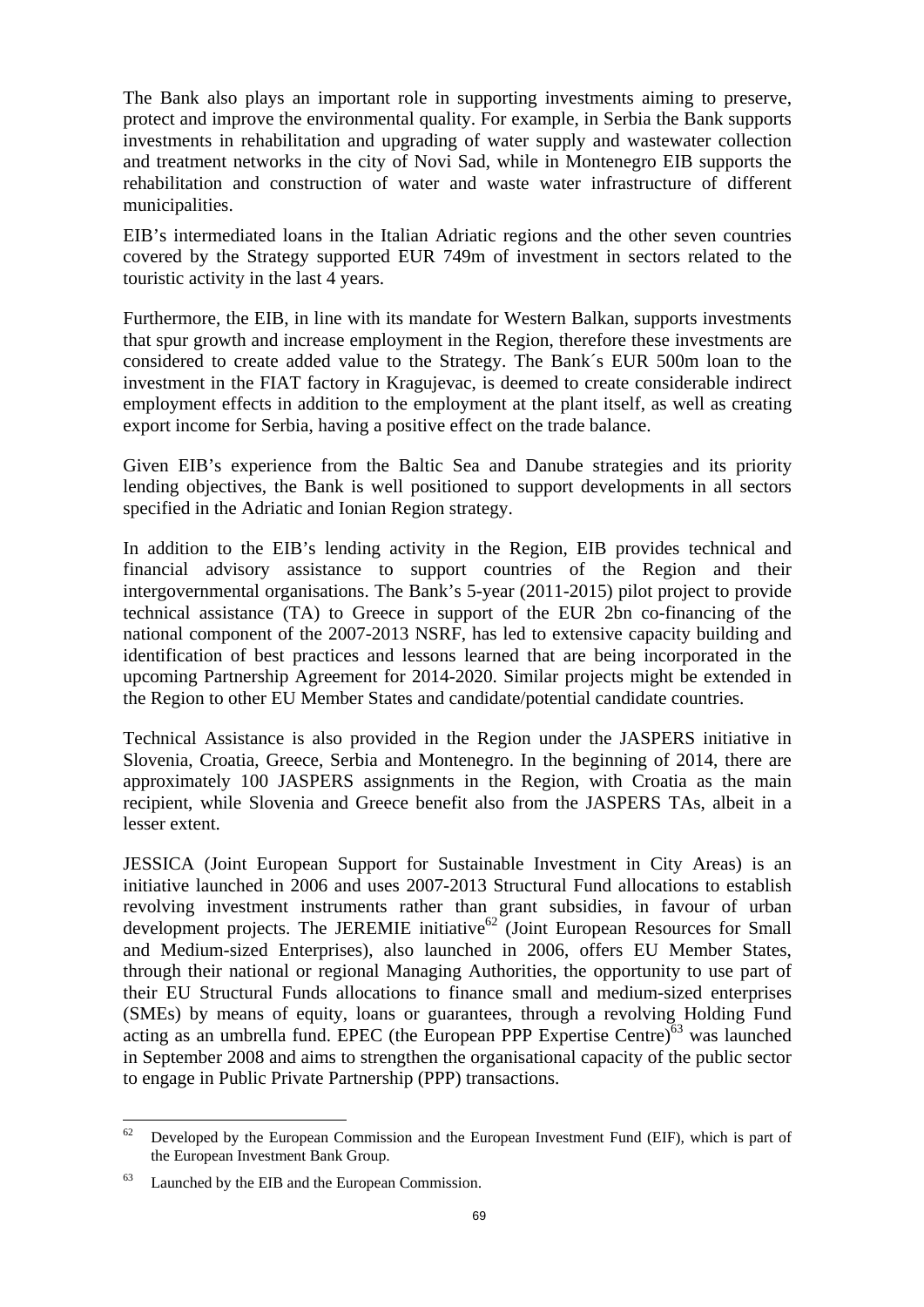The Bank also plays an important role in supporting investments aiming to preserve, protect and improve the environmental quality. For example, in Serbia the Bank supports investments in rehabilitation and upgrading of water supply and wastewater collection and treatment networks in the city of Novi Sad, while in Montenegro EIB supports the rehabilitation and construction of water and waste water infrastructure of different municipalities.

EIB's intermediated loans in the Italian Adriatic regions and the other seven countries covered by the Strategy supported EUR 749m of investment in sectors related to the touristic activity in the last 4 years.

Furthermore, the EIB, in line with its mandate for Western Balkan, supports investments that spur growth and increase employment in the Region, therefore these investments are considered to create added value to the Strategy. The Bank´s EUR 500m loan to the investment in the FIAT factory in Kragujevac, is deemed to create considerable indirect employment effects in addition to the employment at the plant itself, as well as creating export income for Serbia, having a positive effect on the trade balance.

Given EIB's experience from the Baltic Sea and Danube strategies and its priority lending objectives, the Bank is well positioned to support developments in all sectors specified in the Adriatic and Ionian Region strategy.

In addition to the EIB's lending activity in the Region, EIB provides technical and financial advisory assistance to support countries of the Region and their intergovernmental organisations. The Bank's 5-year (2011-2015) pilot project to provide technical assistance (TA) to Greece in support of the EUR 2bn co-financing of the national component of the 2007-2013 NSRF, has led to extensive capacity building and identification of best practices and lessons learned that are being incorporated in the upcoming Partnership Agreement for 2014-2020. Similar projects might be extended in the Region to other EU Member States and candidate/potential candidate countries.

Technical Assistance is also provided in the Region under the JASPERS initiative in Slovenia, Croatia, Greece, Serbia and Montenegro. In the beginning of 2014, there are approximately 100 JASPERS assignments in the Region, with Croatia as the main recipient, while Slovenia and Greece benefit also from the JASPERS TAs, albeit in a lesser extent.

JESSICA (Joint European Support for Sustainable Investment in City Areas) is an initiative launched in 2006 and uses 2007-2013 Structural Fund allocations to establish revolving investment instruments rather than grant subsidies, in favour of urban development projects. The JEREMIE initiative[62] (Joint European Resources for Small and Medium-sized Enterprises), also launched in 2006, offers EU Member States, through their national or regional Managing Authorities, the opportunity to use part of their EU Structural Funds allocations to finance small and medium-sized enterprises (SMEs) by means of equity, loans or guarantees, through a revolving Holding Fund acting as an umbrella fund. EPEC (the European PPP Expertise Centre)[63] was launched in September 2008 and aims to strengthen the organisational capacity of the public sector to engage in Public Private Partnership (PPP) transactions.

---

[62] Developed by the European Commission and the European Investment Fund (EIF), which is part of the European Investment Bank Group.

[63] Launched by the EIB and the European Commission.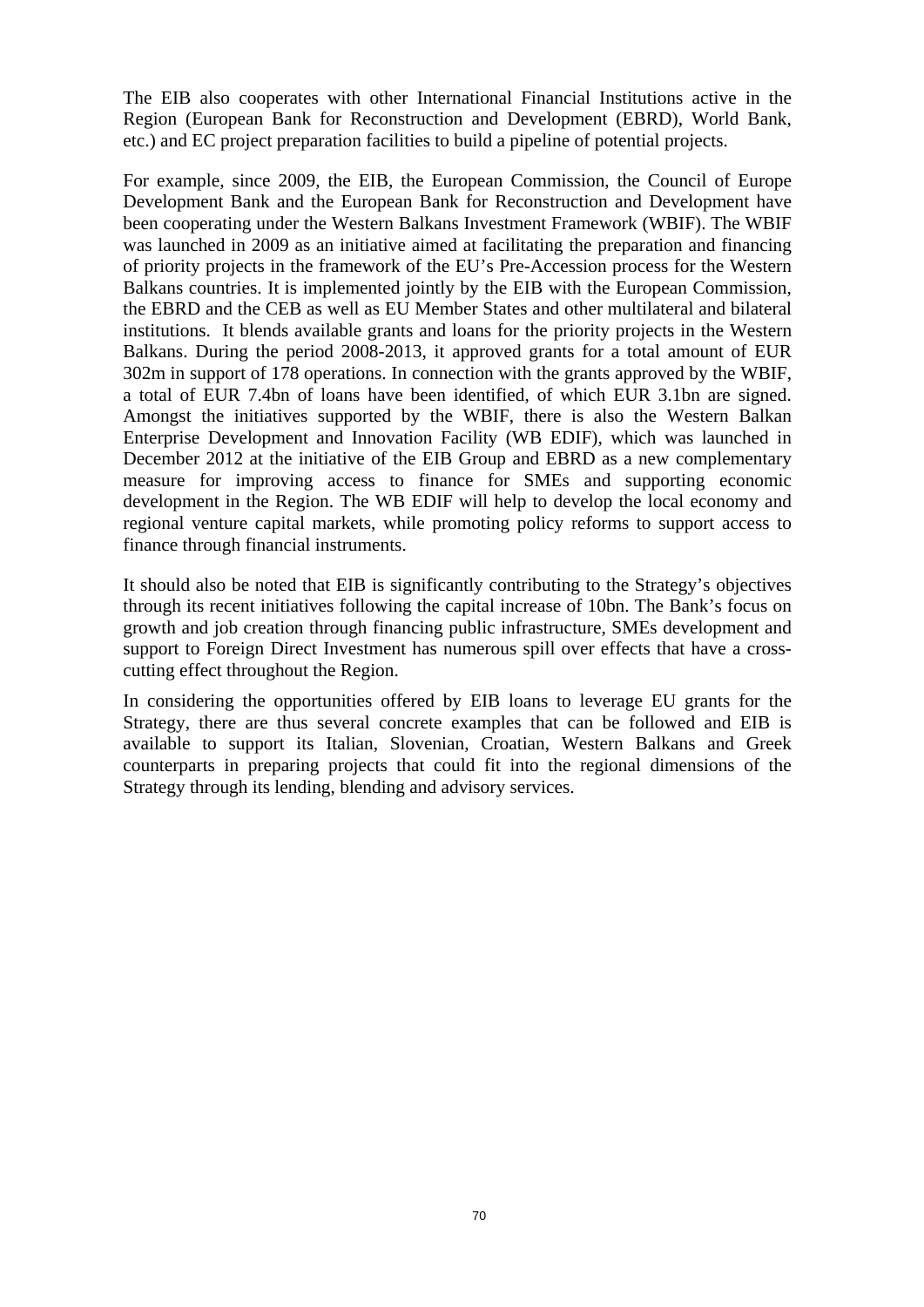The EIB also cooperates with other International Financial Institutions active in the Region (European Bank for Reconstruction and Development (EBRD), World Bank, etc.) and EC project preparation facilities to build a pipeline of potential projects.

For example, since 2009, the EIB, the European Commission, the Council of Europe Development Bank and the European Bank for Reconstruction and Development have been cooperating under the Western Balkans Investment Framework (WBIF). The WBIF was launched in 2009 as an initiative aimed at facilitating the preparation and financing of priority projects in the framework of the EU's Pre-Accession process for the Western Balkans countries. It is implemented jointly by the EIB with the European Commission, the EBRD and the CEB as well as EU Member States and other multilateral and bilateral institutions. It blends available grants and loans for the priority projects in the Western Balkans. During the period 2008-2013, it approved grants for a total amount of EUR 302m in support of 178 operations. In connection with the grants approved by the WBIF, a total of EUR 7.4bn of loans have been identified, of which EUR 3.1bn are signed. Amongst the initiatives supported by the WBIF, there is also the Western Balkan Enterprise Development and Innovation Facility (WB EDIF), which was launched in December 2012 at the initiative of the EIB Group and EBRD as a new complementary measure for improving access to finance for SMEs and supporting economic development in the Region. The WB EDIF will help to develop the local economy and regional venture capital markets, while promoting policy reforms to support access to finance through financial instruments.

It should also be noted that EIB is significantly contributing to the Strategy's objectives through its recent initiatives following the capital increase of 10bn. The Bank's focus on growth and job creation through financing public infrastructure, SMEs development and support to Foreign Direct Investment has numerous spill over effects that have a cross-cutting effect throughout the Region.

In considering the opportunities offered by EIB loans to leverage EU grants for the Strategy, there are thus several concrete examples that can be followed and EIB is available to support its Italian, Slovenian, Croatian, Western Balkans and Greek counterparts in preparing projects that could fit into the regional dimensions of the Strategy through its lending, blending and advisory services.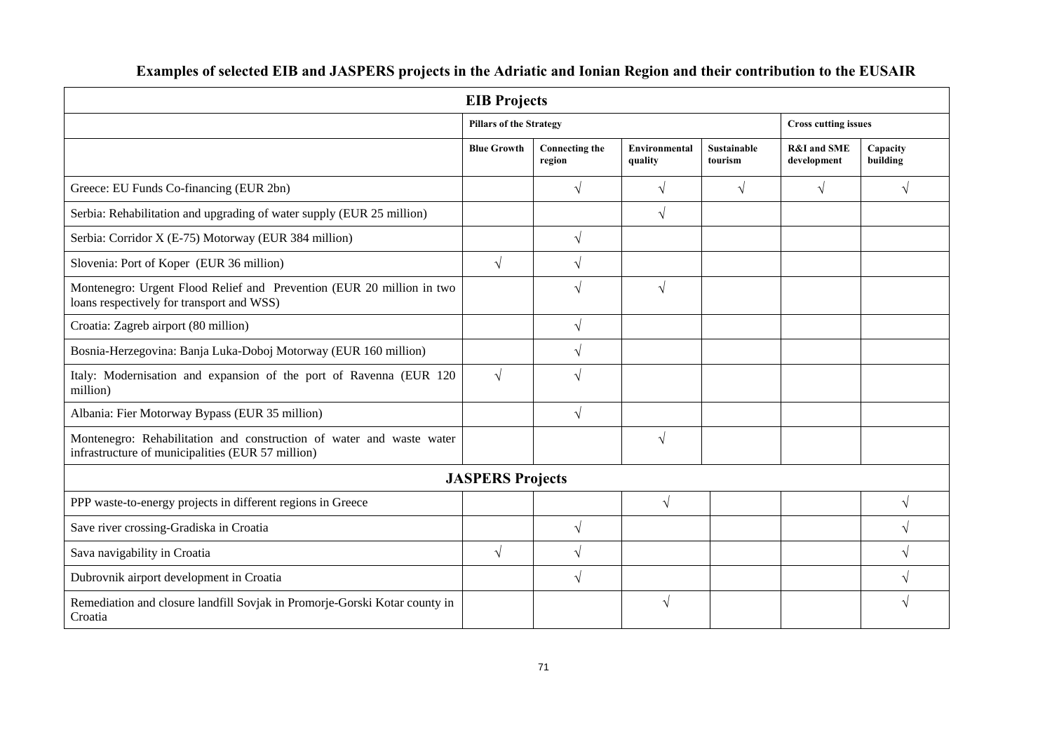**Examples of selected EIB and JASPERS projects in the Adriatic and Ionian Region and their contribution to the EUSAIR**

| | | | | | | |
|---|---|---|---|---|---|---|
| **EIB Projects** | | | | | | |
| | **Pillars of the Strategy** | | | | **Cross cutting issues** | |
| | **Blue Growth** | **Connecting the region** | **Environmental quality** | **Sustainable tourism** | **R&I and SME development** | **Capacity building** |
| Greece: EU Funds Co-financing (EUR 2bn) | | √ | √ | √ | √ | √ |
| Serbia: Rehabilitation and upgrading of water supply (EUR 25 million) | | | √ | | | |
| Serbia: Corridor X (E-75) Motorway (EUR 384 million) | | √ | | | | |
| Slovenia: Port of Koper (EUR 36 million) | √ | √ | | | | |
| Montenegro: Urgent Flood Relief and Prevention (EUR 20 million in two loans respectively for transport and WSS) | | √ | √ | | | |
| Croatia: Zagreb airport (80 million) | | √ | | | | |
| Bosnia-Herzegovina: Banja Luka-Doboj Motorway (EUR 160 million) | | √ | | | | |
| Italy: Modernisation and expansion of the port of Ravenna (EUR 120 million) | √ | √ | | | | |
| Albania: Fier Motorway Bypass (EUR 35 million) | | √ | | | | |
| Montenegro: Rehabilitation and construction of water and waste water infrastructure of municipalities (EUR 57 million) | | | √ | | | |
| **JASPERS Projects** | | | | | | |
| PPP waste-to-energy projects in different regions in Greece | | | √ | | | √ |
| Save river crossing-Gradiska in Croatia | | √ | | | | √ |
| Sava navigability in Croatia | √ | √ | | | | √ |
| Dubrovnik airport development in Croatia | | √ | | | | √ |
| Remediation and closure landfill Sovjak in Promorje-Gorski Kotar county in Croatia | | | √ | | | √ |